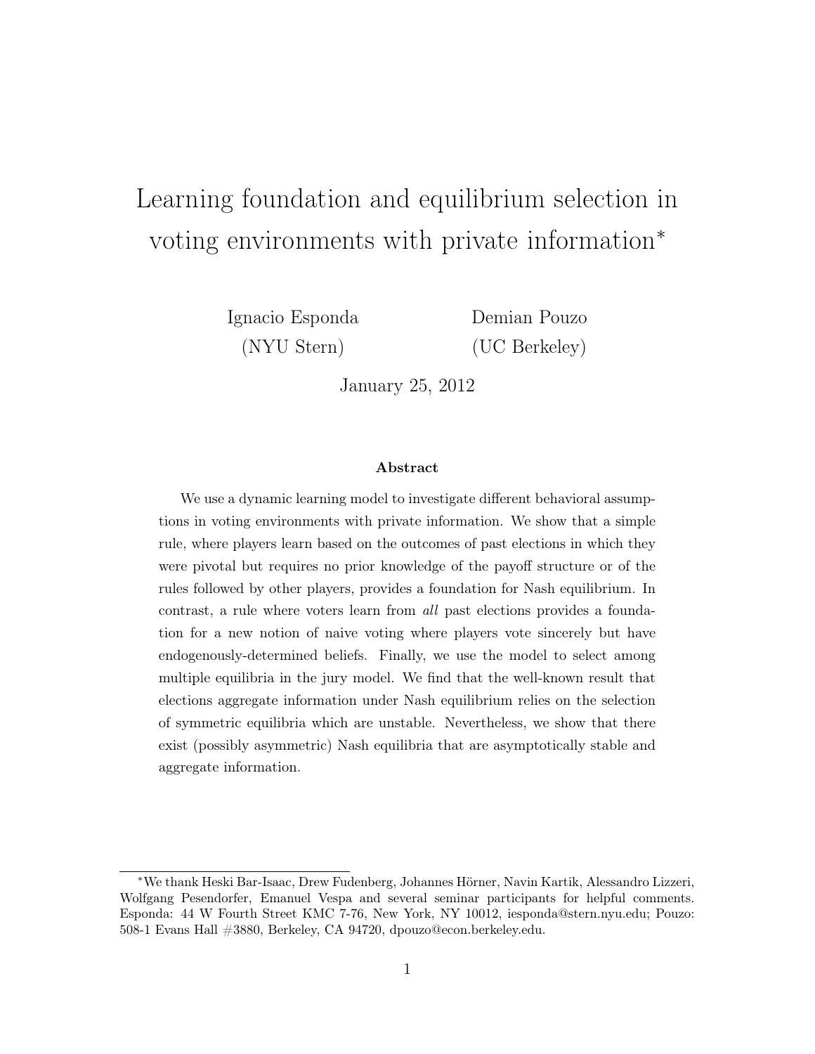# Learning foundation and equilibrium selection in voting environments with private information*

Ignacio Esponda (NYU Stern)

Demian Pouzo (UC Berkeley)

January 25, 2012

### Abstract

We use a dynamic learning model to investigate different behavioral assumptions in voting environments with private information. We show that a simple rule, where players learn based on the outcomes of past elections in which they were pivotal but requires no prior knowledge of the payoff structure or of the rules followed by other players, provides a foundation for Nash equilibrium. In contrast, a rule where voters learn from *all* past elections provides a foundation for a new notion of naive voting where players vote sincerely but have endogenously-determined beliefs. Finally, we use the model to select among multiple equilibria in the jury model. We find that the well-known result that elections aggregate information under Nash equilibrium relies on the selection of symmetric equilibria which are unstable. Nevertheless, we show that there exist (possibly asymmetric) Nash equilibria that are asymptotically stable and aggregate information.

---

*We thank Heski Bar-Isaac, Drew Fudenberg, Johannes Hörner, Navin Kartik, Alessandro Lizzeri, Wolfgang Pesendorfer, Emanuel Vespa and several seminar participants for helpful comments. Esponda: 44 W Fourth Street KMC 7-76, New York, NY 10012, iesponda@stern.nyu.edu; Pouzo: 508-1 Evans Hall #3880, Berkeley, CA 94720, dpouzo@econ.berkeley.edu.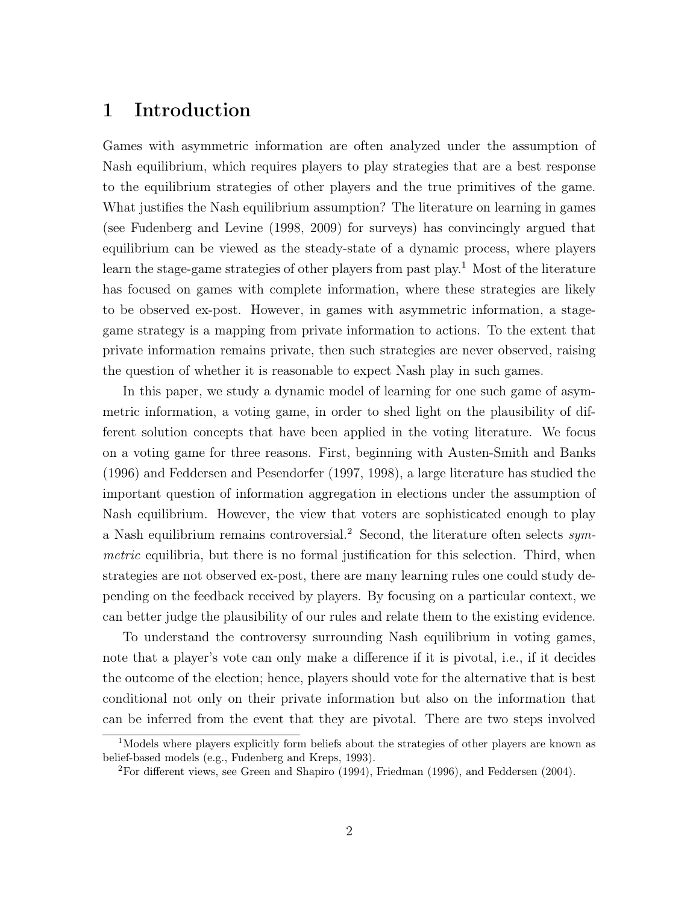# 1 Introduction

Games with asymmetric information are often analyzed under the assumption of Nash equilibrium, which requires players to play strategies that are a best response to the equilibrium strategies of other players and the true primitives of the game. What justifies the Nash equilibrium assumption? The literature on learning in games (see Fudenberg and Levine (1998, 2009) for surveys) has convincingly argued that equilibrium can be viewed as the steady-state of a dynamic process, where players learn the stage-game strategies of other players from past play.[1] Most of the literature has focused on games with complete information, where these strategies are likely to be observed ex-post. However, in games with asymmetric information, a stage-game strategy is a mapping from private information to actions. To the extent that private information remains private, then such strategies are never observed, raising the question of whether it is reasonable to expect Nash play in such games.

In this paper, we study a dynamic model of learning for one such game of asymmetric information, a voting game, in order to shed light on the plausibility of different solution concepts that have been applied in the voting literature. We focus on a voting game for three reasons. First, beginning with Austen-Smith and Banks (1996) and Feddersen and Pesendorfer (1997, 1998), a large literature has studied the important question of information aggregation in elections under the assumption of Nash equilibrium. However, the view that voters are sophisticated enough to play a Nash equilibrium remains controversial.[2] Second, the literature often selects *symmetric* equilibria, but there is no formal justification for this selection. Third, when strategies are not observed ex-post, there are many learning rules one could study depending on the feedback received by players. By focusing on a particular context, we can better judge the plausibility of our rules and relate them to the existing evidence.

To understand the controversy surrounding Nash equilibrium in voting games, note that a player's vote can only make a difference if it is pivotal, i.e., if it decides the outcome of the election; hence, players should vote for the alternative that is best conditional not only on their private information but also on the information that can be inferred from the event that they are pivotal. There are two steps involved

[1] Models where players explicitly form beliefs about the strategies of other players are known as belief-based models (e.g., Fudenberg and Kreps, 1993).

[2] For different views, see Green and Shapiro (1994), Friedman (1996), and Feddersen (2004).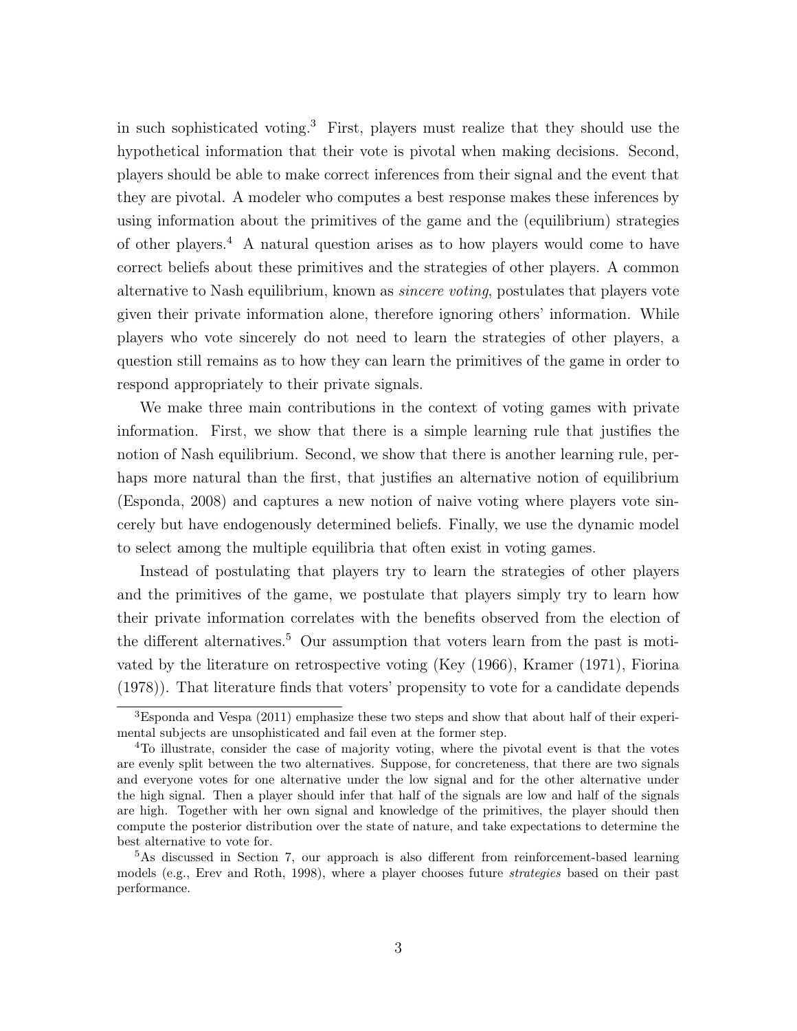in such sophisticated voting.[3] First, players must realize that they should use the hypothetical information that their vote is pivotal when making decisions. Second, players should be able to make correct inferences from their signal and the event that they are pivotal. A modeler who computes a best response makes these inferences by using information about the primitives of the game and the (equilibrium) strategies of other players.[4] A natural question arises as to how players would come to have correct beliefs about these primitives and the strategies of other players. A common alternative to Nash equilibrium, known as *sincere voting*, postulates that players vote given their private information alone, therefore ignoring others' information. While players who vote sincerely do not need to learn the strategies of other players, a question still remains as to how they can learn the primitives of the game in order to respond appropriately to their private signals.

We make three main contributions in the context of voting games with private information. First, we show that there is a simple learning rule that justifies the notion of Nash equilibrium. Second, we show that there is another learning rule, perhaps more natural than the first, that justifies an alternative notion of equilibrium (Esponda, 2008) and captures a new notion of naive voting where players vote sincerely but have endogenously determined beliefs. Finally, we use the dynamic model to select among the multiple equilibria that often exist in voting games.

Instead of postulating that players try to learn the strategies of other players and the primitives of the game, we postulate that players simply try to learn how their private information correlates with the benefits observed from the election of the different alternatives.[5] Our assumption that voters learn from the past is motivated by the literature on retrospective voting (Key (1966), Kramer (1971), Fiorina (1978)). That literature finds that voters' propensity to vote for a candidate depends

[3] Esponda and Vespa (2011) emphasize these two steps and show that about half of their experimental subjects are unsophisticated and fail even at the former step.

[4] To illustrate, consider the case of majority voting, where the pivotal event is that the votes are evenly split between the two alternatives. Suppose, for concreteness, that there are two signals and everyone votes for one alternative under the low signal and for the other alternative under the high signal. Then a player should infer that half of the signals are low and half of the signals are high. Together with her own signal and knowledge of the primitives, the player should then compute the posterior distribution over the state of nature, and take expectations to determine the best alternative to vote for.

[5] As discussed in Section 7, our approach is also different from reinforcement-based learning models (e.g., Erev and Roth, 1998), where a player chooses future *strategies* based on their past performance.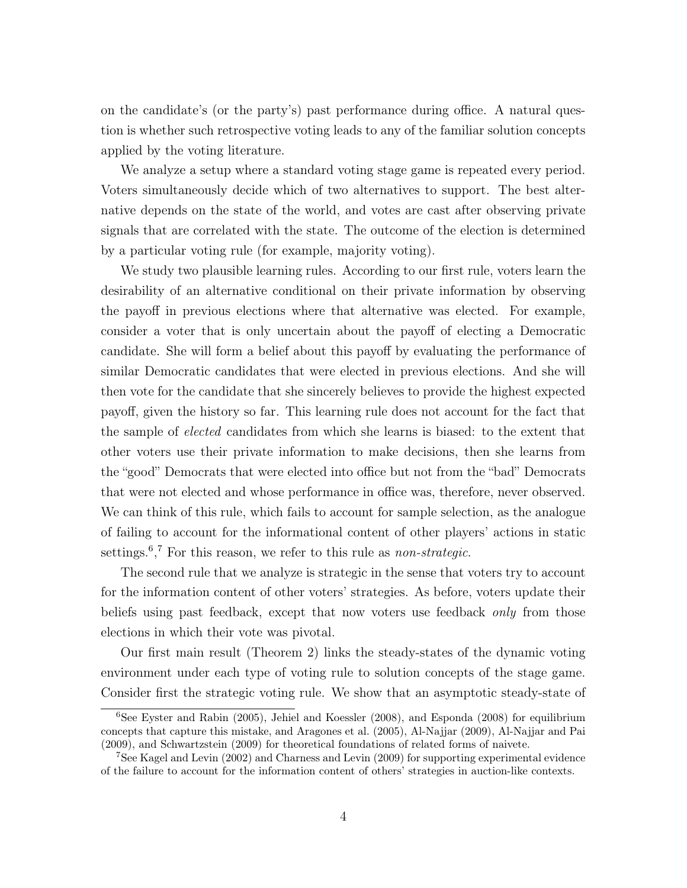on the candidate's (or the party's) past performance during office. A natural question is whether such retrospective voting leads to any of the familiar solution concepts applied by the voting literature.

We analyze a setup where a standard voting stage game is repeated every period. Voters simultaneously decide which of two alternatives to support. The best alternative depends on the state of the world, and votes are cast after observing private signals that are correlated with the state. The outcome of the election is determined by a particular voting rule (for example, majority voting).

We study two plausible learning rules. According to our first rule, voters learn the desirability of an alternative conditional on their private information by observing the payoff in previous elections where that alternative was elected. For example, consider a voter that is only uncertain about the payoff of electing a Democratic candidate. She will form a belief about this payoff by evaluating the performance of similar Democratic candidates that were elected in previous elections. And she will then vote for the candidate that she sincerely believes to provide the highest expected payoff, given the history so far. This learning rule does not account for the fact that the sample of *elected* candidates from which she learns is biased: to the extent that other voters use their private information to make decisions, then she learns from the "good" Democrats that were elected into office but not from the "bad" Democrats that were not elected and whose performance in office was, therefore, never observed. We can think of this rule, which fails to account for sample selection, as the analogue of failing to account for the informational content of other players' actions in static settings.[6],[7] For this reason, we refer to this rule as *non-strategic*.

The second rule that we analyze is strategic in the sense that voters try to account for the information content of other voters' strategies. As before, voters update their beliefs using past feedback, except that now voters use feedback *only* from those elections in which their vote was pivotal.

Our first main result (Theorem 2) links the steady-states of the dynamic voting environment under each type of voting rule to solution concepts of the stage game. Consider first the strategic voting rule. We show that an asymptotic steady-state of

[6] See Eyster and Rabin (2005), Jehiel and Koessler (2008), and Esponda (2008) for equilibrium concepts that capture this mistake, and Aragones et al. (2005), Al-Najjar (2009), Al-Najjar and Pai (2009), and Schwartzstein (2009) for theoretical foundations of related forms of naivete.

[7] See Kagel and Levin (2002) and Charness and Levin (2009) for supporting experimental evidence of the failure to account for the information content of others' strategies in auction-like contexts.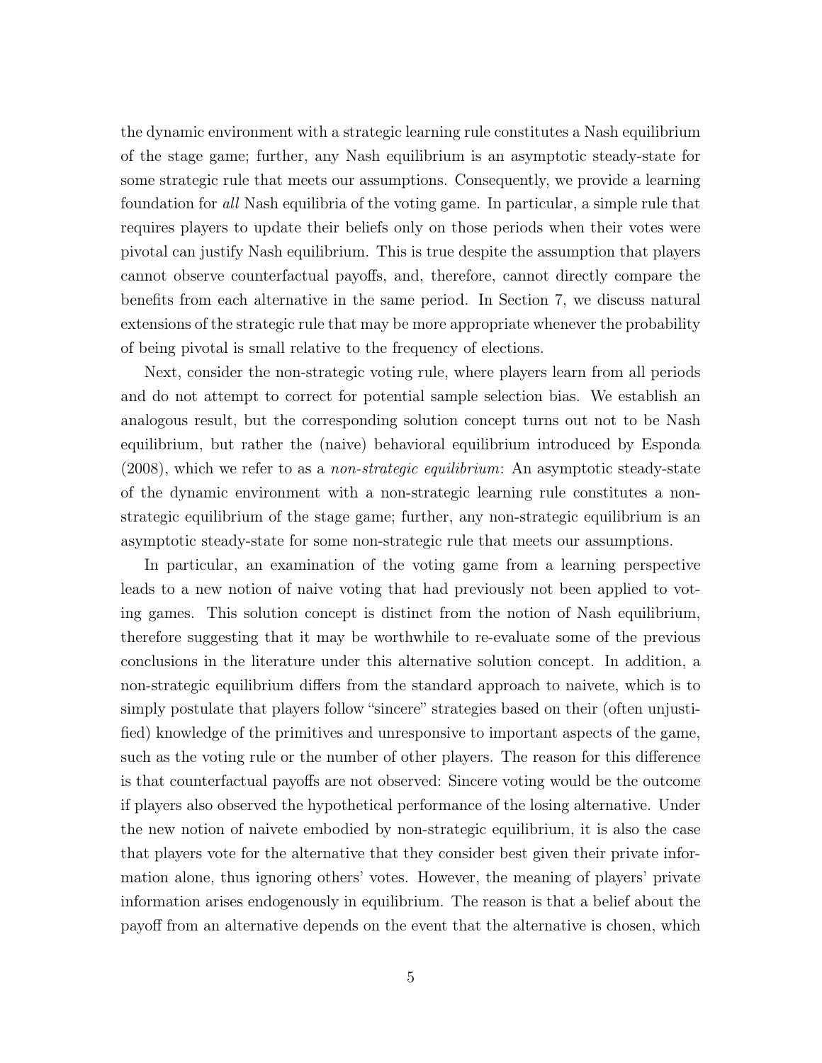the dynamic environment with a strategic learning rule constitutes a Nash equilibrium of the stage game; further, any Nash equilibrium is an asymptotic steady-state for some strategic rule that meets our assumptions. Consequently, we provide a learning foundation for *all* Nash equilibria of the voting game. In particular, a simple rule that requires players to update their beliefs only on those periods when their votes were pivotal can justify Nash equilibrium. This is true despite the assumption that players cannot observe counterfactual payoffs, and, therefore, cannot directly compare the benefits from each alternative in the same period. In Section 7, we discuss natural extensions of the strategic rule that may be more appropriate whenever the probability of being pivotal is small relative to the frequency of elections.

Next, consider the non-strategic voting rule, where players learn from all periods and do not attempt to correct for potential sample selection bias. We establish an analogous result, but the corresponding solution concept turns out not to be Nash equilibrium, but rather the (naive) behavioral equilibrium introduced by Esponda (2008), which we refer to as a *non-strategic equilibrium*: An asymptotic steady-state of the dynamic environment with a non-strategic learning rule constitutes a non-strategic equilibrium of the stage game; further, any non-strategic equilibrium is an asymptotic steady-state for some non-strategic rule that meets our assumptions.

In particular, an examination of the voting game from a learning perspective leads to a new notion of naive voting that had previously not been applied to voting games. This solution concept is distinct from the notion of Nash equilibrium, therefore suggesting that it may be worthwhile to re-evaluate some of the previous conclusions in the literature under this alternative solution concept. In addition, a non-strategic equilibrium differs from the standard approach to naivete, which is to simply postulate that players follow "sincere" strategies based on their (often unjustified) knowledge of the primitives and unresponsive to important aspects of the game, such as the voting rule or the number of other players. The reason for this difference is that counterfactual payoffs are not observed: Sincere voting would be the outcome if players also observed the hypothetical performance of the losing alternative. Under the new notion of naivete embodied by non-strategic equilibrium, it is also the case that players vote for the alternative that they consider best given their private information alone, thus ignoring others' votes. However, the meaning of players' private information arises endogenously in equilibrium. The reason is that a belief about the payoff from an alternative depends on the event that the alternative is chosen, which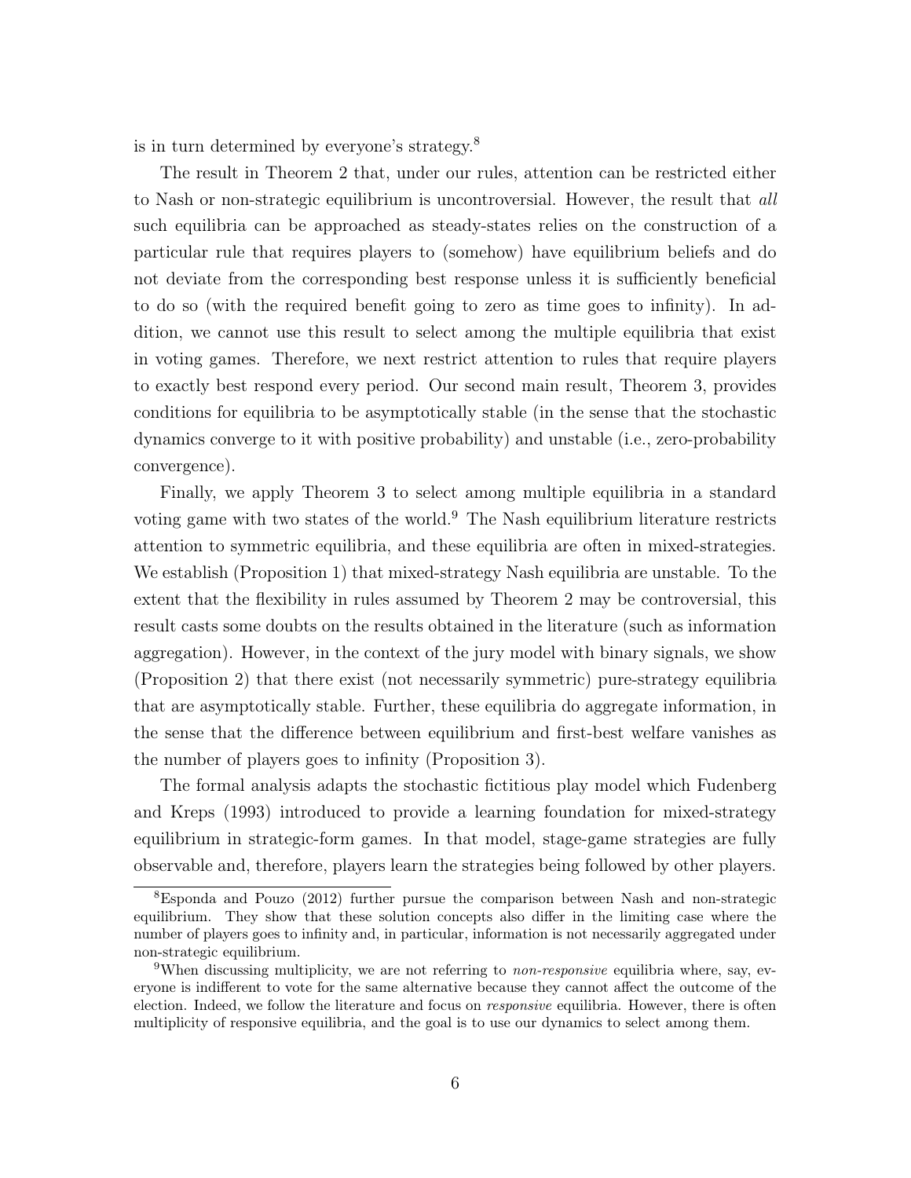is in turn determined by everyone's strategy.[8]

The result in Theorem 2 that, under our rules, attention can be restricted either to Nash or non-strategic equilibrium is uncontroversial. However, the result that *all* such equilibria can be approached as steady-states relies on the construction of a particular rule that requires players to (somehow) have equilibrium beliefs and do not deviate from the corresponding best response unless it is sufficiently beneficial to do so (with the required benefit going to zero as time goes to infinity). In addition, we cannot use this result to select among the multiple equilibria that exist in voting games. Therefore, we next restrict attention to rules that require players to exactly best respond every period. Our second main result, Theorem 3, provides conditions for equilibria to be asymptotically stable (in the sense that the stochastic dynamics converge to it with positive probability) and unstable (i.e., zero-probability convergence).

Finally, we apply Theorem 3 to select among multiple equilibria in a standard voting game with two states of the world.[9] The Nash equilibrium literature restricts attention to symmetric equilibria, and these equilibria are often in mixed-strategies. We establish (Proposition 1) that mixed-strategy Nash equilibria are unstable. To the extent that the flexibility in rules assumed by Theorem 2 may be controversial, this result casts some doubts on the results obtained in the literature (such as information aggregation). However, in the context of the jury model with binary signals, we show (Proposition 2) that there exist (not necessarily symmetric) pure-strategy equilibria that are asymptotically stable. Further, these equilibria do aggregate information, in the sense that the difference between equilibrium and first-best welfare vanishes as the number of players goes to infinity (Proposition 3).

The formal analysis adapts the stochastic fictitious play model which Fudenberg and Kreps (1993) introduced to provide a learning foundation for mixed-strategy equilibrium in strategic-form games. In that model, stage-game strategies are fully observable and, therefore, players learn the strategies being followed by other players.

[8] Esponda and Pouzo (2012) further pursue the comparison between Nash and non-strategic equilibrium. They show that these solution concepts also differ in the limiting case where the number of players goes to infinity and, in particular, information is not necessarily aggregated under non-strategic equilibrium.

[9] When discussing multiplicity, we are not referring to *non-responsive* equilibria where, say, everyone is indifferent to vote for the same alternative because they cannot affect the outcome of the election. Indeed, we follow the literature and focus on *responsive* equilibria. However, there is often multiplicity of responsive equilibria, and the goal is to use our dynamics to select among them.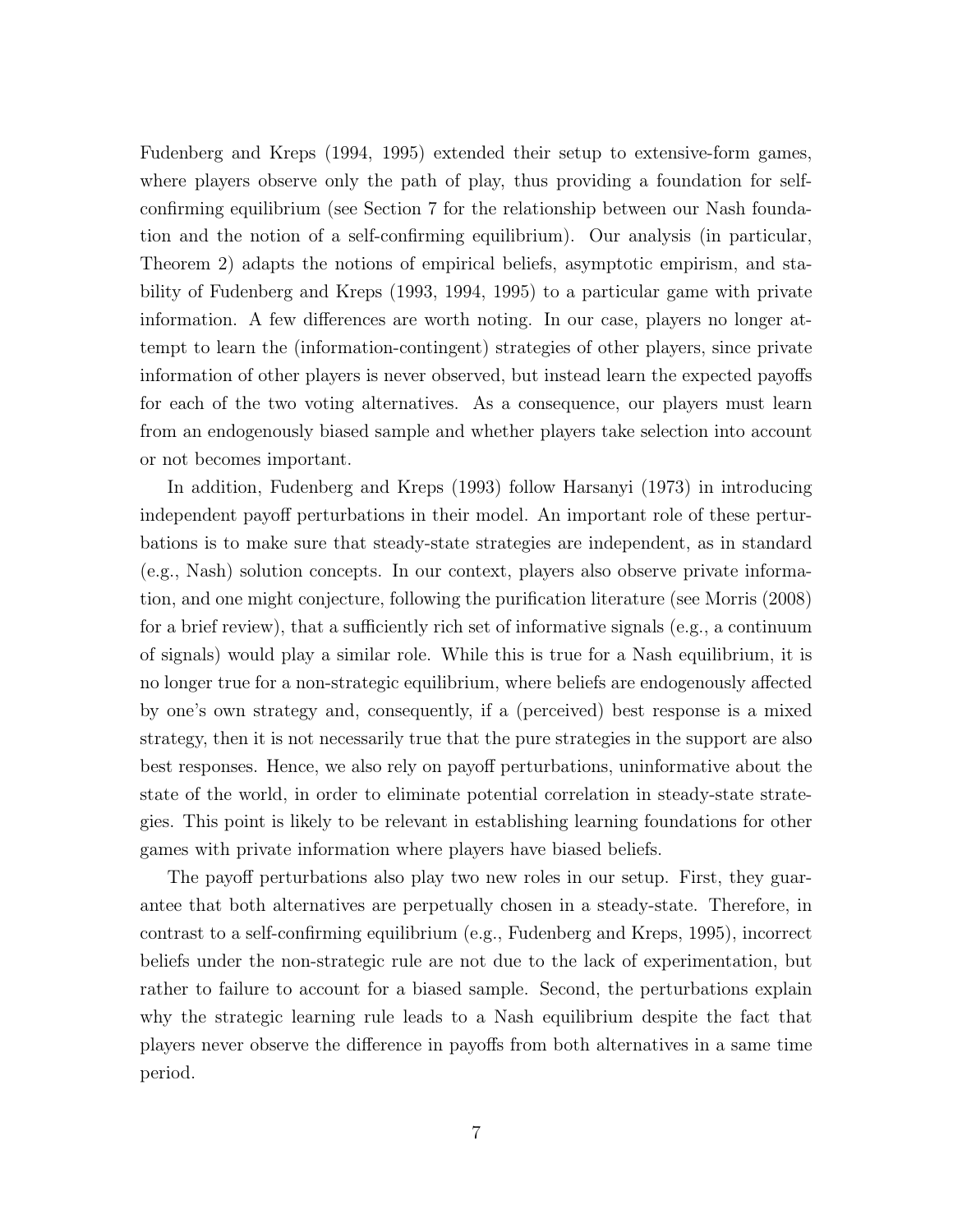Fudenberg and Kreps (1994, 1995) extended their setup to extensive-form games, where players observe only the path of play, thus providing a foundation for self-confirming equilibrium (see Section 7 for the relationship between our Nash foundation and the notion of a self-confirming equilibrium). Our analysis (in particular, Theorem 2) adapts the notions of empirical beliefs, asymptotic empirism, and stability of Fudenberg and Kreps (1993, 1994, 1995) to a particular game with private information. A few differences are worth noting. In our case, players no longer attempt to learn the (information-contingent) strategies of other players, since private information of other players is never observed, but instead learn the expected payoffs for each of the two voting alternatives. As a consequence, our players must learn from an endogenously biased sample and whether players take selection into account or not becomes important.

In addition, Fudenberg and Kreps (1993) follow Harsanyi (1973) in introducing independent payoff perturbations in their model. An important role of these perturbations is to make sure that steady-state strategies are independent, as in standard (e.g., Nash) solution concepts. In our context, players also observe private information, and one might conjecture, following the purification literature (see Morris (2008) for a brief review), that a sufficiently rich set of informative signals (e.g., a continuum of signals) would play a similar role. While this is true for a Nash equilibrium, it is no longer true for a non-strategic equilibrium, where beliefs are endogenously affected by one's own strategy and, consequently, if a (perceived) best response is a mixed strategy, then it is not necessarily true that the pure strategies in the support are also best responses. Hence, we also rely on payoff perturbations, uninformative about the state of the world, in order to eliminate potential correlation in steady-state strategies. This point is likely to be relevant in establishing learning foundations for other games with private information where players have biased beliefs.

The payoff perturbations also play two new roles in our setup. First, they guarantee that both alternatives are perpetually chosen in a steady-state. Therefore, in contrast to a self-confirming equilibrium (e.g., Fudenberg and Kreps, 1995), incorrect beliefs under the non-strategic rule are not due to the lack of experimentation, but rather to failure to account for a biased sample. Second, the perturbations explain why the strategic learning rule leads to a Nash equilibrium despite the fact that players never observe the difference in payoffs from both alternatives in a same time period.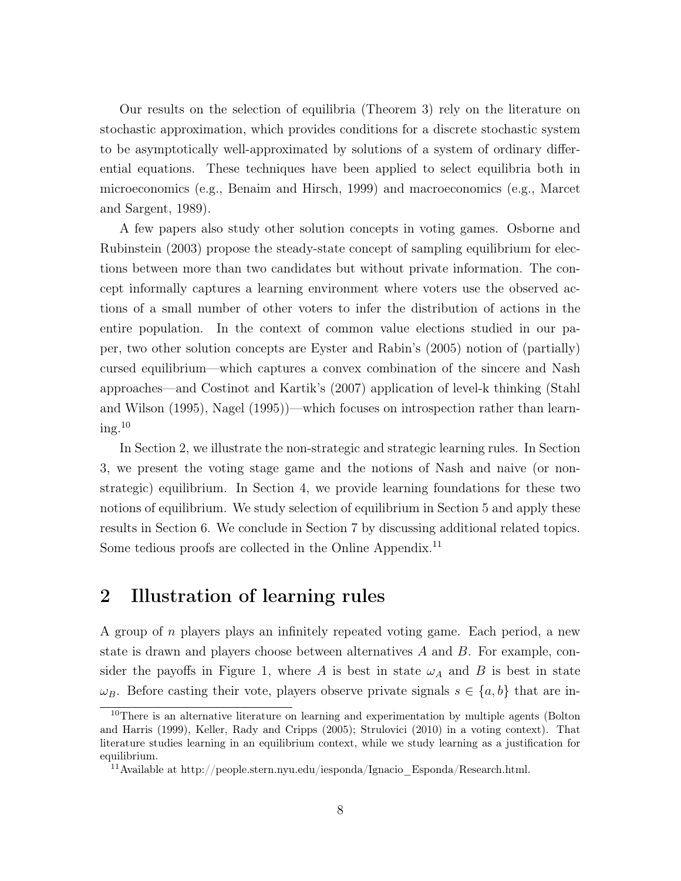Our results on the selection of equilibria (Theorem 3) rely on the literature on stochastic approximation, which provides conditions for a discrete stochastic system to be asymptotically well-approximated by solutions of a system of ordinary differential equations. These techniques have been applied to select equilibria both in microeconomics (e.g., Benaim and Hirsch, 1999) and macroeconomics (e.g., Marcet and Sargent, 1989).

A few papers also study other solution concepts in voting games. Osborne and Rubinstein (2003) propose the steady-state concept of sampling equilibrium for elections between more than two candidates but without private information. The concept informally captures a learning environment where voters use the observed actions of a small number of other voters to infer the distribution of actions in the entire population. In the context of common value elections studied in our paper, two other solution concepts are Eyster and Rabin's (2005) notion of (partially) cursed equilibrium—which captures a convex combination of the sincere and Nash approaches—and Costinot and Kartik's (2007) application of level-k thinking (Stahl and Wilson (1995), Nagel (1995))—which focuses on introspection rather than learning.[10]

In Section 2, we illustrate the non-strategic and strategic learning rules. In Section 3, we present the voting stage game and the notions of Nash and naive (or non-strategic) equilibrium. In Section 4, we provide learning foundations for these two notions of equilibrium. We study selection of equilibrium in Section 5 and apply these results in Section 6. We conclude in Section 7 by discussing additional related topics. Some tedious proofs are collected in the Online Appendix.[11]

## 2 Illustration of learning rules

A group of $n$ players plays an infinitely repeated voting game. Each period, a new state is drawn and players choose between alternatives $A$ and $B$. For example, consider the payoffs in Figure 1, where $A$ is best in state $\omega_A$ and $B$ is best in state $\omega_B$. Before casting their vote, players observe private signals $s \in \{a, b\}$ that are in-

[10] There is an alternative literature on learning and experimentation by multiple agents (Bolton and Harris (1999), Keller, Rady and Cripps (2005); Strulovici (2010) in a voting context). That literature studies learning in an equilibrium context, while we study learning as a justification for equilibrium.

[11] Available at http://people.stern.nyu.edu/iesponda/Ignacio_Esponda/Research.html.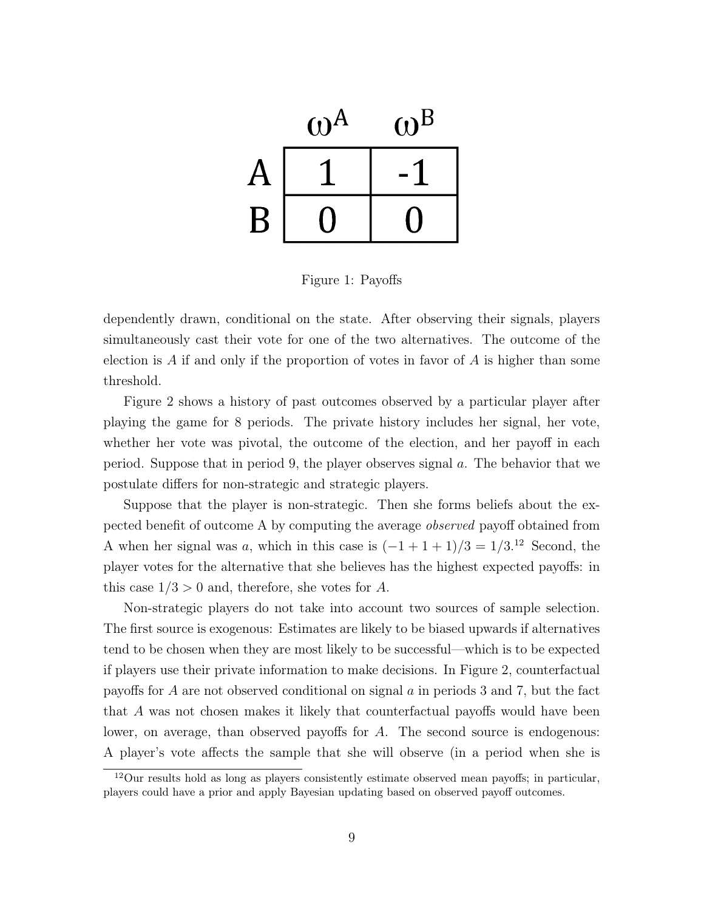|   | $\omega^A$ | $\omega^B$ |
|---|---|---|
| A | 1 | -1 |
| B | 0 | 0 |

Figure 1: Payoffs

dependently drawn, conditional on the state. After observing their signals, players simultaneously cast their vote for one of the two alternatives. The outcome of the election is $A$ if and only if the proportion of votes in favor of $A$ is higher than some threshold.

Figure 2 shows a history of past outcomes observed by a particular player after playing the game for 8 periods. The private history includes her signal, her vote, whether her vote was pivotal, the outcome of the election, and her payoff in each period. Suppose that in period 9, the player observes signal $a$. The behavior that we postulate differs for non-strategic and strategic players.

Suppose that the player is non-strategic. Then she forms beliefs about the expected benefit of outcome A by computing the average *observed* payoff obtained from A when her signal was $a$, which in this case is $(-1 + 1 + 1)/3 = 1/3$.[12] Second, the player votes for the alternative that she believes has the highest expected payoffs: in this case $1/3 > 0$ and, therefore, she votes for $A$.

Non-strategic players do not take into account two sources of sample selection. The first source is exogenous: Estimates are likely to be biased upwards if alternatives tend to be chosen when they are most likely to be successful—which is to be expected if players use their private information to make decisions. In Figure 2, counterfactual payoffs for $A$ are not observed conditional on signal $a$ in periods 3 and 7, but the fact that $A$ was not chosen makes it likely that counterfactual payoffs would have been lower, on average, than observed payoffs for $A$. The second source is endogenous: A player's vote affects the sample that she will observe (in a period when she is

[12] Our results hold as long as players consistently estimate observed mean payoffs; in particular, players could have a prior and apply Bayesian updating based on observed payoff outcomes.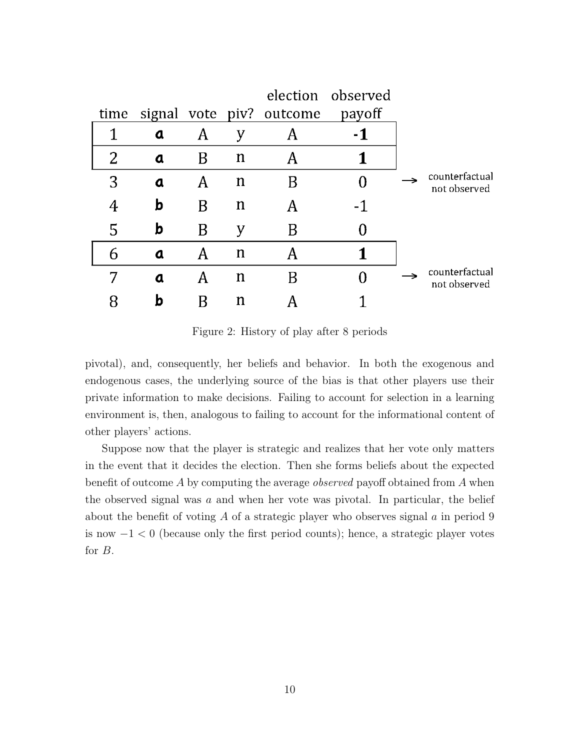| time | signal | vote | piv? | election outcome | observed payoff | |
|---|---|---|---|---|---|---|
| 1 | **a** | A | y | A | **-1** | |
| 2 | **a** | B | n | A | **1** | |
| 3 | **a** | A | n | B | 0 | → counterfactual not observed |
| 4 | **b** | B | n | A | -1 | |
| 5 | **b** | B | y | B | 0 | |
| 6 | **a** | A | n | A | **1** | |
| 7 | **a** | A | n | B | 0 | → counterfactual not observed |
| 8 | **b** | B | n | A | 1 | |

Figure 2: History of play after 8 periods

pivotal), and, consequently, her beliefs and behavior. In both the exogenous and endogenous cases, the underlying source of the bias is that other players use their private information to make decisions. Failing to account for selection in a learning environment is, then, analogous to failing to account for the informational content of other players' actions.

Suppose now that the player is strategic and realizes that her vote only matters in the event that it decides the election. Then she forms beliefs about the expected benefit of outcome $A$ by computing the average *observed* payoff obtained from $A$ when the observed signal was $a$ and when her vote was pivotal. In particular, the belief about the benefit of voting $A$ of a strategic player who observes signal $a$ in period 9 is now $-1 < 0$ (because only the first period counts); hence, a strategic player votes for $B$.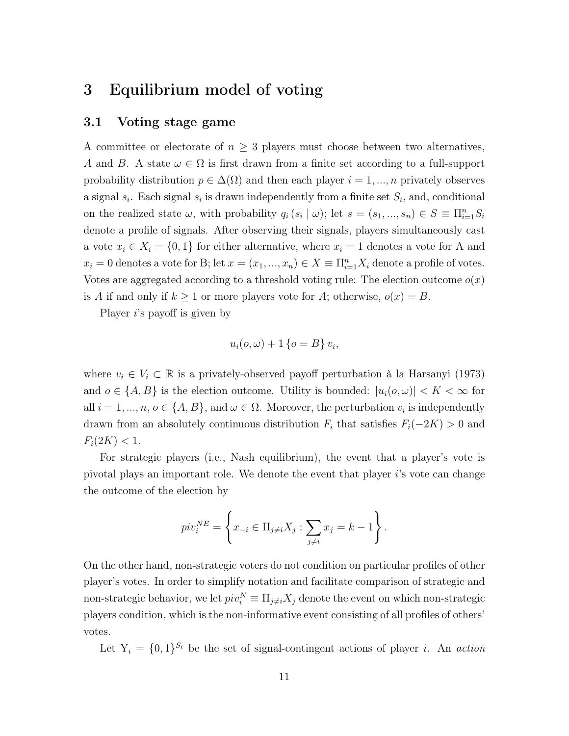# 3 Equilibrium model of voting

## 3.1 Voting stage game

A committee or electorate of $n \geq 3$ players must choose between two alternatives, $A$ and $B$. A state $\omega \in \Omega$ is first drawn from a finite set according to a full-support probability distribution $p \in \Delta(\Omega)$ and then each player $i = 1, ..., n$ privately observes a signal $s_i$. Each signal $s_i$ is drawn independently from a finite set $S_i$, and, conditional on the realized state $\omega$, with probability $q_i(s_i \mid \omega)$; let $s = (s_1, ..., s_n) \in S \equiv \Pi_{i=1}^n S_i$ denote a profile of signals. After observing their signals, players simultaneously cast a vote $x_i \in X_i = \{0, 1\}$ for either alternative, where $x_i = 1$ denotes a vote for A and $x_i = 0$ denotes a vote for B; let $x = (x_1, ..., x_n) \in X \equiv \Pi_{i=1}^n X_i$ denote a profile of votes. Votes are aggregated according to a threshold voting rule: The election outcome $o(x)$ is $A$ if and only if $k \geq 1$ or more players vote for $A$; otherwise, $o(x) = B$.

Player $i$'s payoff is given by

$$u_i(o, \omega) + 1\{o = B\} v_i,$$

where $v_i \in V_i \subset \mathbb{R}$ is a privately-observed payoff perturbation à la Harsanyi (1973) and $o \in \{A, B\}$ is the election outcome. Utility is bounded: $|u_i(o, \omega)| < K < \infty$ for all $i = 1, ..., n$, $o \in \{A, B\}$, and $\omega \in \Omega$. Moreover, the perturbation $v_i$ is independently drawn from an absolutely continuous distribution $F_i$ that satisfies $F_i(-2K) > 0$ and $F_i(2K) < 1$.

For strategic players (i.e., Nash equilibrium), the event that a player's vote is pivotal plays an important role. We denote the event that player $i$'s vote can change the outcome of the election by

$$piv_i^{NE} = \left\{ x_{-i} \in \Pi_{j \neq i} X_j : \sum_{j \neq i} x_j = k - 1 \right\}.$$

On the other hand, non-strategic voters do not condition on particular profiles of other player's votes. In order to simplify notation and facilitate comparison of strategic and non-strategic behavior, we let $piv_i^N \equiv \Pi_{j \neq i} X_j$ denote the event on which non-strategic players condition, which is the non-informative event consisting of all profiles of others' votes.

Let $\mathrm{Y}_i = \{0, 1\}^{S_i}$ be the set of signal-contingent actions of player $i$. An *action*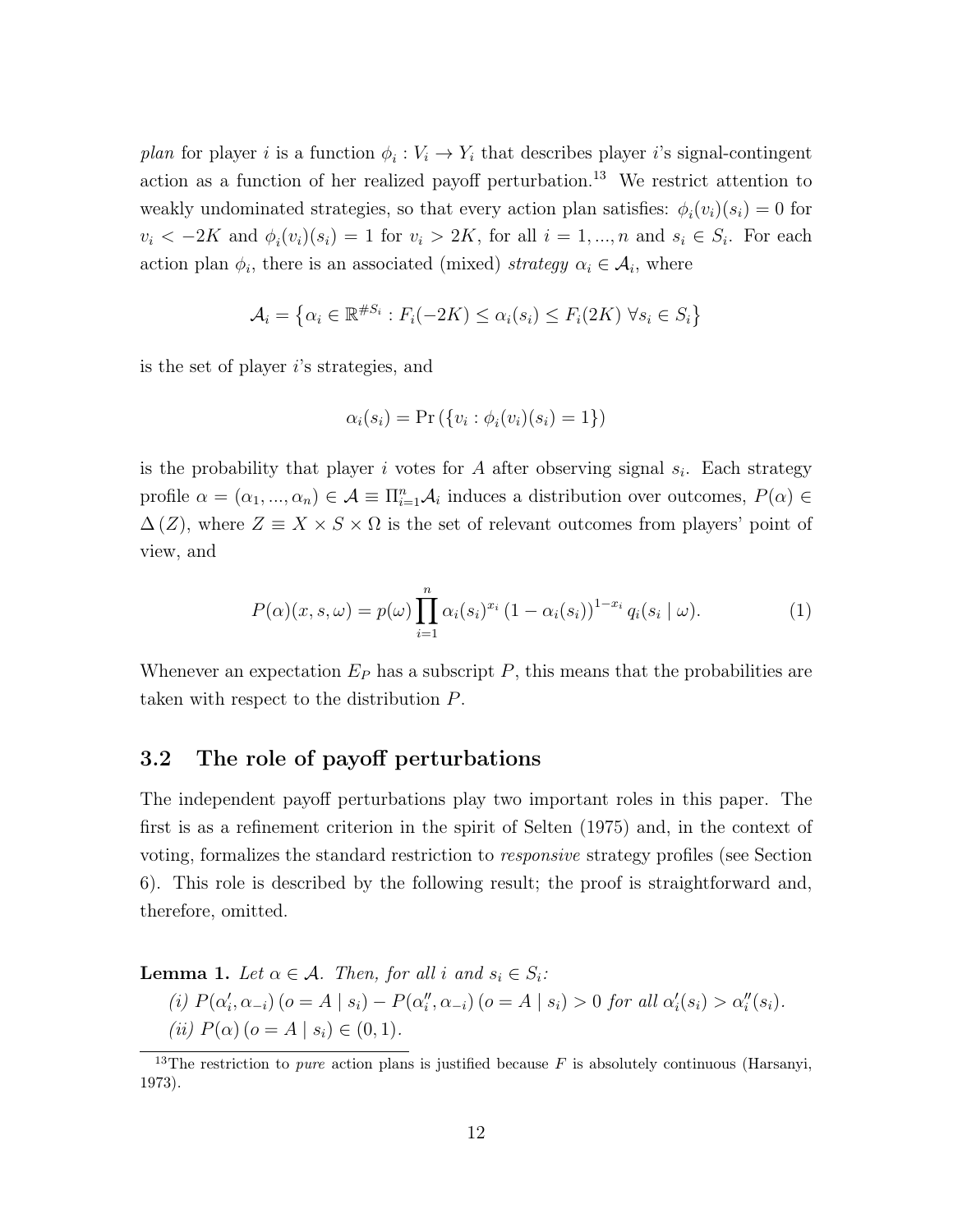*plan* for player $i$ is a function $\phi_i : V_i \to Y_i$ that describes player $i$'s signal-contingent action as a function of her realized payoff perturbation.[13] We restrict attention to weakly undominated strategies, so that every action plan satisfies: $\phi_i(v_i)(s_i) = 0$ for $v_i < -2K$ and $\phi_i(v_i)(s_i) = 1$ for $v_i > 2K$, for all $i = 1, ..., n$ and $s_i \in S_i$. For each action plan $\phi_i$, there is an associated (mixed) *strategy* $\alpha_i \in \mathcal{A}_i$, where

$$\mathcal{A}_i = \left\{ \alpha_i \in \mathbb{R}^{\# S_i} : F_i(-2K) \leq \alpha_i(s_i) \leq F_i(2K) \; \forall s_i \in S_i \right\}$$

is the set of player $i$'s strategies, and

$$\alpha_i(s_i) = \Pr\left(\{v_i : \phi_i(v_i)(s_i) = 1\}\right)$$

is the probability that player $i$ votes for $A$ after observing signal $s_i$. Each strategy profile $\alpha = (\alpha_1, ..., \alpha_n) \in \mathcal{A} \equiv \Pi_{i=1}^n \mathcal{A}_i$ induces a distribution over outcomes, $P(\alpha) \in \Delta(Z)$, where $Z \equiv X \times S \times \Omega$ is the set of relevant outcomes from players' point of view, and

$$P(\alpha)(x, s, \omega) = p(\omega) \prod_{i=1}^{n} \alpha_i(s_i)^{x_i} \left(1 - \alpha_i(s_i)\right)^{1-x_i} q_i(s_i \mid \omega). \tag{1}$$

Whenever an expectation $E_P$ has a subscript $P$, this means that the probabilities are taken with respect to the distribution $P$.

## 3.2 The role of payoff perturbations

The independent payoff perturbations play two important roles in this paper. The first is as a refinement criterion in the spirit of Selten (1975) and, in the context of voting, formalizes the standard restriction to *responsive* strategy profiles (see Section 6). This role is described by the following result; the proof is straightforward and, therefore, omitted.

**Lemma 1.** *Let $\alpha \in \mathcal{A}$. Then, for all $i$ and $s_i \in S_i$:*

*(i) $P(\alpha_i', \alpha_{-i})\,(o = A \mid s_i) - P(\alpha_i'', \alpha_{-i})\,(o = A \mid s_i) > 0$ for all $\alpha_i'(s_i) > \alpha_i''(s_i)$.*

*(ii) $P(\alpha)\,(o = A \mid s_i) \in (0, 1)$.*

[13] The restriction to *pure* action plans is justified because $F$ is absolutely continuous (Harsanyi, 1973).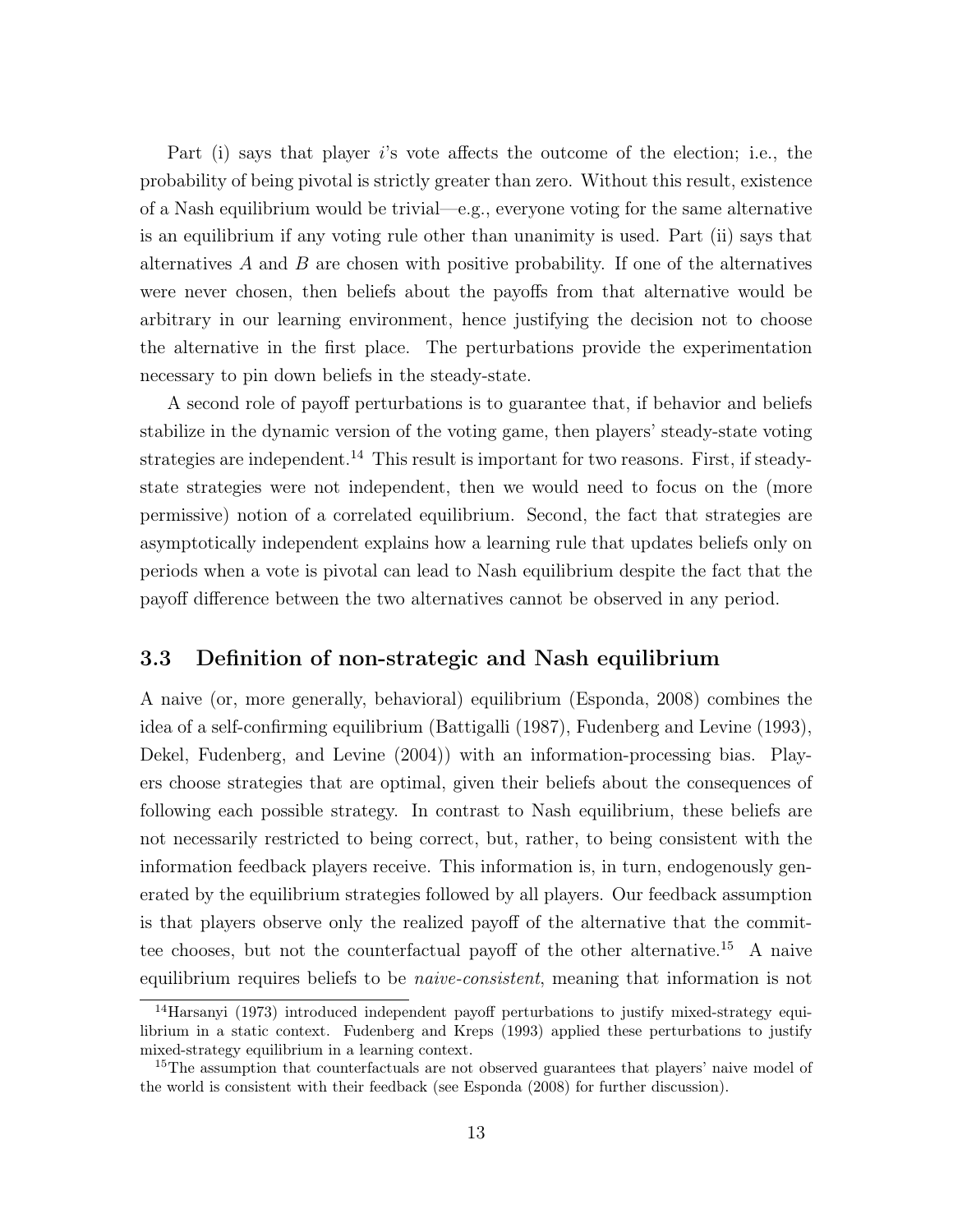Part (i) says that player $i$'s vote affects the outcome of the election; i.e., the probability of being pivotal is strictly greater than zero. Without this result, existence of a Nash equilibrium would be trivial—e.g., everyone voting for the same alternative is an equilibrium if any voting rule other than unanimity is used. Part (ii) says that alternatives $A$ and $B$ are chosen with positive probability. If one of the alternatives were never chosen, then beliefs about the payoffs from that alternative would be arbitrary in our learning environment, hence justifying the decision not to choose the alternative in the first place. The perturbations provide the experimentation necessary to pin down beliefs in the steady-state.

A second role of payoff perturbations is to guarantee that, if behavior and beliefs stabilize in the dynamic version of the voting game, then players' steady-state voting strategies are independent.[14] This result is important for two reasons. First, if steady-state strategies were not independent, then we would need to focus on the (more permissive) notion of a correlated equilibrium. Second, the fact that strategies are asymptotically independent explains how a learning rule that updates beliefs only on periods when a vote is pivotal can lead to Nash equilibrium despite the fact that the payoff difference between the two alternatives cannot be observed in any period.

### 3.3 Definition of non-strategic and Nash equilibrium

A naive (or, more generally, behavioral) equilibrium (Esponda, 2008) combines the idea of a self-confirming equilibrium (Battigalli (1987), Fudenberg and Levine (1993), Dekel, Fudenberg, and Levine (2004)) with an information-processing bias. Players choose strategies that are optimal, given their beliefs about the consequences of following each possible strategy. In contrast to Nash equilibrium, these beliefs are not necessarily restricted to being correct, but, rather, to being consistent with the information feedback players receive. This information is, in turn, endogenously generated by the equilibrium strategies followed by all players. Our feedback assumption is that players observe only the realized payoff of the alternative that the committee chooses, but not the counterfactual payoff of the other alternative.[15] A naive equilibrium requires beliefs to be *naive-consistent*, meaning that information is not

---

[14] Harsanyi (1973) introduced independent payoff perturbations to justify mixed-strategy equilibrium in a static context. Fudenberg and Kreps (1993) applied these perturbations to justify mixed-strategy equilibrium in a learning context.

[15] The assumption that counterfactuals are not observed guarantees that players' naive model of the world is consistent with their feedback (see Esponda (2008) for further discussion).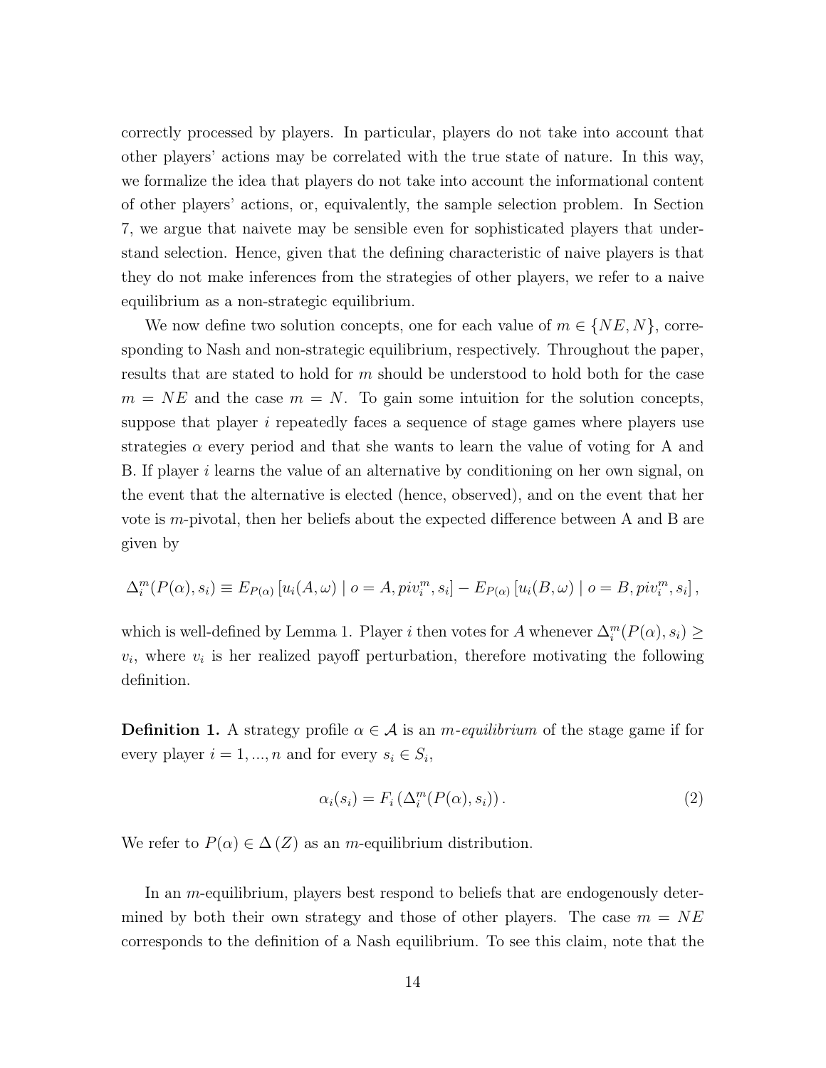correctly processed by players. In particular, players do not take into account that other players' actions may be correlated with the true state of nature. In this way, we formalize the idea that players do not take into account the informational content of other players' actions, or, equivalently, the sample selection problem. In Section 7, we argue that naivete may be sensible even for sophisticated players that understand selection. Hence, given that the defining characteristic of naive players is that they do not make inferences from the strategies of other players, we refer to a naive equilibrium as a non-strategic equilibrium.

We now define two solution concepts, one for each value of $m \in \{NE, N\}$, corresponding to Nash and non-strategic equilibrium, respectively. Throughout the paper, results that are stated to hold for $m$ should be understood to hold both for the case $m = NE$ and the case $m = N$. To gain some intuition for the solution concepts, suppose that player $i$ repeatedly faces a sequence of stage games where players use strategies $\alpha$ every period and that she wants to learn the value of voting for A and B. If player $i$ learns the value of an alternative by conditioning on her own signal, on the event that the alternative is elected (hence, observed), and on the event that her vote is $m$-pivotal, then her beliefs about the expected difference between A and B are given by

$$\Delta_i^m(P(\alpha), s_i) \equiv E_{P(\alpha)}\left[u_i(A, \omega) \mid o = A, piv_i^m, s_i\right] - E_{P(\alpha)}\left[u_i(B, \omega) \mid o = B, piv_i^m, s_i\right],$$

which is well-defined by Lemma 1. Player $i$ then votes for $A$ whenever $\Delta_i^m(P(\alpha), s_i) \geq v_i$, where $v_i$ is her realized payoff perturbation, therefore motivating the following definition.

**Definition 1.** A strategy profile $\alpha \in \mathcal{A}$ is an *m-equilibrium* of the stage game if for every player $i = 1, ..., n$ and for every $s_i \in S_i$,

$$\alpha_i(s_i) = F_i\left(\Delta_i^m(P(\alpha), s_i)\right). \tag{2}$$

We refer to $P(\alpha) \in \Delta(Z)$ as an $m$-equilibrium distribution.

In an $m$-equilibrium, players best respond to beliefs that are endogenously determined by both their own strategy and those of other players. The case $m = NE$ corresponds to the definition of a Nash equilibrium. To see this claim, note that the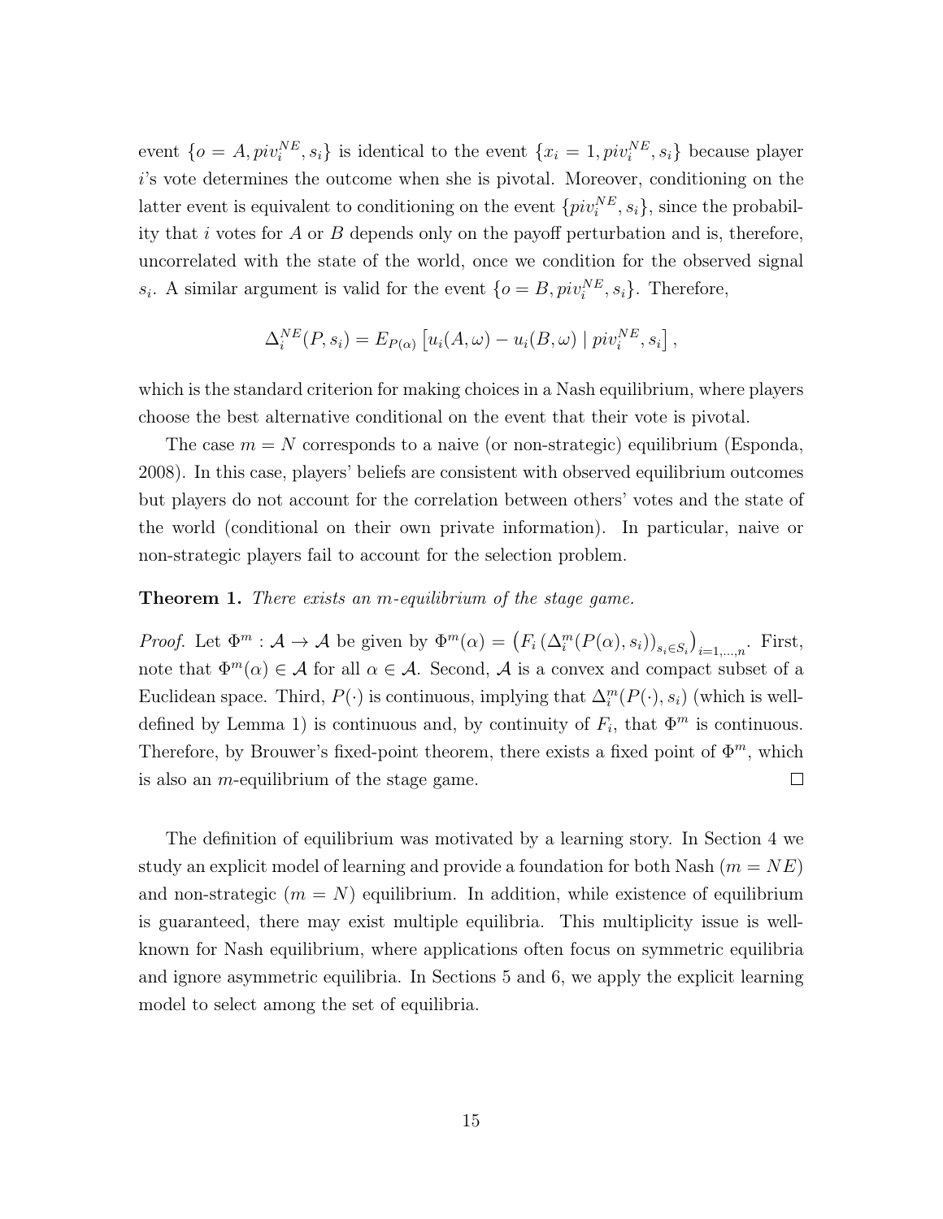event $\{o = A, piv_i^{NE}, s_i\}$ is identical to the event $\{x_i = 1, piv_i^{NE}, s_i\}$ because player $i$'s vote determines the outcome when she is pivotal. Moreover, conditioning on the latter event is equivalent to conditioning on the event $\{piv_i^{NE}, s_i\}$, since the probability that $i$ votes for $A$ or $B$ depends only on the payoff perturbation and is, therefore, uncorrelated with the state of the world, once we condition for the observed signal $s_i$. A similar argument is valid for the event $\{o = B, piv_i^{NE}, s_i\}$. Therefore,

$$\Delta_i^{NE}(P, s_i) = E_{P(\alpha)}\left[u_i(A, \omega) - u_i(B, \omega) \mid piv_i^{NE}, s_i\right],$$

which is the standard criterion for making choices in a Nash equilibrium, where players choose the best alternative conditional on the event that their vote is pivotal.

The case $m = N$ corresponds to a naive (or non-strategic) equilibrium (Esponda, 2008). In this case, players' beliefs are consistent with observed equilibrium outcomes but players do not account for the correlation between others' votes and the state of the world (conditional on their own private information). In particular, naive or non-strategic players fail to account for the selection problem.

**Theorem 1.** *There exists an $m$-equilibrium of the stage game.*

*Proof.* Let $\Phi^m : \mathcal{A} \to \mathcal{A}$ be given by $\Phi^m(\alpha) = \left(F_i\left(\Delta_i^m(P(\alpha), s_i)\right)_{s_i \in S_i}\right)_{i=1,\ldots,n}$. First, note that $\Phi^m(\alpha) \in \mathcal{A}$ for all $\alpha \in \mathcal{A}$. Second, $\mathcal{A}$ is a convex and compact subset of a Euclidean space. Third, $P(\cdot)$ is continuous, implying that $\Delta_i^m(P(\cdot), s_i)$ (which is well-defined by Lemma 1) is continuous and, by continuity of $F_i$, that $\Phi^m$ is continuous. Therefore, by Brouwer's fixed-point theorem, there exists a fixed point of $\Phi^m$, which is also an $m$-equilibrium of the stage game. $\square$

The definition of equilibrium was motivated by a learning story. In Section 4 we study an explicit model of learning and provide a foundation for both Nash ($m = NE$) and non-strategic ($m = N$) equilibrium. In addition, while existence of equilibrium is guaranteed, there may exist multiple equilibria. This multiplicity issue is well-known for Nash equilibrium, where applications often focus on symmetric equilibria and ignore asymmetric equilibria. In Sections 5 and 6, we apply the explicit learning model to select among the set of equilibria.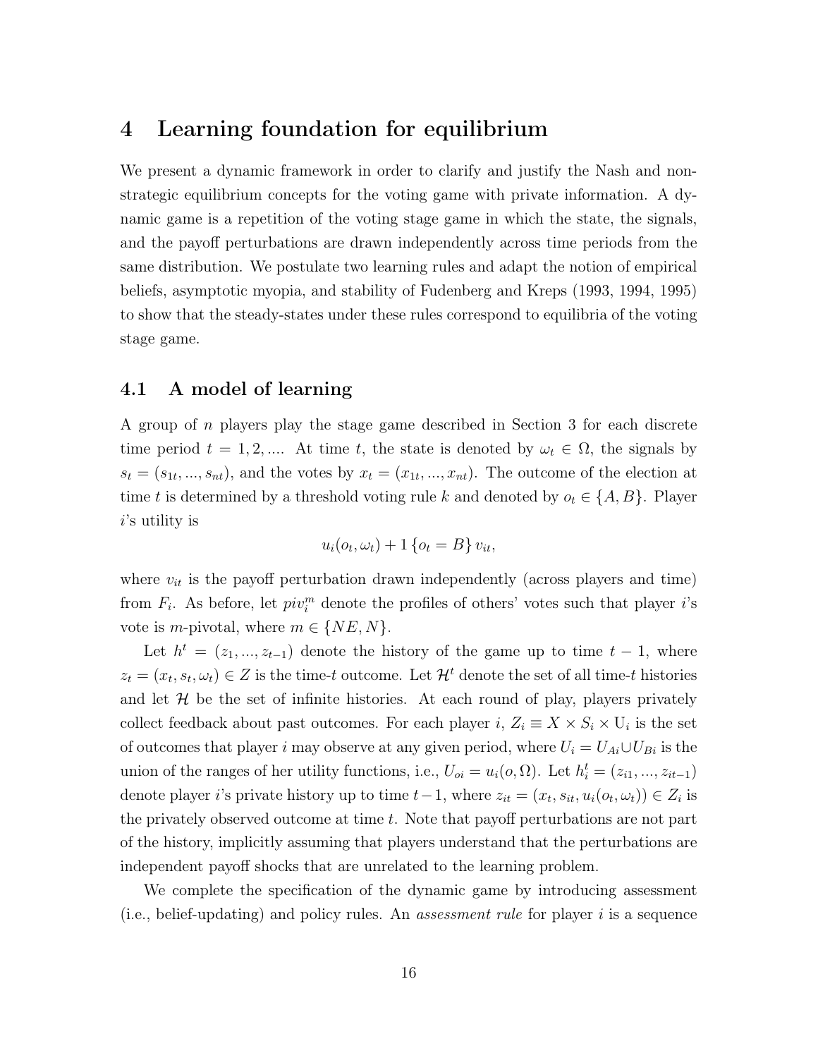# 4 Learning foundation for equilibrium

We present a dynamic framework in order to clarify and justify the Nash and non-strategic equilibrium concepts for the voting game with private information. A dynamic game is a repetition of the voting stage game in which the state, the signals, and the payoff perturbations are drawn independently across time periods from the same distribution. We postulate two learning rules and adapt the notion of empirical beliefs, asymptotic myopia, and stability of Fudenberg and Kreps (1993, 1994, 1995) to show that the steady-states under these rules correspond to equilibria of the voting stage game.

## 4.1 A model of learning

A group of $n$ players play the stage game described in Section 3 for each discrete time period $t = 1, 2, ....$ At time $t$, the state is denoted by $\omega_t \in \Omega$, the signals by $s_t = (s_{1t}, ..., s_{nt})$, and the votes by $x_t = (x_{1t}, ..., x_{nt})$. The outcome of the election at time $t$ is determined by a threshold voting rule $k$ and denoted by $o_t \in \{A, B\}$. Player $i$'s utility is

$$u_i(o_t, \omega_t) + 1\{o_t = B\}\, v_{it},$$

where $v_{it}$ is the payoff perturbation drawn independently (across players and time) from $F_i$. As before, let $piv_i^m$ denote the profiles of others' votes such that player $i$'s vote is $m$-pivotal, where $m \in \{NE, N\}$.

Let $h^t = (z_1, ..., z_{t-1})$ denote the history of the game up to time $t-1$, where $z_t = (x_t, s_t, \omega_t) \in Z$ is the time-$t$ outcome. Let $\mathcal{H}^t$ denote the set of all time-$t$ histories and let $\mathcal{H}$ be the set of infinite histories. At each round of play, players privately collect feedback about past outcomes. For each player $i$, $Z_i \equiv X \times S_i \times \text{U}_i$ is the set of outcomes that player $i$ may observe at any given period, where $U_i = U_{Ai} \cup U_{Bi}$ is the union of the ranges of her utility functions, i.e., $U_{oi} = u_i(o, \Omega)$. Let $h_i^t = (z_{i1}, ..., z_{it-1})$ denote player $i$'s private history up to time $t-1$, where $z_{it} = (x_t, s_{it}, u_i(o_t, \omega_t)) \in Z_i$ is the privately observed outcome at time $t$. Note that payoff perturbations are not part of the history, implicitly assuming that players understand that the perturbations are independent payoff shocks that are unrelated to the learning problem.

We complete the specification of the dynamic game by introducing assessment (i.e., belief-updating) and policy rules. An *assessment rule* for player $i$ is a sequence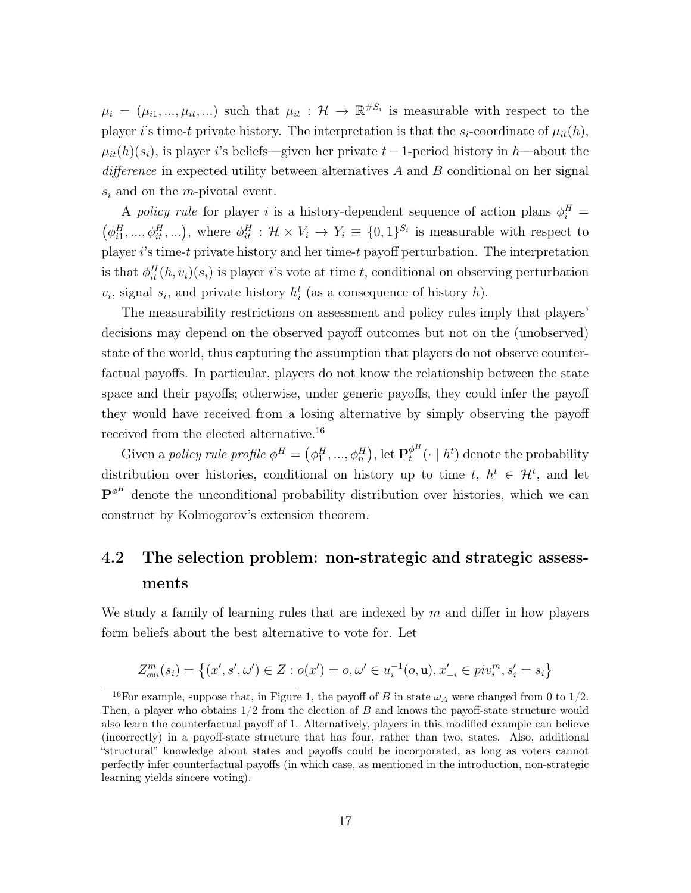$\mu_i = (\mu_{i1}, ..., \mu_{it}, ...)$ such that $\mu_{it} : \mathcal{H} \to \mathbb{R}^{\# S_i}$ is measurable with respect to the player $i$'s time-$t$ private history. The interpretation is that the $s_i$-coordinate of $\mu_{it}(h)$, $\mu_{it}(h)(s_i)$, is player $i$'s beliefs—given her private $t-1$-period history in $h$—about the *difference* in expected utility between alternatives $A$ and $B$ conditional on her signal $s_i$ and on the $m$-pivotal event.

A *policy rule* for player $i$ is a history-dependent sequence of action plans $\phi_i^H = (\phi_{i1}^H, ..., \phi_{it}^H, ...)$, where $\phi_{it}^H : \mathcal{H} \times V_i \to Y_i \equiv \{0,1\}^{S_i}$ is measurable with respect to player $i$'s time-$t$ private history and her time-$t$ payoff perturbation. The interpretation is that $\phi_{it}^H(h, v_i)(s_i)$ is player $i$'s vote at time $t$, conditional on observing perturbation $v_i$, signal $s_i$, and private history $h_i^t$ (as a consequence of history $h$).

The measurability restrictions on assessment and policy rules imply that players' decisions may depend on the observed payoff outcomes but not on the (unobserved) state of the world, thus capturing the assumption that players do not observe counterfactual payoffs. In particular, players do not know the relationship between the state space and their payoffs; otherwise, under generic payoffs, they could infer the payoff they would have received from a losing alternative by simply observing the payoff received from the elected alternative.[16]

Given a *policy rule profile* $\phi^H = (\phi_1^H, ..., \phi_n^H)$, let $\mathbf{P}_t^{\phi^H}(\cdot \mid h^t)$ denote the probability distribution over histories, conditional on history up to time $t$, $h^t \in \mathcal{H}^t$, and let $\mathbf{P}^{\phi^H}$ denote the unconditional probability distribution over histories, which we can construct by Kolmogorov's extension theorem.

## 4.2 The selection problem: non-strategic and strategic assessments

We study a family of learning rules that are indexed by $m$ and differ in how players form beliefs about the best alternative to vote for. Let

$$Z_{o\mathtt{u}i}^m(s_i) = \left\{(x', s', \omega') \in Z : o(x') = o, \omega' \in u_i^{-1}(o, \mathtt{u}), x'_{-i} \in piv_i^m, s'_i = s_i\right\}$$

[16] For example, suppose that, in Figure 1, the payoff of $B$ in state $\omega_A$ were changed from 0 to 1/2. Then, a player who obtains 1/2 from the election of $B$ and knows the payoff-state structure would also learn the counterfactual payoff of 1. Alternatively, players in this modified example can believe (incorrectly) in a payoff-state structure that has four, rather than two, states. Also, additional "structural" knowledge about states and payoffs could be incorporated, as long as voters cannot perfectly infer counterfactual payoffs (in which case, as mentioned in the introduction, non-strategic learning yields sincere voting).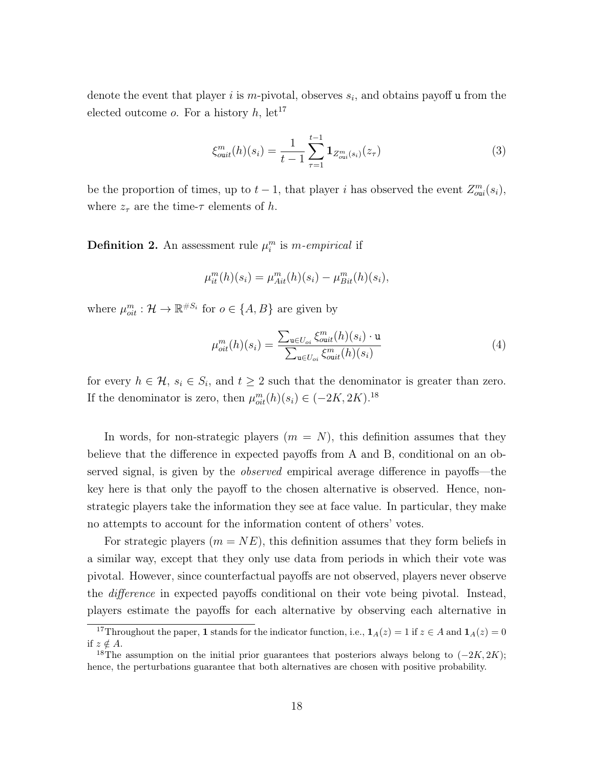denote the event that player $i$ is $m$-pivotal, observes $s_i$, and obtains payoff $\mathtt{u}$ from the elected outcome $o$. For a history $h$, let[17]

$$\xi^m_{o\mathtt{u}it}(h)(s_i) = \frac{1}{t-1}\sum_{\tau=1}^{t-1} \mathbf{1}_{Z^m_{o\mathtt{u}i}(s_i)}(z_\tau) \tag{3}$$

be the proportion of times, up to $t-1$, that player $i$ has observed the event $Z^m_{o\mathtt{u}i}(s_i)$, where $z_\tau$ are the time-$\tau$ elements of $h$.

**Definition 2.** An assessment rule $\mu^m_i$ is *$m$-empirical* if

$$\mu^m_{it}(h)(s_i) = \mu^m_{Ait}(h)(s_i) - \mu^m_{Bit}(h)(s_i),$$

where $\mu^m_{oit} : \mathcal{H} \to \mathbb{R}^{\#S_i}$ for $o \in \{A, B\}$ are given by

$$\mu^m_{oit}(h)(s_i) = \frac{\sum_{\mathtt{u}\in U_{oi}} \xi^m_{o\mathtt{u}it}(h)(s_i)\cdot \mathtt{u}}{\sum_{\mathtt{u}\in U_{oi}} \xi^m_{o\mathtt{u}it}(h)(s_i)} \tag{4}$$

for every $h \in \mathcal{H}$, $s_i \in S_i$, and $t \geq 2$ such that the denominator is greater than zero. If the denominator is zero, then $\mu^m_{oit}(h)(s_i) \in (-2K, 2K)$.[18]

In words, for non-strategic players ($m = N$), this definition assumes that they believe that the difference in expected payoffs from A and B, conditional on an observed signal, is given by the *observed* empirical average difference in payoffs—the key here is that only the payoff to the chosen alternative is observed. Hence, non-strategic players take the information they see at face value. In particular, they make no attempts to account for the information content of others' votes.

For strategic players ($m = NE$), this definition assumes that they form beliefs in a similar way, except that they only use data from periods in which their vote was pivotal. However, since counterfactual payoffs are not observed, players never observe the *difference* in expected payoffs conditional on their vote being pivotal. Instead, players estimate the payoffs for each alternative by observing each alternative in

[17] Throughout the paper, $\mathbf{1}$ stands for the indicator function, i.e., $\mathbf{1}_A(z) = 1$ if $z \in A$ and $\mathbf{1}_A(z) = 0$ if $z \notin A$.

[18] The assumption on the initial prior guarantees that posteriors always belong to $(-2K, 2K)$; hence, the perturbations guarantee that both alternatives are chosen with positive probability.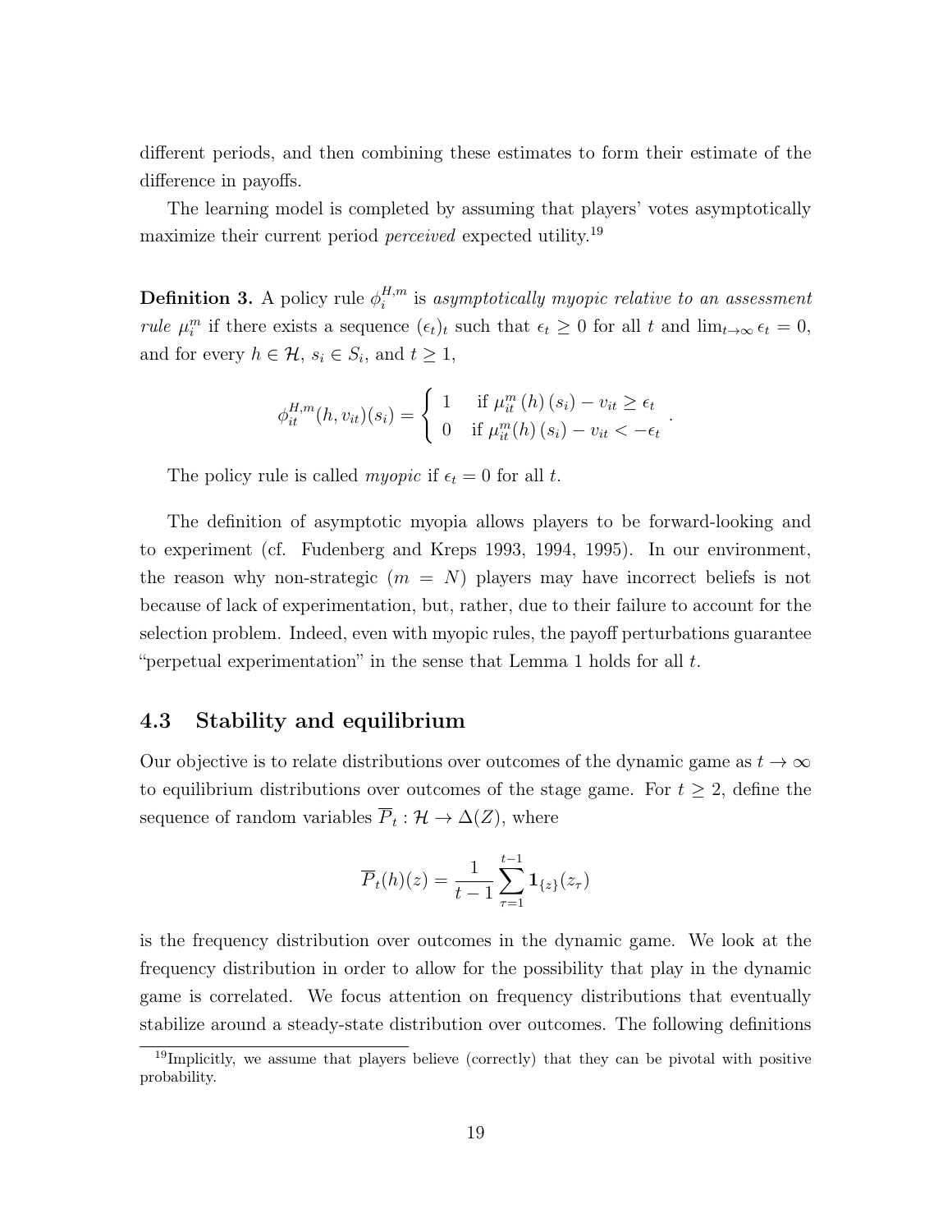different periods, and then combining these estimates to form their estimate of the difference in payoffs.

The learning model is completed by assuming that players' votes asymptotically maximize their current period *perceived* expected utility.[19]

**Definition 3.** A policy rule $\phi_i^{H,m}$ is *asymptotically myopic relative to an assessment rule* $\mu_i^m$ if there exists a sequence $(\epsilon_t)_t$ such that $\epsilon_t \geq 0$ for all $t$ and $\lim_{t\to\infty} \epsilon_t = 0$, and for every $h \in \mathcal{H}$, $s_i \in S_i$, and $t \geq 1$,

$$\phi_{it}^{H,m}(h, v_{it})(s_i) = \begin{cases} 1 & \text{if } \mu_{it}^m(h)(s_i) - v_{it} \geq \epsilon_t \\ 0 & \text{if } \mu_{it}^m(h)(s_i) - v_{it} < -\epsilon_t \end{cases}.$$

The policy rule is called *myopic* if $\epsilon_t = 0$ for all $t$.

The definition of asymptotic myopia allows players to be forward-looking and to experiment (cf. Fudenberg and Kreps 1993, 1994, 1995). In our environment, the reason why non-strategic ($m = N$) players may have incorrect beliefs is not because of lack of experimentation, but, rather, due to their failure to account for the selection problem. Indeed, even with myopic rules, the payoff perturbations guarantee "perpetual experimentation" in the sense that Lemma 1 holds for all $t$.

### 4.3 Stability and equilibrium

Our objective is to relate distributions over outcomes of the dynamic game as $t \to \infty$ to equilibrium distributions over outcomes of the stage game. For $t \geq 2$, define the sequence of random variables $\overline{P}_t : \mathcal{H} \to \Delta(Z)$, where

$$\overline{P}_t(h)(z) = \frac{1}{t-1} \sum_{\tau=1}^{t-1} \mathbf{1}_{\{z\}}(z_\tau)$$

is the frequency distribution over outcomes in the dynamic game. We look at the frequency distribution in order to allow for the possibility that play in the dynamic game is correlated. We focus attention on frequency distributions that eventually stabilize around a steady-state distribution over outcomes. The following definitions

[19] Implicitly, we assume that players believe (correctly) that they can be pivotal with positive probability.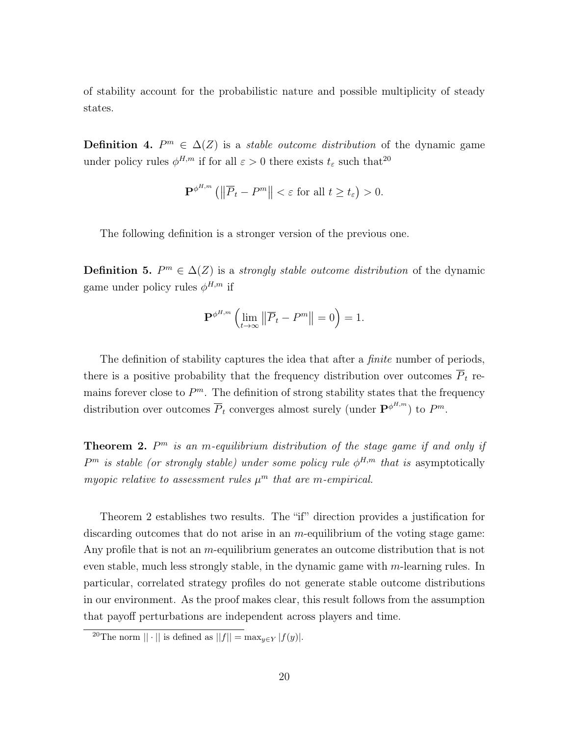of stability account for the probabilistic nature and possible multiplicity of steady states.

**Definition 4.** $P^m \in \Delta(Z)$ is a *stable outcome distribution* of the dynamic game under policy rules $\phi^{H,m}$ if for all $\varepsilon > 0$ there exists $t_\varepsilon$ such that[20]

$$\mathbf{P}^{\phi^{H,m}}\left(\left\|\overline{P}_t - P^m\right\| < \varepsilon \text{ for all } t \geq t_\varepsilon\right) > 0.$$

The following definition is a stronger version of the previous one.

**Definition 5.** $P^m \in \Delta(Z)$ is a *strongly stable outcome distribution* of the dynamic game under policy rules $\phi^{H,m}$ if

$$\mathbf{P}^{\phi^{H,m}}\left(\lim_{t\to\infty}\left\|\overline{P}_t - P^m\right\| = 0\right) = 1.$$

The definition of stability captures the idea that after a *finite* number of periods, there is a positive probability that the frequency distribution over outcomes $\overline{P}_t$ remains forever close to $P^m$. The definition of strong stability states that the frequency distribution over outcomes $\overline{P}_t$ converges almost surely (under $\mathbf{P}^{\phi^{H,m}}$) to $P^m$.

**Theorem 2.** *$P^m$ is an $m$-equilibrium distribution of the stage game if and only if $P^m$ is stable (or strongly stable) under some policy rule $\phi^{H,m}$ that is* asymptotically myopic *relative to assessment rules $\mu^m$ that are $m$-empirical.*

Theorem 2 establishes two results. The "if" direction provides a justification for discarding outcomes that do not arise in an $m$-equilibrium of the voting stage game: Any profile that is not an $m$-equilibrium generates an outcome distribution that is not even stable, much less strongly stable, in the dynamic game with $m$-learning rules. In particular, correlated strategy profiles do not generate stable outcome distributions in our environment. As the proof makes clear, this result follows from the assumption that payoff perturbations are independent across players and time.

[20] The norm $||\cdot||$ is defined as $||f|| = \max_{y\in Y}|f(y)|$.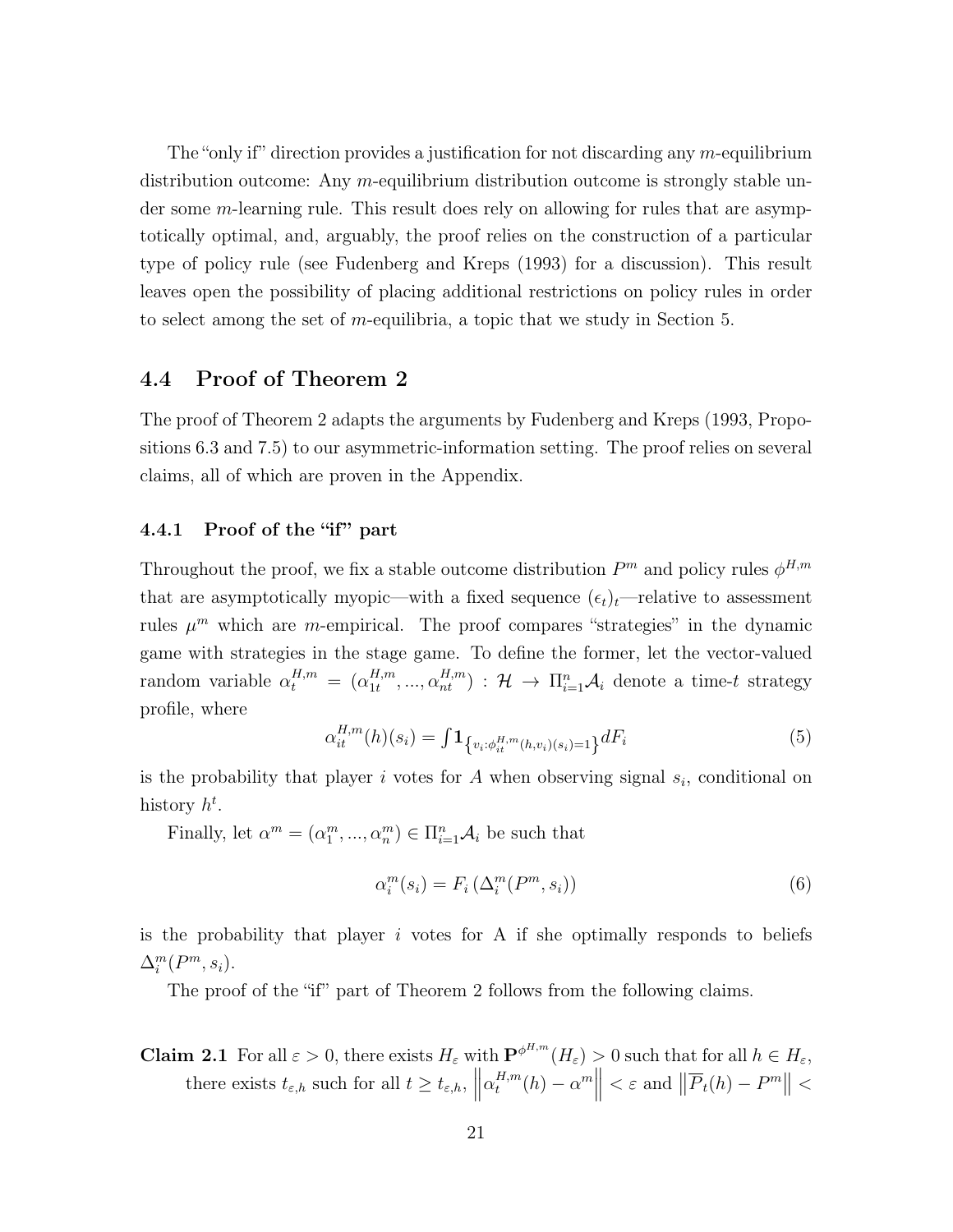The "only if" direction provides a justification for not discarding any $m$-equilibrium distribution outcome: Any $m$-equilibrium distribution outcome is strongly stable under some $m$-learning rule. This result does rely on allowing for rules that are asymptotically optimal, and, arguably, the proof relies on the construction of a particular type of policy rule (see Fudenberg and Kreps (1993) for a discussion). This result leaves open the possibility of placing additional restrictions on policy rules in order to select among the set of $m$-equilibria, a topic that we study in Section 5.

## 4.4 Proof of Theorem 2

The proof of Theorem 2 adapts the arguments by Fudenberg and Kreps (1993, Propositions 6.3 and 7.5) to our asymmetric-information setting. The proof relies on several claims, all of which are proven in the Appendix.

### 4.4.1 Proof of the "if" part

Throughout the proof, we fix a stable outcome distribution $P^m$ and policy rules $\phi^{H,m}$ that are asymptotically myopic—with a fixed sequence $(\epsilon_t)_t$—relative to assessment rules $\mu^m$ which are $m$-empirical. The proof compares "strategies" in the dynamic game with strategies in the stage game. To define the former, let the vector-valued random variable $\alpha_t^{H,m} = (\alpha_{1t}^{H,m}, ..., \alpha_{nt}^{H,m}) : \mathcal{H} \to \Pi_{i=1}^n \mathcal{A}_i$ denote a time-$t$ strategy profile, where

$$\alpha_{it}^{H,m}(h)(s_i) = \int \mathbf{1}_{\left\{v_i : \phi_{it}^{H,m}(h,v_i)(s_i)=1\right\}} dF_i \tag{5}$$

is the probability that player $i$ votes for $A$ when observing signal $s_i$, conditional on history $h^t$.

Finally, let $\alpha^m = (\alpha_1^m, ..., \alpha_n^m) \in \Pi_{i=1}^n \mathcal{A}_i$ be such that

$$\alpha_i^m(s_i) = F_i\left(\Delta_i^m(P^m, s_i)\right) \tag{6}$$

is the probability that player $i$ votes for A if she optimally responds to beliefs $\Delta_i^m(P^m, s_i)$.

The proof of the "if" part of Theorem 2 follows from the following claims.

**Claim 2.1** For all $\varepsilon > 0$, there exists $H_\varepsilon$ with $\mathbf{P}^{\phi^{H,m}}(H_\varepsilon) > 0$ such that for all $h \in H_\varepsilon$, there exists $t_{\varepsilon,h}$ such for all $t \geq t_{\varepsilon,h}$, $\left\|\alpha_t^{H,m}(h) - \alpha^m\right\| < \varepsilon$ and $\left\|\overline{P}_t(h) - P^m\right\| <$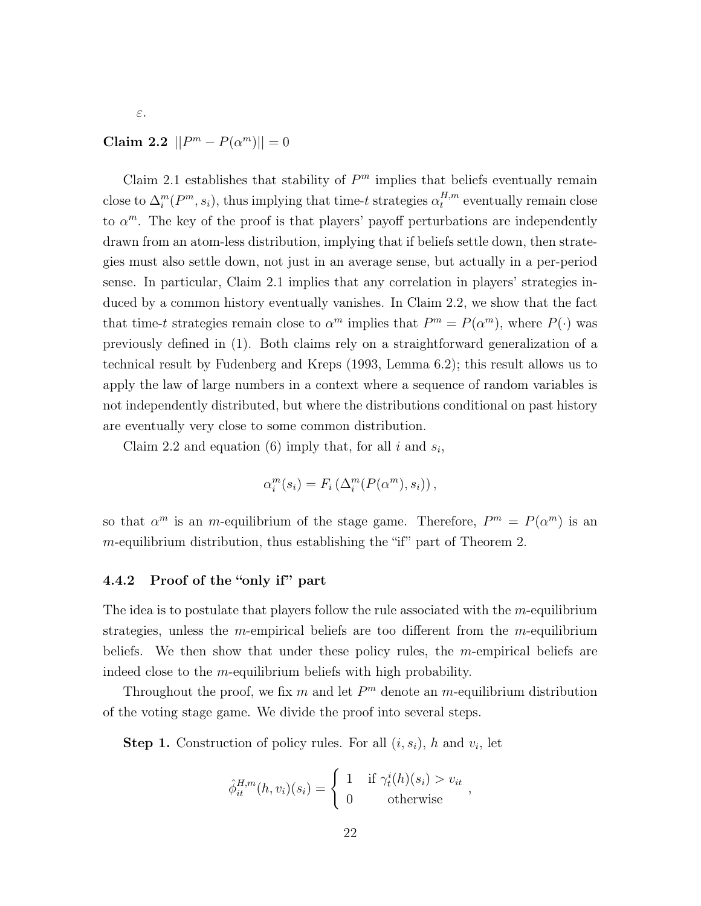$\varepsilon$.

**Claim 2.2** $||P^m - P(\alpha^m)|| = 0$

Claim 2.1 establishes that stability of $P^m$ implies that beliefs eventually remain close to $\Delta_i^m(P^m, s_i)$, thus implying that time-$t$ strategies $\alpha_t^{H,m}$ eventually remain close to $\alpha^m$. The key of the proof is that players' payoff perturbations are independently drawn from an atom-less distribution, implying that if beliefs settle down, then strategies must also settle down, not just in an average sense, but actually in a per-period sense. In particular, Claim 2.1 implies that any correlation in players' strategies induced by a common history eventually vanishes. In Claim 2.2, we show that the fact that time-$t$ strategies remain close to $\alpha^m$ implies that $P^m = P(\alpha^m)$, where $P(\cdot)$ was previously defined in (1). Both claims rely on a straightforward generalization of a technical result by Fudenberg and Kreps (1993, Lemma 6.2); this result allows us to apply the law of large numbers in a context where a sequence of random variables is not independently distributed, but where the distributions conditional on past history are eventually very close to some common distribution.

Claim 2.2 and equation (6) imply that, for all $i$ and $s_i$,

$$\alpha_i^m(s_i) = F_i\left(\Delta_i^m(P(\alpha^m), s_i)\right),$$

so that $\alpha^m$ is an $m$-equilibrium of the stage game. Therefore, $P^m = P(\alpha^m)$ is an $m$-equilibrium distribution, thus establishing the "if" part of Theorem 2.

### 4.4.2 Proof of the "only if" part

The idea is to postulate that players follow the rule associated with the $m$-equilibrium strategies, unless the $m$-empirical beliefs are too different from the $m$-equilibrium beliefs. We then show that under these policy rules, the $m$-empirical beliefs are indeed close to the $m$-equilibrium beliefs with high probability.

Throughout the proof, we fix $m$ and let $P^m$ denote an $m$-equilibrium distribution of the voting stage game. We divide the proof into several steps.

**Step 1.** Construction of policy rules. For all $(i, s_i)$, $h$ and $v_i$, let

$$\hat{\phi}_{it}^{H,m}(h, v_i)(s_i) = \begin{cases} 1 & \text{if } \gamma_t^i(h)(s_i) > v_{it} \\ 0 & \text{otherwise} \end{cases},$$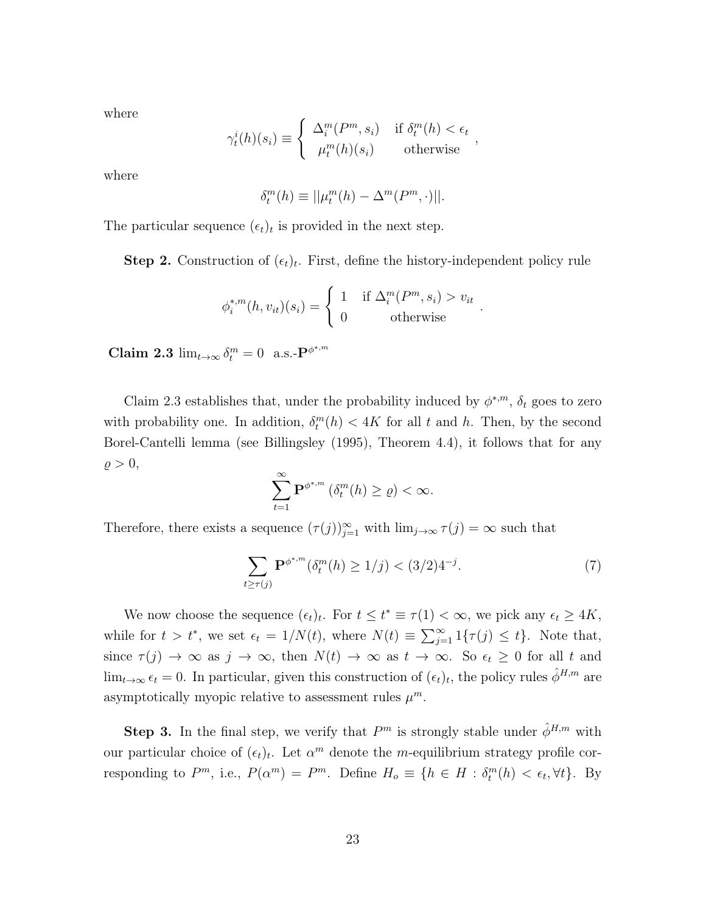where

$$\gamma_t^i(h)(s_i) \equiv \begin{cases} \Delta_i^m(P^m, s_i) & \text{if } \delta_t^m(h) < \epsilon_t \\ \mu_t^m(h)(s_i) & \text{otherwise} \end{cases},$$

where

$$\delta_t^m(h) \equiv ||\mu_t^m(h) - \Delta^m(P^m, \cdot)||.$$

The particular sequence $(\epsilon_t)_t$ is provided in the next step.

**Step 2.** Construction of $(\epsilon_t)_t$. First, define the history-independent policy rule

$$\phi_i^{*,m}(h, v_{it})(s_i) = \begin{cases} 1 & \text{if } \Delta_i^m(P^m, s_i) > v_{it} \\ 0 & \text{otherwise} \end{cases}.$$

**Claim 2.3** $\lim_{t\to\infty} \delta_t^m = 0$ a.s.-$\mathbf{P}^{\phi^{*,m}}$

Claim 2.3 establishes that, under the probability induced by $\phi^{*,m}$, $\delta_t$ goes to zero with probability one. In addition, $\delta_t^m(h) < 4K$ for all $t$ and $h$. Then, by the second Borel-Cantelli lemma (see Billingsley (1995), Theorem 4.4), it follows that for any $\varrho > 0$,

$$\sum_{t=1}^{\infty} \mathbf{P}^{\phi^{*,m}}\left(\delta_t^m(h) \geq \varrho\right) < \infty.$$

Therefore, there exists a sequence $(\tau(j))_{j=1}^{\infty}$ with $\lim_{j\to\infty} \tau(j) = \infty$ such that

$$\sum_{t \geq \tau(j)} \mathbf{P}^{\phi^{*,m}}(\delta_t^m(h) \geq 1/j) < (3/2)4^{-j}. \tag{7}$$

We now choose the sequence $(\epsilon_t)_t$. For $t \leq t^* \equiv \tau(1) < \infty$, we pick any $\epsilon_t \geq 4K$, while for $t > t^*$, we set $\epsilon_t = 1/N(t)$, where $N(t) \equiv \sum_{j=1}^{\infty} 1\{\tau(j) \leq t\}$. Note that, since $\tau(j) \to \infty$ as $j \to \infty$, then $N(t) \to \infty$ as $t \to \infty$. So $\epsilon_t \geq 0$ for all $t$ and $\lim_{t\to\infty} \epsilon_t = 0$. In particular, given this construction of $(\epsilon_t)_t$, the policy rules $\hat{\phi}^{H,m}$ are asymptotically myopic relative to assessment rules $\mu^m$.

**Step 3.** In the final step, we verify that $P^m$ is strongly stable under $\hat{\phi}^{H,m}$ with our particular choice of $(\epsilon_t)_t$. Let $\alpha^m$ denote the $m$-equilibrium strategy profile corresponding to $P^m$, i.e., $P(\alpha^m) = P^m$. Define $H_o \equiv \{h \in H : \delta_t^m(h) < \epsilon_t, \forall t\}$. By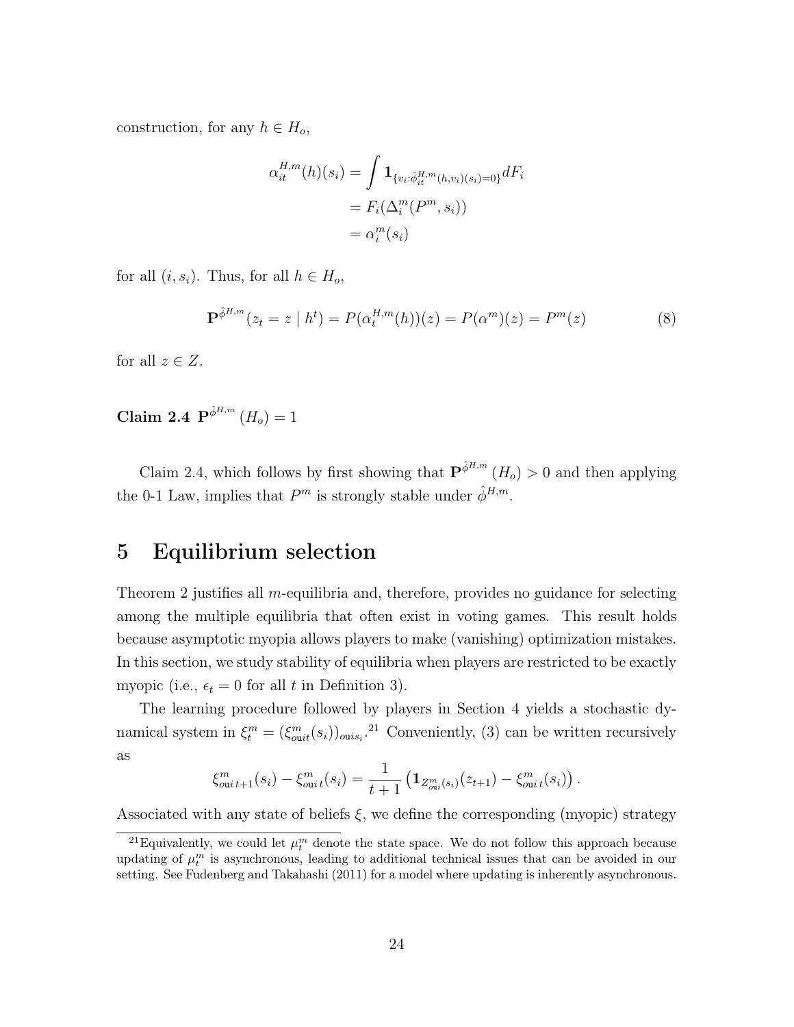construction, for any $h \in H_o$,

$$\begin{aligned}
\alpha_{it}^{H,m}(h)(s_i) &= \int \mathbf{1}_{\{v_i : \hat{\phi}_{it}^{H,m}(h,v_i)(s_i)=0\}} dF_i \\
&= F_i(\Delta_i^m(P^m, s_i)) \\
&= \alpha_i^m(s_i)
\end{aligned}$$

for all $(i, s_i)$. Thus, for all $h \in H_o$,

$$\mathbf{P}^{\hat{\phi}^{H,m}}(z_t = z \mid h^t) = P(\alpha_t^{H,m}(h))(z) = P(\alpha^m)(z) = P^m(z) \tag{8}$$

for all $z \in Z$.

**Claim 2.4** $\mathbf{P}^{\hat{\phi}^{H,m}}(H_o) = 1$

Claim 2.4, which follows by first showing that $\mathbf{P}^{\hat{\phi}^{H,m}}(H_o) > 0$ and then applying the 0-1 Law, implies that $P^m$ is strongly stable under $\hat{\phi}^{H,m}$.

# 5 Equilibrium selection

Theorem 2 justifies all $m$-equilibria and, therefore, provides no guidance for selecting among the multiple equilibria that often exist in voting games. This result holds because asymptotic myopia allows players to make (vanishing) optimization mistakes. In this section, we study stability of equilibria when players are restricted to be exactly myopic (i.e., $\epsilon_t = 0$ for all $t$ in Definition 3).

The learning procedure followed by players in Section 4 yields a stochastic dynamical system in $\xi_t^m = (\xi_{ouit}^m(s_i))_{ouis_i}$.[21] Conveniently, (3) can be written recursively as

$$\xi_{oui\,t+1}^m(s_i) - \xi_{oui\,t}^m(s_i) = \frac{1}{t+1}\left(\mathbf{1}_{Z_{oui}^m(s_i)}(z_{t+1}) - \xi_{oui\,t}^m(s_i)\right).$$

Associated with any state of beliefs $\xi$, we define the corresponding (myopic) strategy

[21] Equivalently, we could let $\mu_t^m$ denote the state space. We do not follow this approach because updating of $\mu_t^m$ is asynchronous, leading to additional technical issues that can be avoided in our setting. See Fudenberg and Takahashi (2011) for a model where updating is inherently asynchronous.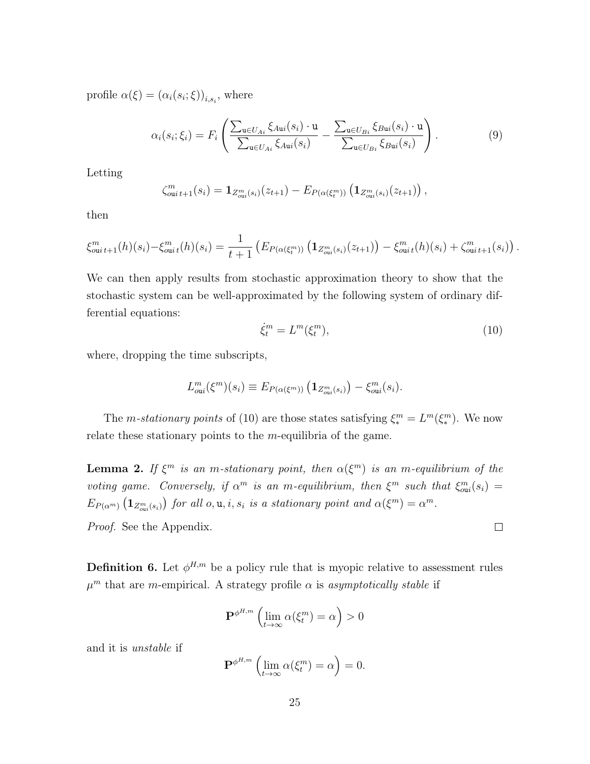profile $\alpha(\xi) = (\alpha_i(s_i;\xi))_{i,s_i}$, where

$$\alpha_i(s_i;\xi_i) = F_i\left(\frac{\sum_{\mathtt{u}\in U_{Ai}} \xi_{A\mathtt{u}i}(s_i)\cdot \mathtt{u}}{\sum_{\mathtt{u}\in U_{Ai}} \xi_{A\mathtt{u}i}(s_i)} - \frac{\sum_{\mathtt{u}\in U_{Bi}} \xi_{B\mathtt{u}i}(s_i)\cdot \mathtt{u}}{\sum_{\mathtt{u}\in U_{Bi}} \xi_{B\mathtt{u}i}(s_i)}\right). \tag{9}$$

Letting

$$\zeta^m_{o\mathtt{u}i\,t+1}(s_i) = \mathbf{1}_{Z^m_{o\mathtt{u}i}(s_i)}(z_{t+1}) - E_{P(\alpha(\xi^m_t))}\left(\mathbf{1}_{Z^m_{o\mathtt{u}i}(s_i)}(z_{t+1})\right),$$

then

$$\xi^m_{o\mathtt{u}i\,t+1}(h)(s_i) - \xi^m_{o\mathtt{u}i\,t}(h)(s_i) = \frac{1}{t+1}\left(E_{P(\alpha(\xi^m_t))}\left(\mathbf{1}_{Z^m_{o\mathtt{u}i}(s_i)}(z_{t+1})\right) - \xi^m_{o\mathtt{u}i\,t}(h)(s_i) + \zeta^m_{o\mathtt{u}i\,t+1}(s_i)\right).$$

We can then apply results from stochastic approximation theory to show that the stochastic system can be well-approximated by the following system of ordinary differential equations:

$$\dot{\xi}^m_t = L^m(\xi^m_t), \tag{10}$$

where, dropping the time subscripts,

$$L^m_{o\mathtt{u}i}(\xi^m)(s_i) \equiv E_{P(\alpha(\xi^m))}\left(\mathbf{1}_{Z^m_{o\mathtt{u}i}(s_i)}\right) - \xi^m_{o\mathtt{u}i}(s_i).$$

The *m-stationary points* of (10) are those states satisfying $\xi^m_* = L^m(\xi^m_*)$. We now relate these stationary points to the $m$-equilibria of the game.

**Lemma 2.** *If $\xi^m$ is an $m$-stationary point, then $\alpha(\xi^m)$ is an $m$-equilibrium of the voting game. Conversely, if $\alpha^m$ is an $m$-equilibrium, then $\xi^m$ such that $\xi^m_{o\mathtt{u}i}(s_i) = E_{P(\alpha^m)}\left(\mathbf{1}_{Z^m_{o\mathtt{u}i}(s_i)}\right)$ for all $o, \mathtt{u}, i, s_i$ is a stationary point and $\alpha(\xi^m) = \alpha^m$.*

*Proof.* See the Appendix. □

**Definition 6.** Let $\phi^{H,m}$ be a policy rule that is myopic relative to assessment rules $\mu^m$ that are $m$-empirical. A strategy profile $\alpha$ is *asymptotically stable* if

$$\mathbf{P}^{\phi^{H,m}}\left(\lim_{t\to\infty} \alpha(\xi^m_t) = \alpha\right) > 0$$

and it is *unstable* if

$$\mathbf{P}^{\phi^{H,m}}\left(\lim_{t\to\infty} \alpha(\xi^m_t) = \alpha\right) = 0.$$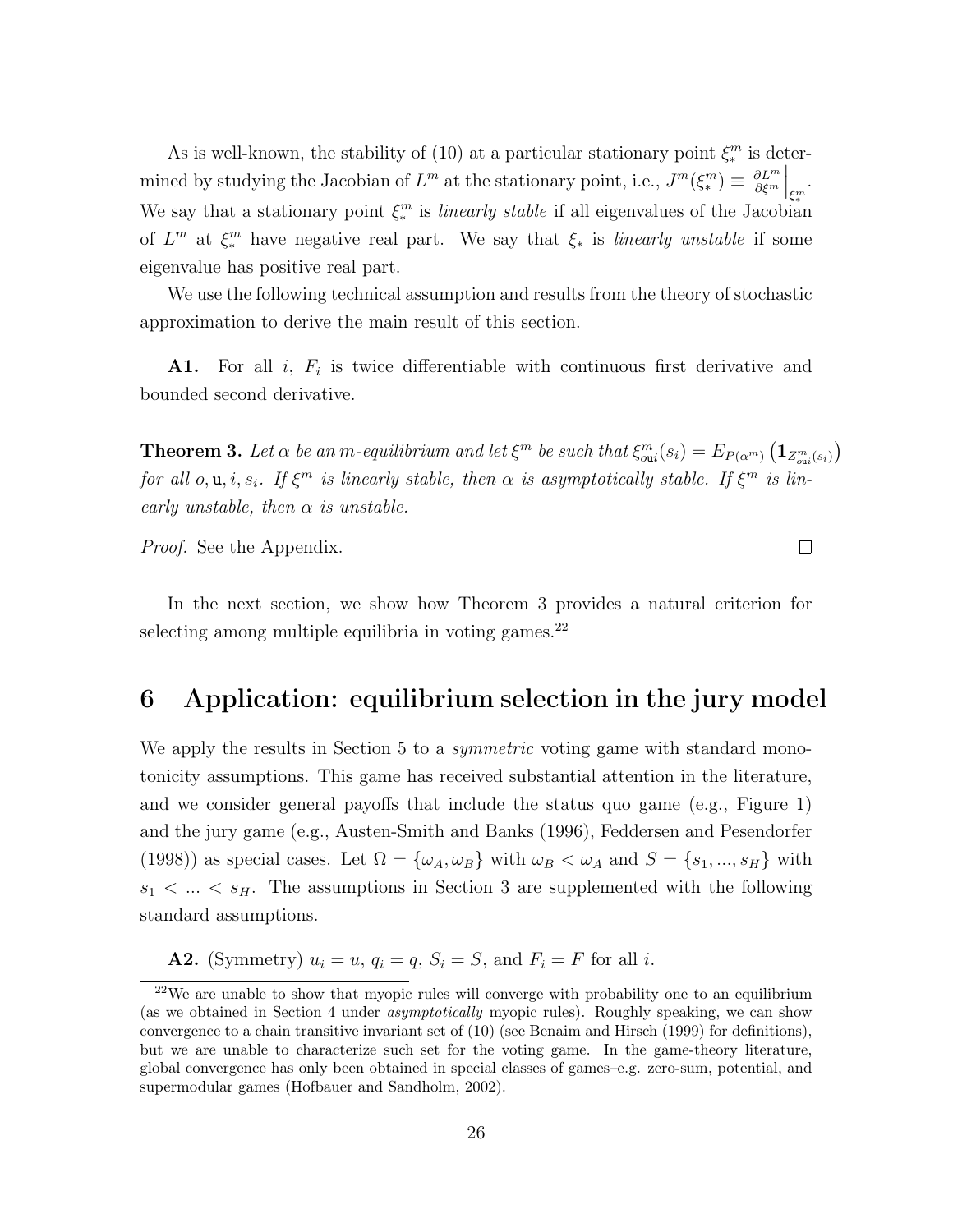As is well-known, the stability of (10) at a particular stationary point $\xi_*^m$ is determined by studying the Jacobian of $L^m$ at the stationary point, i.e., $J^m(\xi_*^m) \equiv \frac{\partial L^m}{\partial \xi^m}\Big|_{\xi_*^m}$. We say that a stationary point $\xi_*^m$ is *linearly stable* if all eigenvalues of the Jacobian of $L^m$ at $\xi_*^m$ have negative real part. We say that $\xi_*$ is *linearly unstable* if some eigenvalue has positive real part.

We use the following technical assumption and results from the theory of stochastic approximation to derive the main result of this section.

**A1.** For all $i$, $F_i$ is twice differentiable with continuous first derivative and bounded second derivative.

**Theorem 3.** *Let $\alpha$ be an $m$-equilibrium and let $\xi^m$ be such that $\xi_{o\mathtt{u}i}^m(s_i) = E_{P(\alpha^m)}\left(\mathbf{1}_{Z_{o\mathtt{u}i}^m(s_i)}\right)$ for all $o, \mathtt{u}, i, s_i$. If $\xi^m$ is linearly stable, then $\alpha$ is asymptotically stable. If $\xi^m$ is linearly unstable, then $\alpha$ is unstable.*

*Proof.* See the Appendix. $\square$

In the next section, we show how Theorem 3 provides a natural criterion for selecting among multiple equilibria in voting games.[22]

## 6 Application: equilibrium selection in the jury model

We apply the results in Section 5 to a *symmetric* voting game with standard monotonicity assumptions. This game has received substantial attention in the literature, and we consider general payoffs that include the status quo game (e.g., Figure 1) and the jury game (e.g., Austen-Smith and Banks (1996), Feddersen and Pesendorfer (1998)) as special cases. Let $\Omega = \{\omega_A, \omega_B\}$ with $\omega_B < \omega_A$ and $S = \{s_1, ..., s_H\}$ with $s_1 < ... < s_H$. The assumptions in Section 3 are supplemented with the following standard assumptions.

**A2.** (Symmetry) $u_i = u$, $q_i = q$, $S_i = S$, and $F_i = F$ for all $i$.

[22] We are unable to show that myopic rules will converge with probability one to an equilibrium (as we obtained in Section 4 under *asymptotically* myopic rules). Roughly speaking, we can show convergence to a chain transitive invariant set of (10) (see Benaim and Hirsch (1999) for definitions), but we are unable to characterize such set for the voting game. In the game-theory literature, global convergence has only been obtained in special classes of games–e.g. zero-sum, potential, and supermodular games (Hofbauer and Sandholm, 2002).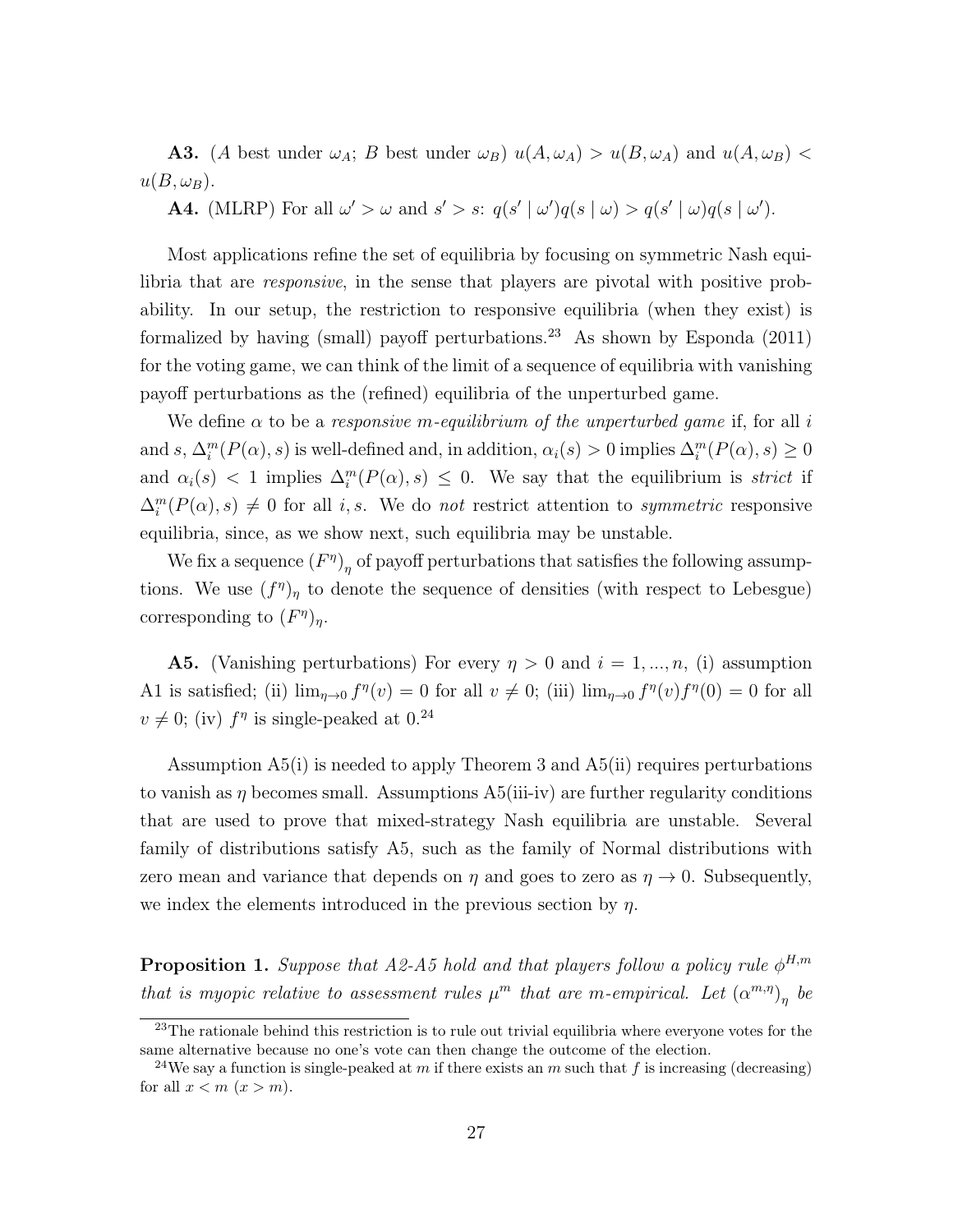**A3.** ($A$ best under $\omega_A$; $B$ best under $\omega_B$) $u(A, \omega_A) > u(B, \omega_A)$ and $u(A, \omega_B) < u(B, \omega_B)$.

**A4.** (MLRP) For all $\omega' > \omega$ and $s' > s$: $q(s' \mid \omega')q(s \mid \omega) > q(s' \mid \omega)q(s \mid \omega')$.

Most applications refine the set of equilibria by focusing on symmetric Nash equilibria that are *responsive*, in the sense that players are pivotal with positive probability. In our setup, the restriction to responsive equilibria (when they exist) is formalized by having (small) payoff perturbations.[23] As shown by Esponda (2011) for the voting game, we can think of the limit of a sequence of equilibria with vanishing payoff perturbations as the (refined) equilibria of the unperturbed game.

We define $\alpha$ to be a *responsive m-equilibrium of the unperturbed game* if, for all $i$ and $s$, $\Delta_i^m(P(\alpha), s)$ is well-defined and, in addition, $\alpha_i(s) > 0$ implies $\Delta_i^m(P(\alpha), s) \geq 0$ and $\alpha_i(s) < 1$ implies $\Delta_i^m(P(\alpha), s) \leq 0$. We say that the equilibrium is *strict* if $\Delta_i^m(P(\alpha), s) \neq 0$ for all $i, s$. We do *not* restrict attention to *symmetric* responsive equilibria, since, as we show next, such equilibria may be unstable.

We fix a sequence $(F^\eta)_\eta$ of payoff perturbations that satisfies the following assumptions. We use $(f^\eta)_\eta$ to denote the sequence of densities (with respect to Lebesgue) corresponding to $(F^\eta)_\eta$.

**A5.** (Vanishing perturbations) For every $\eta > 0$ and $i = 1, ..., n$, (i) assumption A1 is satisfied; (ii) $\lim_{\eta \to 0} f^\eta(v) = 0$ for all $v \neq 0$; (iii) $\lim_{\eta \to 0} f^\eta(v) f^\eta(0) = 0$ for all $v \neq 0$; (iv) $f^\eta$ is single-peaked at 0.[24]

Assumption A5(i) is needed to apply Theorem 3 and A5(ii) requires perturbations to vanish as $\eta$ becomes small. Assumptions A5(iii-iv) are further regularity conditions that are used to prove that mixed-strategy Nash equilibria are unstable. Several family of distributions satisfy A5, such as the family of Normal distributions with zero mean and variance that depends on $\eta$ and goes to zero as $\eta \to 0$. Subsequently, we index the elements introduced in the previous section by $\eta$.

**Proposition 1.** *Suppose that A2-A5 hold and that players follow a policy rule $\phi^{H,m}$ that is myopic relative to assessment rules $\mu^m$ that are m-empirical. Let $(\alpha^{m,\eta})_\eta$ be*

[23] The rationale behind this restriction is to rule out trivial equilibria where everyone votes for the same alternative because no one's vote can then change the outcome of the election.

[24] We say a function is single-peaked at $m$ if there exists an $m$ such that $f$ is increasing (decreasing) for all $x < m$ ($x > m$).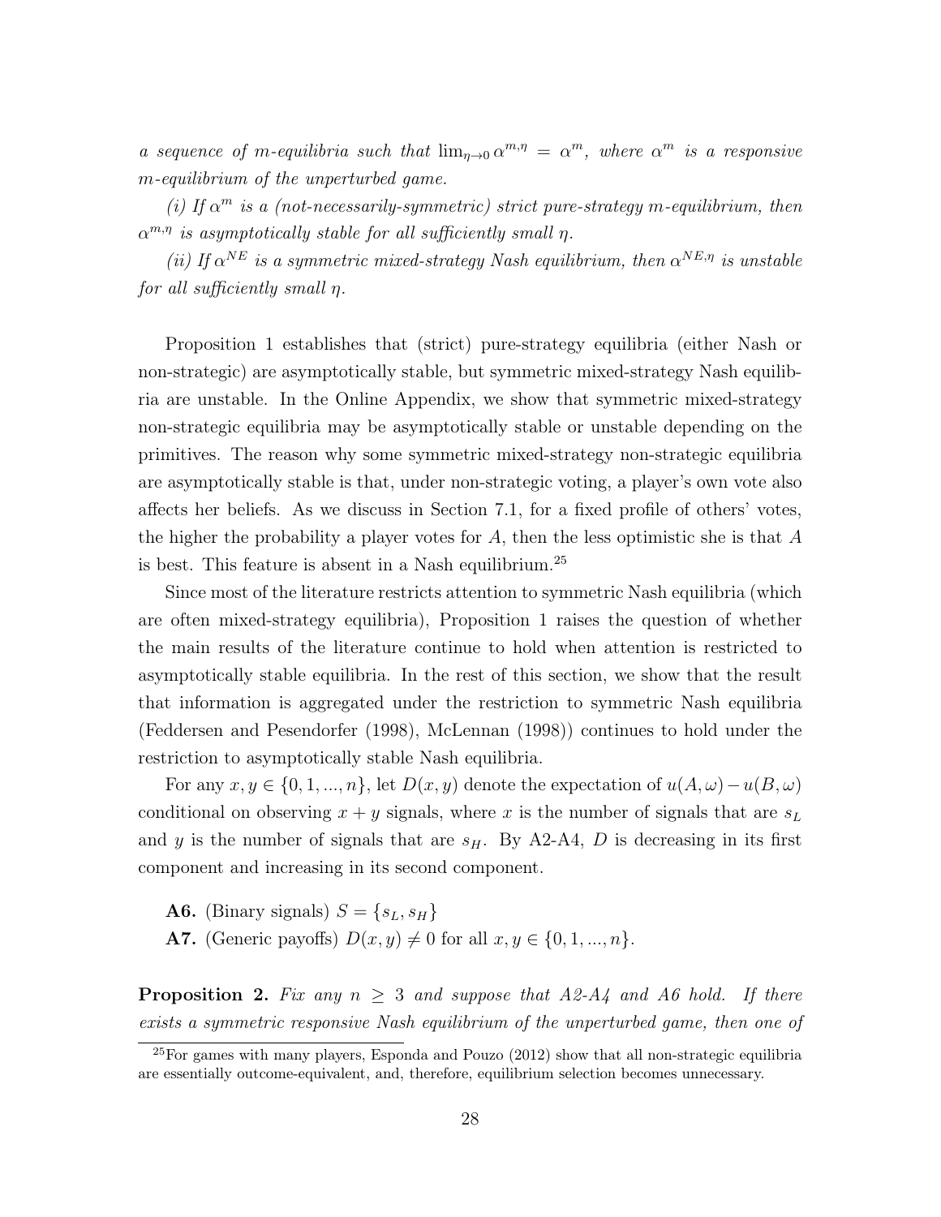*a sequence of m-equilibria such that* $\lim_{\eta \to 0} \alpha^{m,\eta} = \alpha^m$*, where* $\alpha^m$ *is a responsive m-equilibrium of the unperturbed game.*

*(i) If* $\alpha^m$ *is a (not-necessarily-symmetric) strict pure-strategy m-equilibrium, then* $\alpha^{m,\eta}$ *is asymptotically stable for all sufficiently small* $\eta$*.*

*(ii) If* $\alpha^{NE}$ *is a symmetric mixed-strategy Nash equilibrium, then* $\alpha^{NE,\eta}$ *is unstable for all sufficiently small* $\eta$*.*

Proposition 1 establishes that (strict) pure-strategy equilibria (either Nash or non-strategic) are asymptotically stable, but symmetric mixed-strategy Nash equilibria are unstable. In the Online Appendix, we show that symmetric mixed-strategy non-strategic equilibria may be asymptotically stable or unstable depending on the primitives. The reason why some symmetric mixed-strategy non-strategic equilibria are asymptotically stable is that, under non-strategic voting, a player's own vote also affects her beliefs. As we discuss in Section 7.1, for a fixed profile of others' votes, the higher the probability a player votes for $A$, then the less optimistic she is that $A$ is best. This feature is absent in a Nash equilibrium.[25]

Since most of the literature restricts attention to symmetric Nash equilibria (which are often mixed-strategy equilibria), Proposition 1 raises the question of whether the main results of the literature continue to hold when attention is restricted to asymptotically stable equilibria. In the rest of this section, we show that the result that information is aggregated under the restriction to symmetric Nash equilibria (Feddersen and Pesendorfer (1998), McLennan (1998)) continues to hold under the restriction to asymptotically stable Nash equilibria.

For any $x, y \in \{0, 1, ..., n\}$, let $D(x, y)$ denote the expectation of $u(A, \omega) - u(B, \omega)$ conditional on observing $x + y$ signals, where $x$ is the number of signals that are $s_L$ and $y$ is the number of signals that are $s_H$. By A2-A4, $D$ is decreasing in its first component and increasing in its second component.

**A6.** (Binary signals) $S = \{s_L, s_H\}$

**A7.** (Generic payoffs) $D(x, y) \neq 0$ for all $x, y \in \{0, 1, ..., n\}$.

**Proposition 2.** *Fix any* $n \geq 3$ *and suppose that A2-A4 and A6 hold. If there exists a symmetric responsive Nash equilibrium of the unperturbed game, then one of*

[25] For games with many players, Esponda and Pouzo (2012) show that all non-strategic equilibria are essentially outcome-equivalent, and, therefore, equilibrium selection becomes unnecessary.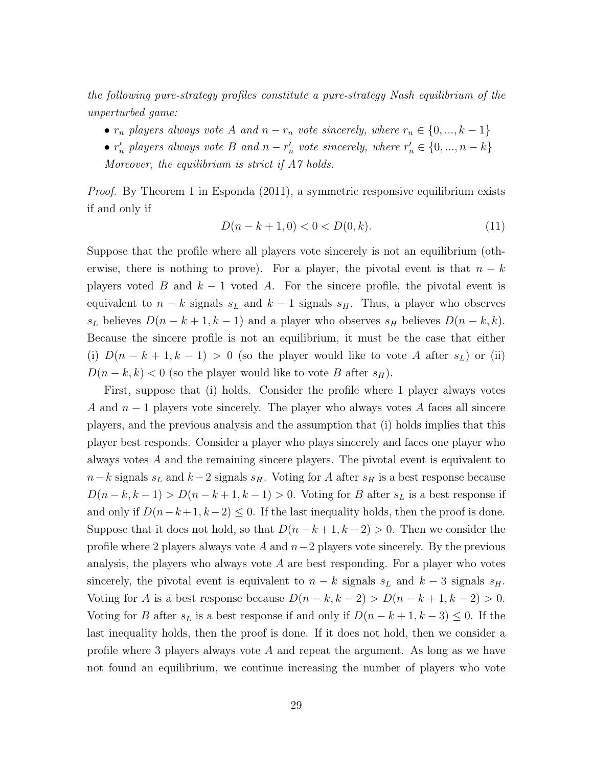*the following pure-strategy profiles constitute a pure-strategy Nash equilibrium of the unperturbed game:*

- $r_n$ *players always vote A and* $n - r_n$ *vote sincerely, where* $r_n \in \{0, ..., k-1\}$
- $r'_n$ *players always vote B and* $n - r'_n$ *vote sincerely, where* $r'_n \in \{0, ..., n-k\}$

*Moreover, the equilibrium is strict if A7 holds.*

*Proof.* By Theorem 1 in Esponda (2011), a symmetric responsive equilibrium exists if and only if

$$D(n-k+1, 0) < 0 < D(0, k). \tag{11}$$

Suppose that the profile where all players vote sincerely is not an equilibrium (otherwise, there is nothing to prove). For a player, the pivotal event is that $n-k$ players voted $B$ and $k-1$ voted $A$. For the sincere profile, the pivotal event is equivalent to $n-k$ signals $s_L$ and $k-1$ signals $s_H$. Thus, a player who observes $s_L$ believes $D(n-k+1, k-1)$ and a player who observes $s_H$ believes $D(n-k, k)$. Because the sincere profile is not an equilibrium, it must be the case that either (i) $D(n-k+1, k-1) > 0$ (so the player would like to vote $A$ after $s_L$) or (ii) $D(n-k, k) < 0$ (so the player would like to vote $B$ after $s_H$).

First, suppose that (i) holds. Consider the profile where 1 player always votes $A$ and $n-1$ players vote sincerely. The player who always votes $A$ faces all sincere players, and the previous analysis and the assumption that (i) holds implies that this player best responds. Consider a player who plays sincerely and faces one player who always votes $A$ and the remaining sincere players. The pivotal event is equivalent to $n-k$ signals $s_L$ and $k-2$ signals $s_H$. Voting for $A$ after $s_H$ is a best response because $D(n-k, k-1) > D(n-k+1, k-1) > 0$. Voting for $B$ after $s_L$ is a best response if and only if $D(n-k+1, k-2) \leq 0$. If the last inequality holds, then the proof is done. Suppose that it does not hold, so that $D(n-k+1, k-2) > 0$. Then we consider the profile where 2 players always vote $A$ and $n-2$ players vote sincerely. By the previous analysis, the players who always vote $A$ are best responding. For a player who votes sincerely, the pivotal event is equivalent to $n-k$ signals $s_L$ and $k-3$ signals $s_H$. Voting for $A$ is a best response because $D(n-k, k-2) > D(n-k+1, k-2) > 0$. Voting for $B$ after $s_L$ is a best response if and only if $D(n-k+1, k-3) \leq 0$. If the last inequality holds, then the proof is done. If it does not hold, then we consider a profile where 3 players always vote $A$ and repeat the argument. As long as we have not found an equilibrium, we continue increasing the number of players who vote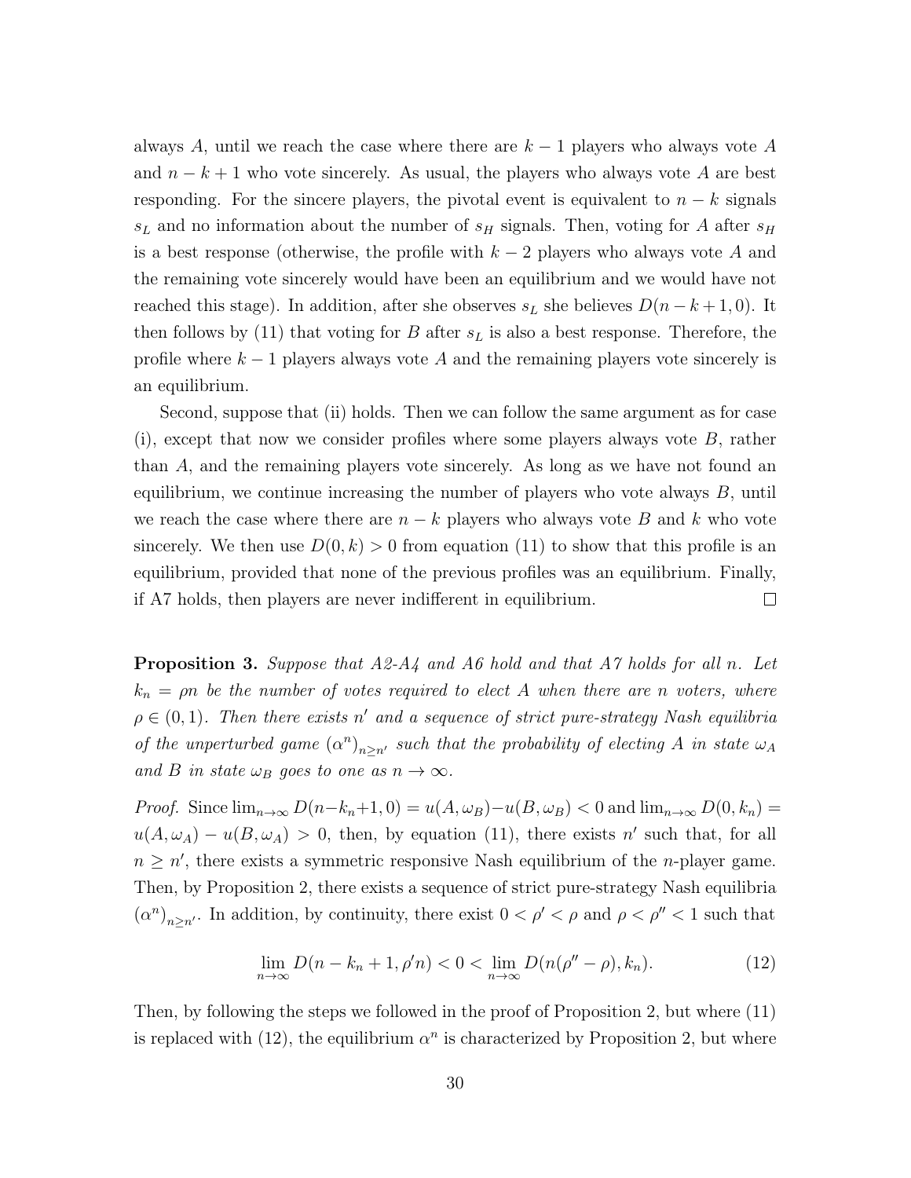always $A$, until we reach the case where there are $k-1$ players who always vote $A$ and $n-k+1$ who vote sincerely. As usual, the players who always vote $A$ are best responding. For the sincere players, the pivotal event is equivalent to $n-k$ signals $s_L$ and no information about the number of $s_H$ signals. Then, voting for $A$ after $s_H$ is a best response (otherwise, the profile with $k-2$ players who always vote $A$ and the remaining vote sincerely would have been an equilibrium and we would have not reached this stage). In addition, after she observes $s_L$ she believes $D(n-k+1,0)$. It then follows by (11) that voting for $B$ after $s_L$ is also a best response. Therefore, the profile where $k-1$ players always vote $A$ and the remaining players vote sincerely is an equilibrium.

Second, suppose that (ii) holds. Then we can follow the same argument as for case (i), except that now we consider profiles where some players always vote $B$, rather than $A$, and the remaining players vote sincerely. As long as we have not found an equilibrium, we continue increasing the number of players who vote always $B$, until we reach the case where there are $n-k$ players who always vote $B$ and $k$ who vote sincerely. We then use $D(0,k) > 0$ from equation (11) to show that this profile is an equilibrium, provided that none of the previous profiles was an equilibrium. Finally, if A7 holds, then players are never indifferent in equilibrium. $\square$

**Proposition 3.** *Suppose that A2-A4 and A6 hold and that A7 holds for all $n$. Let $k_n = \rho n$ be the number of votes required to elect $A$ when there are $n$ voters, where $\rho \in (0,1)$. Then there exists $n'$ and a sequence of strict pure-strategy Nash equilibria of the unperturbed game $(\alpha^n)_{n \geq n'}$ such that the probability of electing $A$ in state $\omega_A$ and $B$ in state $\omega_B$ goes to one as $n \to \infty$.*

*Proof.* Since $\lim_{n\to\infty} D(n-k_n+1, 0) = u(A,\omega_B) - u(B,\omega_B) < 0$ and $\lim_{n\to\infty} D(0,k_n) = u(A,\omega_A) - u(B,\omega_A) > 0$, then, by equation (11), there exists $n'$ such that, for all $n \geq n'$, there exists a symmetric responsive Nash equilibrium of the $n$-player game. Then, by Proposition 2, there exists a sequence of strict pure-strategy Nash equilibria $(\alpha^n)_{n\geq n'}$. In addition, by continuity, there exist $0 < \rho' < \rho$ and $\rho < \rho'' < 1$ such that

$$\lim_{n\to\infty} D(n-k_n+1, \rho' n) < 0 < \lim_{n\to\infty} D(n(\rho''-\rho), k_n). \tag{12}$$

Then, by following the steps we followed in the proof of Proposition 2, but where (11) is replaced with (12), the equilibrium $\alpha^n$ is characterized by Proposition 2, but where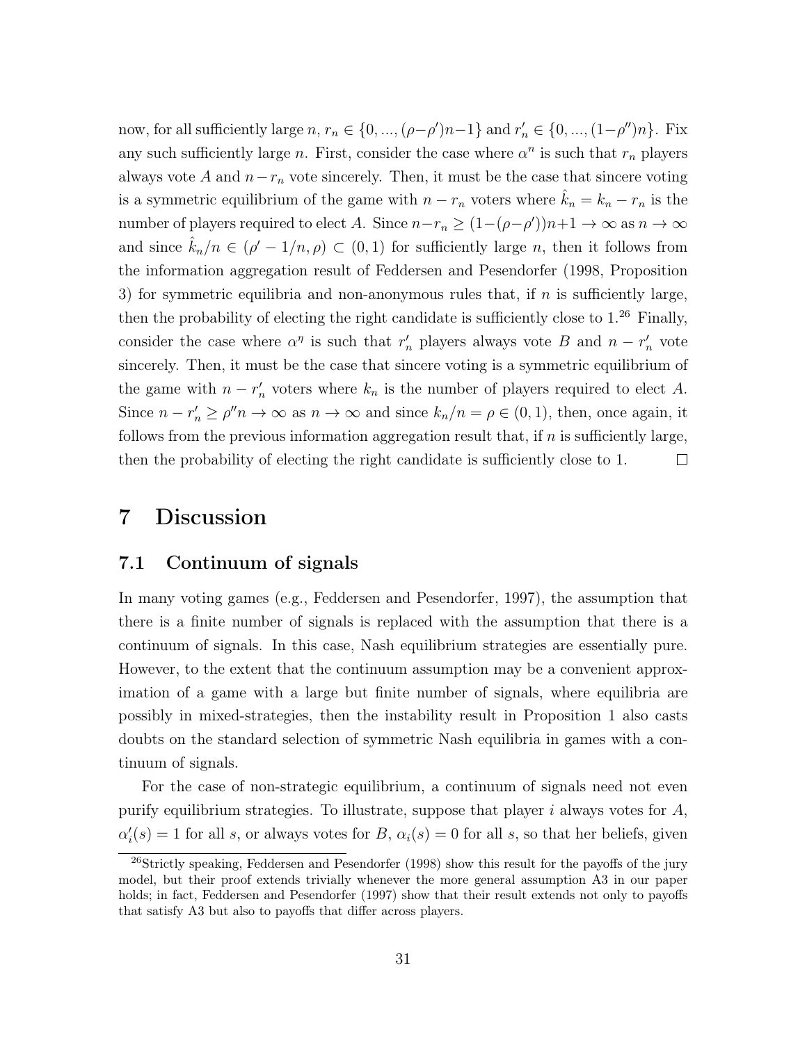now, for all sufficiently large $n$, $r_n \in \{0, ..., (\rho - \rho')n - 1\}$ and $r'_n \in \{0, ..., (1 - \rho'')n\}$. Fix any such sufficiently large $n$. First, consider the case where $\alpha^n$ is such that $r_n$ players always vote $A$ and $n - r_n$ vote sincerely. Then, it must be the case that sincere voting is a symmetric equilibrium of the game with $n - r_n$ voters where $\hat{k}_n = k_n - r_n$ is the number of players required to elect $A$. Since $n - r_n \geq (1 - (\rho - \rho'))n + 1 \to \infty$ as $n \to \infty$ and since $\hat{k}_n / n \in (\rho' - 1/n, \rho) \subset (0, 1)$ for sufficiently large $n$, then it follows from the information aggregation result of Feddersen and Pesendorfer (1998, Proposition 3) for symmetric equilibria and non-anonymous rules that, if $n$ is sufficiently large, then the probability of electing the right candidate is sufficiently close to 1.[26] Finally, consider the case where $\alpha^\eta$ is such that $r'_n$ players always vote $B$ and $n - r'_n$ vote sincerely. Then, it must be the case that sincere voting is a symmetric equilibrium of the game with $n - r'_n$ voters where $k_n$ is the number of players required to elect $A$. Since $n - r'_n \geq \rho'' n \to \infty$ as $n \to \infty$ and since $k_n / n = \rho \in (0, 1)$, then, once again, it follows from the previous information aggregation result that, if $n$ is sufficiently large, then the probability of electing the right candidate is sufficiently close to 1. □

# 7 Discussion

## 7.1 Continuum of signals

In many voting games (e.g., Feddersen and Pesendorfer, 1997), the assumption that there is a finite number of signals is replaced with the assumption that there is a continuum of signals. In this case, Nash equilibrium strategies are essentially pure. However, to the extent that the continuum assumption may be a convenient approximation of a game with a large but finite number of signals, where equilibria are possibly in mixed-strategies, then the instability result in Proposition 1 also casts doubts on the standard selection of symmetric Nash equilibria in games with a continuum of signals.

For the case of non-strategic equilibrium, a continuum of signals need not even purify equilibrium strategies. To illustrate, suppose that player $i$ always votes for $A$, $\alpha'_i(s) = 1$ for all $s$, or always votes for $B$, $\alpha_i(s) = 0$ for all $s$, so that her beliefs, given

[26] Strictly speaking, Feddersen and Pesendorfer (1998) show this result for the payoffs of the jury model, but their proof extends trivially whenever the more general assumption A3 in our paper holds; in fact, Feddersen and Pesendorfer (1997) show that their result extends not only to payoffs that satisfy A3 but also to payoffs that differ across players.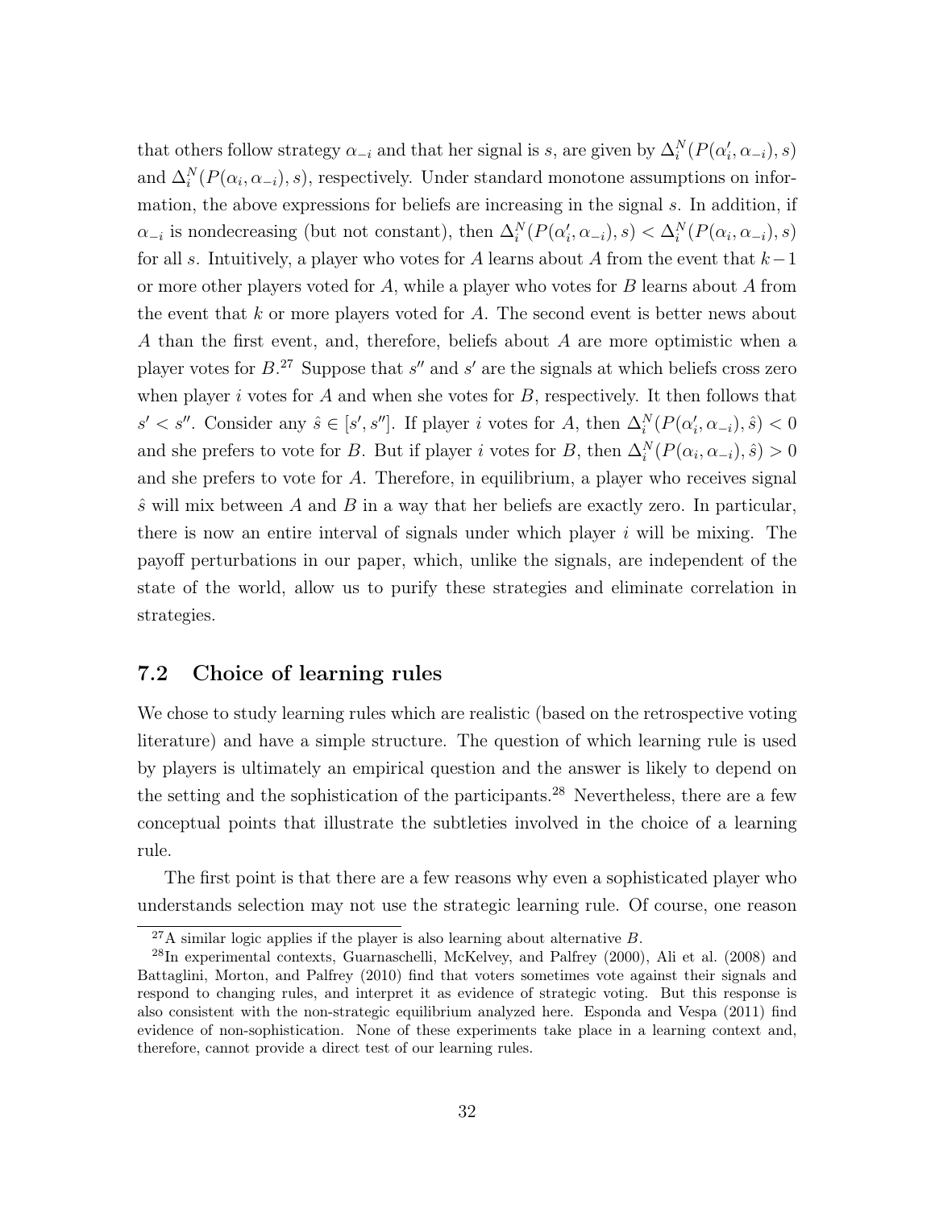that others follow strategy $\alpha_{-i}$ and that her signal is $s$, are given by $\Delta_i^N(P(\alpha_i', \alpha_{-i}), s)$ and $\Delta_i^N(P(\alpha_i, \alpha_{-i}), s)$, respectively. Under standard monotone assumptions on information, the above expressions for beliefs are increasing in the signal $s$. In addition, if $\alpha_{-i}$ is nondecreasing (but not constant), then $\Delta_i^N(P(\alpha_i', \alpha_{-i}), s) < \Delta_i^N(P(\alpha_i, \alpha_{-i}), s)$ for all $s$. Intuitively, a player who votes for $A$ learns about $A$ from the event that $k-1$ or more other players voted for $A$, while a player who votes for $B$ learns about $A$ from the event that $k$ or more players voted for $A$. The second event is better news about $A$ than the first event, and, therefore, beliefs about $A$ are more optimistic when a player votes for $B$.[27] Suppose that $s''$ and $s'$ are the signals at which beliefs cross zero when player $i$ votes for $A$ and when she votes for $B$, respectively. It then follows that $s' < s''$. Consider any $\hat{s} \in [s', s'']$. If player $i$ votes for $A$, then $\Delta_i^N(P(\alpha_i', \alpha_{-i}), \hat{s}) < 0$ and she prefers to vote for $B$. But if player $i$ votes for $B$, then $\Delta_i^N(P(\alpha_i, \alpha_{-i}), \hat{s}) > 0$ and she prefers to vote for $A$. Therefore, in equilibrium, a player who receives signal $\hat{s}$ will mix between $A$ and $B$ in a way that her beliefs are exactly zero. In particular, there is now an entire interval of signals under which player $i$ will be mixing. The payoff perturbations in our paper, which, unlike the signals, are independent of the state of the world, allow us to purify these strategies and eliminate correlation in strategies.

## 7.2 Choice of learning rules

We chose to study learning rules which are realistic (based on the retrospective voting literature) and have a simple structure. The question of which learning rule is used by players is ultimately an empirical question and the answer is likely to depend on the setting and the sophistication of the participants.[28] Nevertheless, there are a few conceptual points that illustrate the subtleties involved in the choice of a learning rule.

The first point is that there are a few reasons why even a sophisticated player who understands selection may not use the strategic learning rule. Of course, one reason

[27] A similar logic applies if the player is also learning about alternative $B$.

[28] In experimental contexts, Guarnaschelli, McKelvey, and Palfrey (2000), Ali et al. (2008) and Battaglini, Morton, and Palfrey (2010) find that voters sometimes vote against their signals and respond to changing rules, and interpret it as evidence of strategic voting. But this response is also consistent with the non-strategic equilibrium analyzed here. Esponda and Vespa (2011) find evidence of non-sophistication. None of these experiments take place in a learning context and, therefore, cannot provide a direct test of our learning rules.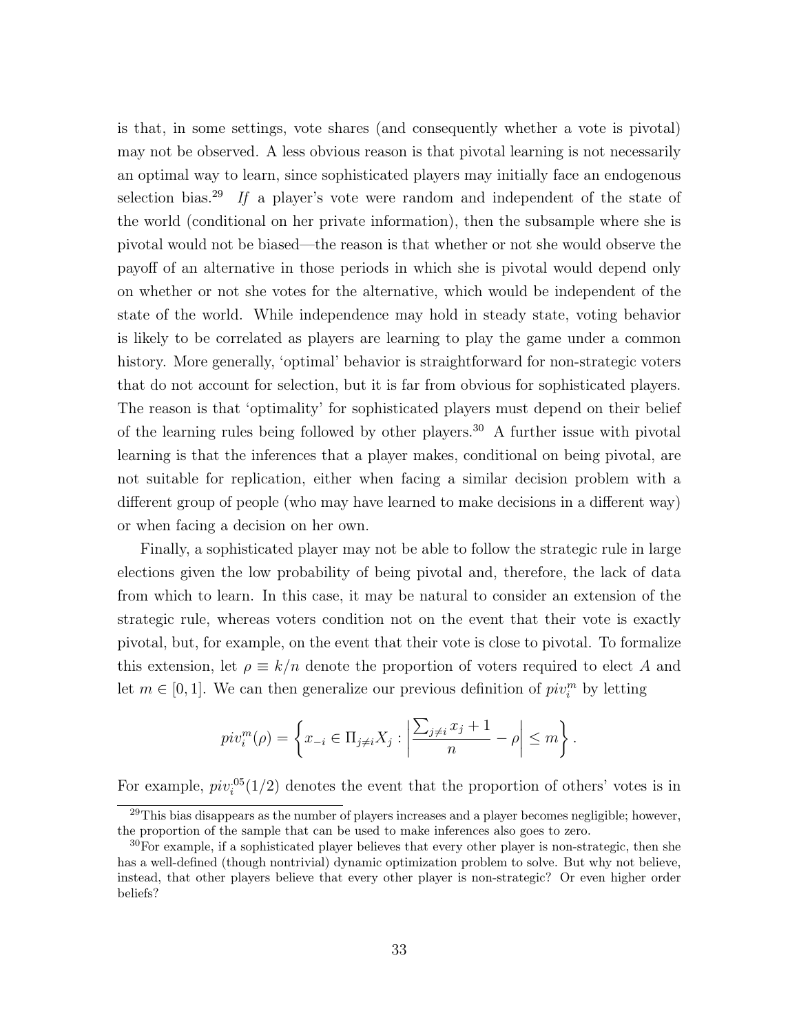is that, in some settings, vote shares (and consequently whether a vote is pivotal) may not be observed. A less obvious reason is that pivotal learning is not necessarily an optimal way to learn, since sophisticated players may initially face an endogenous selection bias.[29] *If* a player's vote were random and independent of the state of the world (conditional on her private information), then the subsample where she is pivotal would not be biased—the reason is that whether or not she would observe the payoff of an alternative in those periods in which she is pivotal would depend only on whether or not she votes for the alternative, which would be independent of the state of the world. While independence may hold in steady state, voting behavior is likely to be correlated as players are learning to play the game under a common history. More generally, 'optimal' behavior is straightforward for non-strategic voters that do not account for selection, but it is far from obvious for sophisticated players. The reason is that 'optimality' for sophisticated players must depend on their belief of the learning rules being followed by other players.[30] A further issue with pivotal learning is that the inferences that a player makes, conditional on being pivotal, are not suitable for replication, either when facing a similar decision problem with a different group of people (who may have learned to make decisions in a different way) or when facing a decision on her own.

Finally, a sophisticated player may not be able to follow the strategic rule in large elections given the low probability of being pivotal and, therefore, the lack of data from which to learn. In this case, it may be natural to consider an extension of the strategic rule, whereas voters condition not on the event that their vote is exactly pivotal, but, for example, on the event that their vote is close to pivotal. To formalize this extension, let $\rho \equiv k/n$ denote the proportion of voters required to elect $A$ and let $m \in [0, 1]$. We can then generalize our previous definition of $piv_i^m$ by letting

$$piv_i^m(\rho) = \left\{ x_{-i} \in \Pi_{j \neq i} X_j : \left| \frac{\sum_{j \neq i} x_j + 1}{n} - \rho \right| \leq m \right\}.$$

For example, $piv_i^{05}(1/2)$ denotes the event that the proportion of others' votes is in

[29] This bias disappears as the number of players increases and a player becomes negligible; however, the proportion of the sample that can be used to make inferences also goes to zero.

[30] For example, if a sophisticated player believes that every other player is non-strategic, then she has a well-defined (though nontrivial) dynamic optimization problem to solve. But why not believe, instead, that other players believe that every other player is non-strategic? Or even higher order beliefs?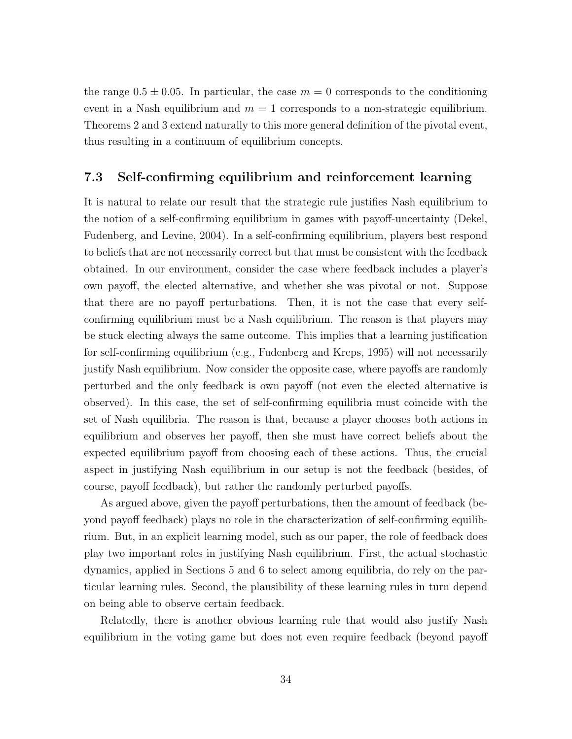the range $0.5 \pm 0.05$. In particular, the case $m = 0$ corresponds to the conditioning event in a Nash equilibrium and $m = 1$ corresponds to a non-strategic equilibrium. Theorems 2 and 3 extend naturally to this more general definition of the pivotal event, thus resulting in a continuum of equilibrium concepts.

### 7.3 Self-confirming equilibrium and reinforcement learning

It is natural to relate our result that the strategic rule justifies Nash equilibrium to the notion of a self-confirming equilibrium in games with payoff-uncertainty (Dekel, Fudenberg, and Levine, 2004). In a self-confirming equilibrium, players best respond to beliefs that are not necessarily correct but that must be consistent with the feedback obtained. In our environment, consider the case where feedback includes a player's own payoff, the elected alternative, and whether she was pivotal or not. Suppose that there are no payoff perturbations. Then, it is not the case that every self-confirming equilibrium must be a Nash equilibrium. The reason is that players may be stuck electing always the same outcome. This implies that a learning justification for self-confirming equilibrium (e.g., Fudenberg and Kreps, 1995) will not necessarily justify Nash equilibrium. Now consider the opposite case, where payoffs are randomly perturbed and the only feedback is own payoff (not even the elected alternative is observed). In this case, the set of self-confirming equilibria must coincide with the set of Nash equilibria. The reason is that, because a player chooses both actions in equilibrium and observes her payoff, then she must have correct beliefs about the expected equilibrium payoff from choosing each of these actions. Thus, the crucial aspect in justifying Nash equilibrium in our setup is not the feedback (besides, of course, payoff feedback), but rather the randomly perturbed payoffs.

As argued above, given the payoff perturbations, then the amount of feedback (beyond payoff feedback) plays no role in the characterization of self-confirming equilibrium. But, in an explicit learning model, such as our paper, the role of feedback does play two important roles in justifying Nash equilibrium. First, the actual stochastic dynamics, applied in Sections 5 and 6 to select among equilibria, do rely on the particular learning rules. Second, the plausibility of these learning rules in turn depend on being able to observe certain feedback.

Relatedly, there is another obvious learning rule that would also justify Nash equilibrium in the voting game but does not even require feedback (beyond payoff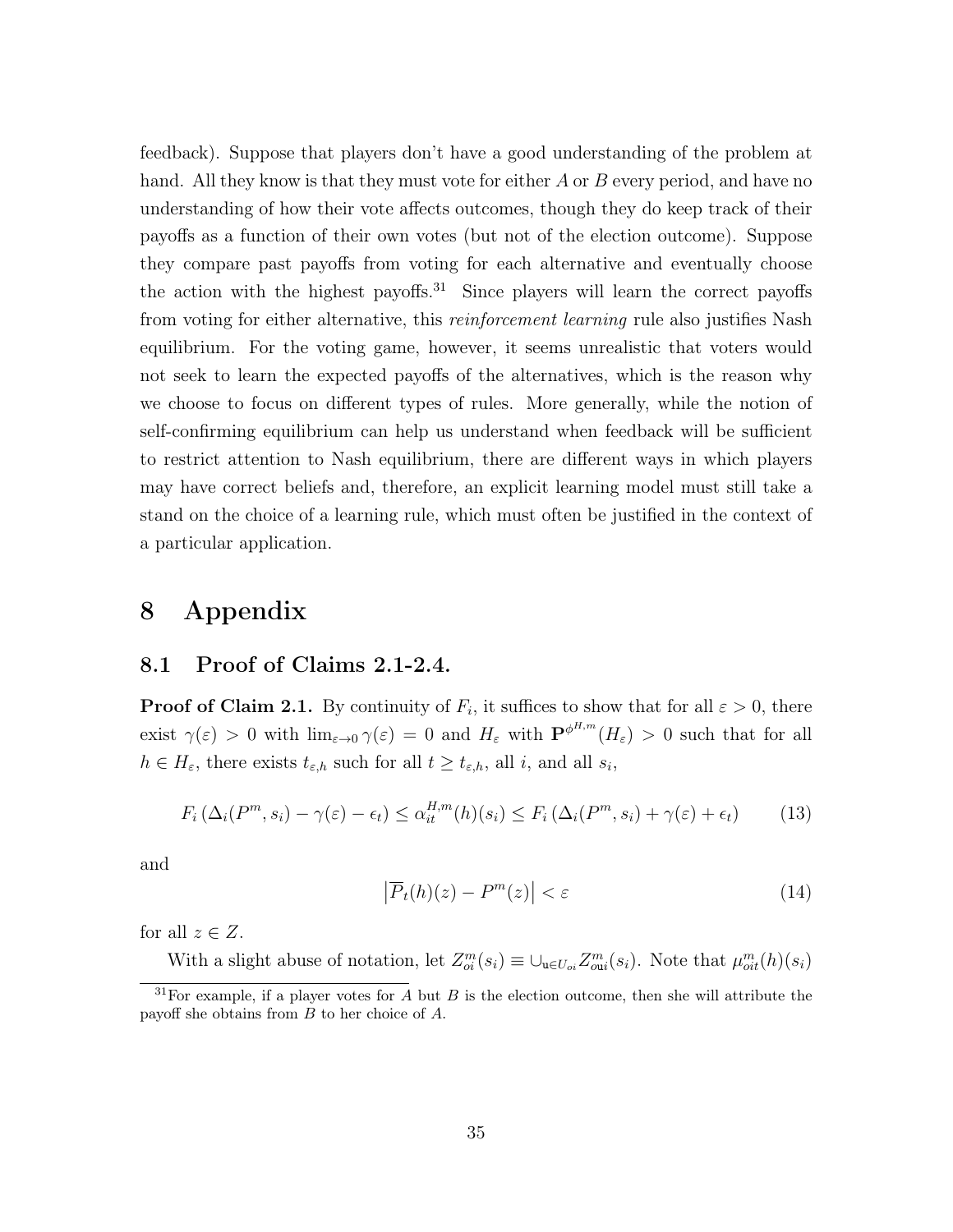feedback). Suppose that players don't have a good understanding of the problem at hand. All they know is that they must vote for either $A$ or $B$ every period, and have no understanding of how their vote affects outcomes, though they do keep track of their payoffs as a function of their own votes (but not of the election outcome). Suppose they compare past payoffs from voting for each alternative and eventually choose the action with the highest payoffs.[31] Since players will learn the correct payoffs from voting for either alternative, this *reinforcement learning* rule also justifies Nash equilibrium. For the voting game, however, it seems unrealistic that voters would not seek to learn the expected payoffs of the alternatives, which is the reason why we choose to focus on different types of rules. More generally, while the notion of self-confirming equilibrium can help us understand when feedback will be sufficient to restrict attention to Nash equilibrium, there are different ways in which players may have correct beliefs and, therefore, an explicit learning model must still take a stand on the choice of a learning rule, which must often be justified in the context of a particular application.

# 8 Appendix

## 8.1 Proof of Claims 2.1-2.4.

**Proof of Claim 2.1.** By continuity of $F_i$, it suffices to show that for all $\varepsilon > 0$, there exist $\gamma(\varepsilon) > 0$ with $\lim_{\varepsilon \to 0} \gamma(\varepsilon) = 0$ and $H_\varepsilon$ with $\mathbf{P}^{\phi^{H,m}}(H_\varepsilon) > 0$ such that for all $h \in H_\varepsilon$, there exists $t_{\varepsilon,h}$ such for all $t \geq t_{\varepsilon,h}$, all $i$, and all $s_i$,

$$F_i\left(\Delta_i(P^m, s_i) - \gamma(\varepsilon) - \epsilon_t\right) \leq \alpha_{it}^{H,m}(h)(s_i) \leq F_i\left(\Delta_i(P^m, s_i) + \gamma(\varepsilon) + \epsilon_t\right) \tag{13}$$

and

$$\left|\overline{P}_t(h)(z) - P^m(z)\right| < \varepsilon \tag{14}$$

for all $z \in Z$.

With a slight abuse of notation, let $Z_{oi}^m(s_i) \equiv \cup_{\mathbf{u} \in U_{oi}} Z_{o\mathbf{u}i}^m(s_i)$. Note that $\mu_{oit}^m(h)(s_i)$

[31] For example, if a player votes for $A$ but $B$ is the election outcome, then she will attribute the payoff she obtains from $B$ to her choice of $A$.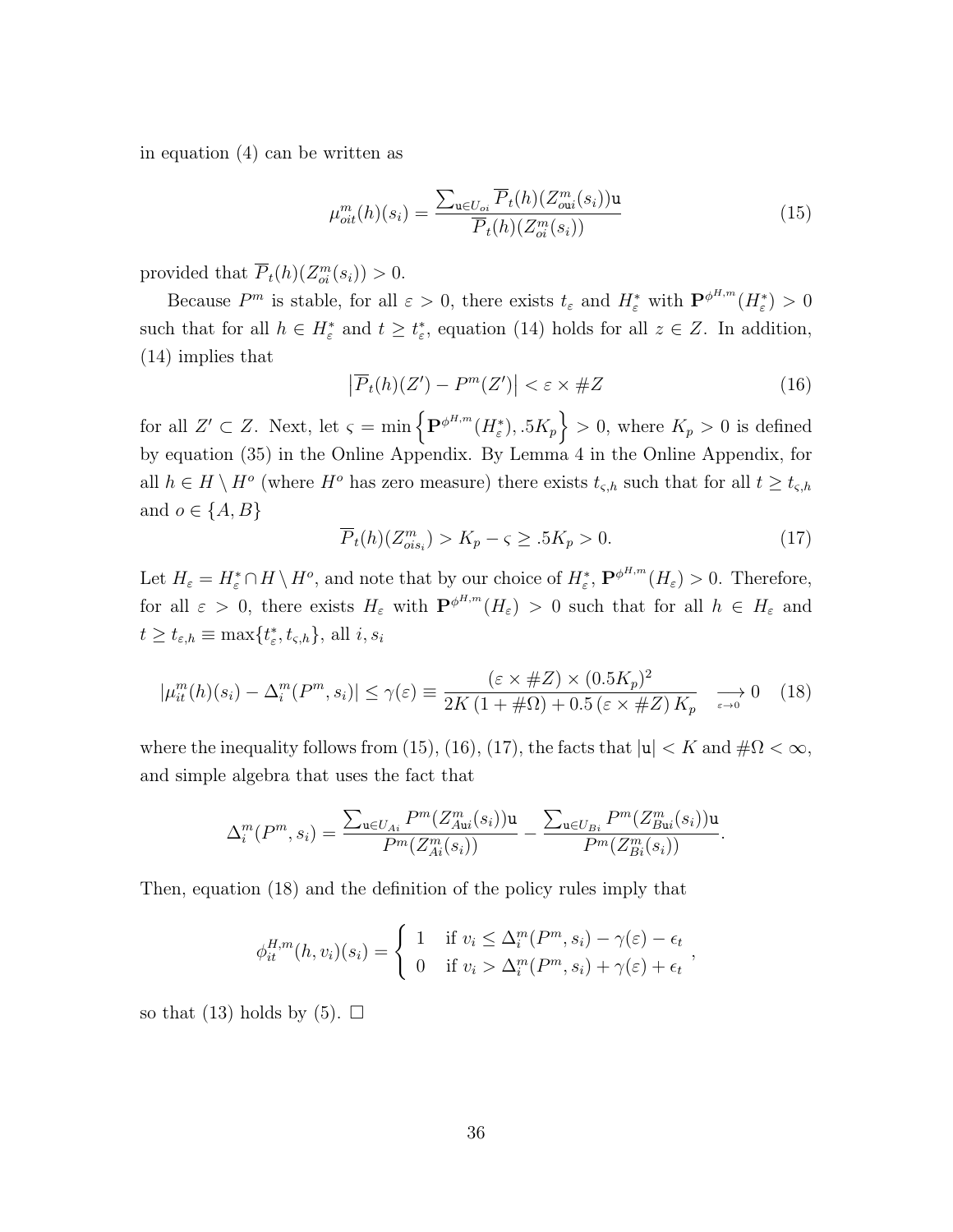in equation (4) can be written as

$$\mu_{oit}^m(h)(s_i) = \frac{\sum_{\mathtt{u}\in U_{oi}} \overline{P}_t(h)(Z_{o\mathtt{u}i}^m(s_i))\mathtt{u}}{\overline{P}_t(h)(Z_{oi}^m(s_i))} \tag{15}$$

provided that $\overline{P}_t(h)(Z_{oi}^m(s_i)) > 0$.

Because $P^m$ is stable, for all $\varepsilon > 0$, there exists $t_\varepsilon$ and $H_\varepsilon^*$ with $\mathbf{P}^{\phi^{H,m}}(H_\varepsilon^*) > 0$ such that for all $h \in H_\varepsilon^*$ and $t \geq t_\varepsilon^*$, equation (14) holds for all $z \in Z$. In addition, (14) implies that

$$\left|\overline{P}_t(h)(Z') - P^m(Z')\right| < \varepsilon \times \#Z \tag{16}$$

for all $Z' \subset Z$. Next, let $\varsigma = \min\left\{\mathbf{P}^{\phi^{H,m}}(H_\varepsilon^*), .5K_p\right\} > 0$, where $K_p > 0$ is defined by equation (35) in the Online Appendix. By Lemma 4 in the Online Appendix, for all $h \in H \setminus H^o$ (where $H^o$ has zero measure) there exists $t_{\varsigma,h}$ such that for all $t \geq t_{\varsigma,h}$ and $o \in \{A, B\}$

$$\overline{P}_t(h)(Z_{ois_i}^m) > K_p - \varsigma \geq .5K_p > 0. \tag{17}$$

Let $H_\varepsilon = H_\varepsilon^* \cap H \setminus H^o$, and note that by our choice of $H_\varepsilon^*$, $\mathbf{P}^{\phi^{H,m}}(H_\varepsilon) > 0$. Therefore, for all $\varepsilon > 0$, there exists $H_\varepsilon$ with $\mathbf{P}^{\phi^{H,m}}(H_\varepsilon) > 0$ such that for all $h \in H_\varepsilon$ and $t \geq t_{\varepsilon,h} \equiv \max\{t_\varepsilon^*, t_{\varsigma,h}\}$, all $i, s_i$

$$|\mu_{it}^m(h)(s_i) - \Delta_i^m(P^m, s_i)| \leq \gamma(\varepsilon) \equiv \frac{(\varepsilon \times \#Z) \times (0.5K_p)^2}{2K\,(1 + \#\Omega) + 0.5\,(\varepsilon \times \#Z)\,K_p} \underset{\varepsilon \to 0}{\longrightarrow} 0 \tag{18}$$

where the inequality follows from (15), (16), (17), the facts that $|\mathtt{u}| < K$ and $\#\Omega < \infty$, and simple algebra that uses the fact that

$$\Delta_i^m(P^m, s_i) = \frac{\sum_{\mathtt{u}\in U_{Ai}} P^m(Z_{A\mathtt{u}i}^m(s_i))\mathtt{u}}{P^m(Z_{Ai}^m(s_i))} - \frac{\sum_{\mathtt{u}\in U_{Bi}} P^m(Z_{B\mathtt{u}i}^m(s_i))\mathtt{u}}{P^m(Z_{Bi}^m(s_i))}.$$

Then, equation (18) and the definition of the policy rules imply that

$$\phi_{it}^{H,m}(h, v_i)(s_i) = \begin{cases} 1 & \text{if } v_i \leq \Delta_i^m(P^m, s_i) - \gamma(\varepsilon) - \epsilon_t \\ 0 & \text{if } v_i > \Delta_i^m(P^m, s_i) + \gamma(\varepsilon) + \epsilon_t \end{cases},$$

so that (13) holds by (5). $\square$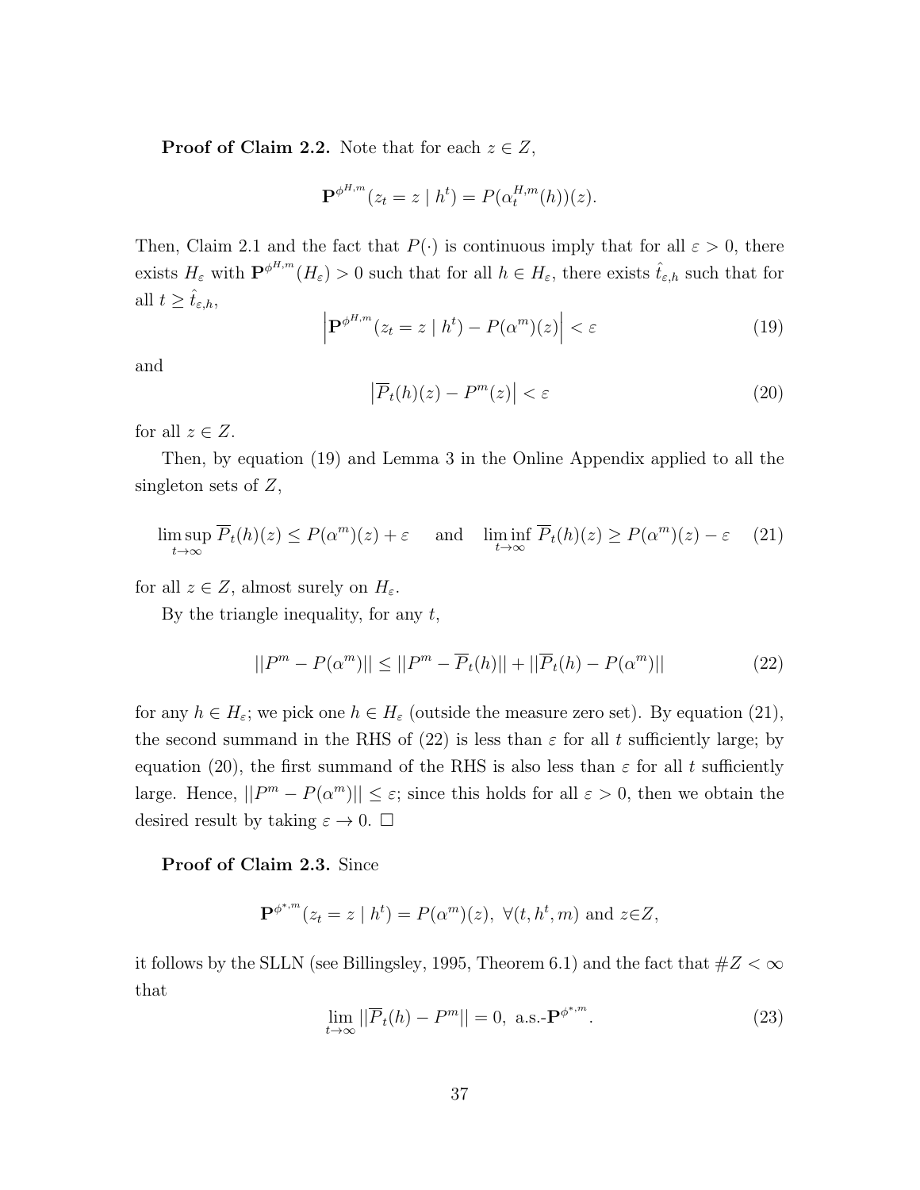**Proof of Claim 2.2.** Note that for each $z \in Z$,

$$\mathbf{P}^{\phi^{H,m}}(z_t = z \mid h^t) = P(\alpha_t^{H,m}(h))(z).$$

Then, Claim 2.1 and the fact that $P(\cdot)$ is continuous imply that for all $\varepsilon > 0$, there exists $H_\varepsilon$ with $\mathbf{P}^{\phi^{H,m}}(H_\varepsilon) > 0$ such that for all $h \in H_\varepsilon$, there exists $\hat{t}_{\varepsilon,h}$ such that for all $t \geq \hat{t}_{\varepsilon,h}$,

$$\left| \mathbf{P}^{\phi^{H,m}}(z_t = z \mid h^t) - P(\alpha^m)(z) \right| < \varepsilon \tag{19}$$

and

$$\left| \overline{P}_t(h)(z) - P^m(z) \right| < \varepsilon \tag{20}$$

for all $z \in Z$.

Then, by equation (19) and Lemma 3 in the Online Appendix applied to all the singleton sets of $Z$,

$$\limsup_{t\to\infty} \overline{P}_t(h)(z) \leq P(\alpha^m)(z) + \varepsilon \quad \text{ and } \quad \liminf_{t\to\infty} \overline{P}_t(h)(z) \geq P(\alpha^m)(z) - \varepsilon \tag{21}$$

for all $z \in Z$, almost surely on $H_\varepsilon$.

By the triangle inequality, for any $t$,

$$||P^m - P(\alpha^m)|| \leq ||P^m - \overline{P}_t(h)|| + ||\overline{P}_t(h) - P(\alpha^m)|| \tag{22}$$

for any $h \in H_\varepsilon$; we pick one $h \in H_\varepsilon$ (outside the measure zero set). By equation (21), the second summand in the RHS of (22) is less than $\varepsilon$ for all $t$ sufficiently large; by equation (20), the first summand of the RHS is also less than $\varepsilon$ for all $t$ sufficiently large. Hence, $||P^m - P(\alpha^m)|| \leq \varepsilon$; since this holds for all $\varepsilon > 0$, then we obtain the desired result by taking $\varepsilon \to 0$. $\square$

**Proof of Claim 2.3.** Since

$$\mathbf{P}^{\phi^{*,m}}(z_t = z \mid h^t) = P(\alpha^m)(z), \ \forall (t, h^t, m) \text{ and } z \in Z,$$

it follows by the SLLN (see Billingsley, 1995, Theorem 6.1) and the fact that $\#Z < \infty$ that

$$\lim_{t\to\infty} ||\overline{P}_t(h) - P^m|| = 0, \text{ a.s.-}\mathbf{P}^{\phi^{*,m}}. \tag{23}$$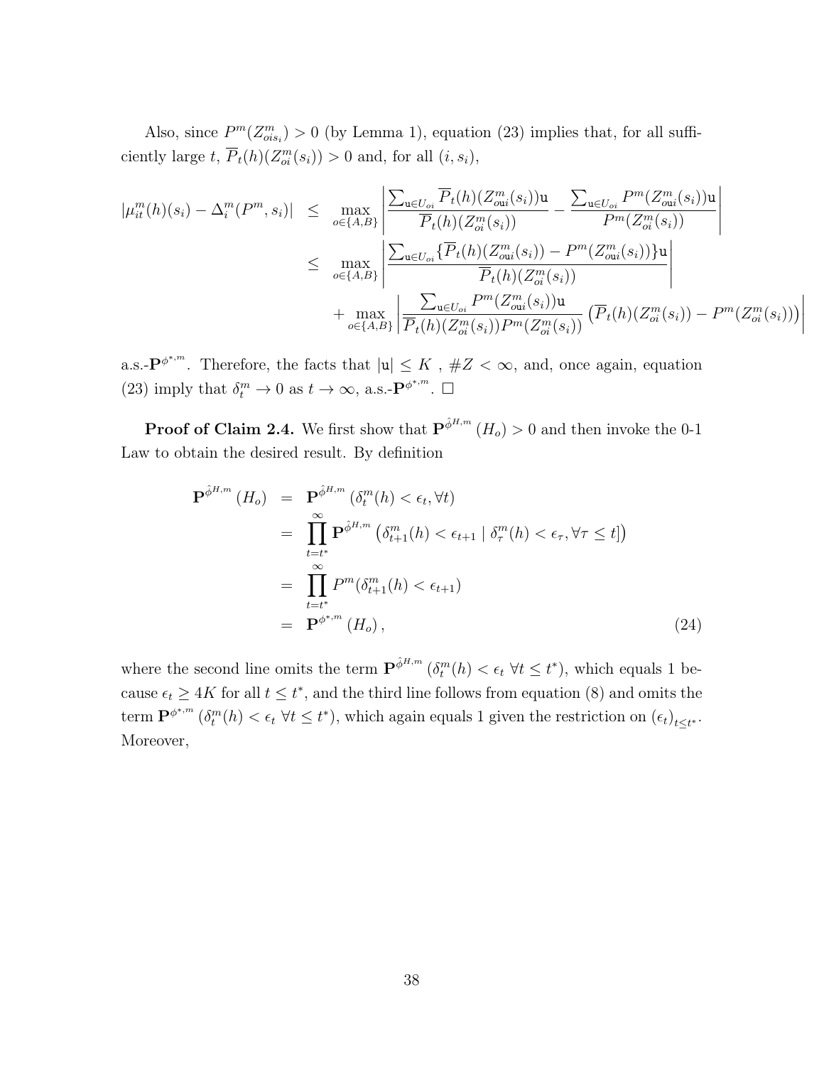Also, since $P^m(Z^m_{ois_i}) > 0$ (by Lemma 1), equation (23) implies that, for all sufficiently large $t$, $\overline{P}_t(h)(Z^m_{oi}(s_i)) > 0$ and, for all $(i, s_i)$,

$$
\begin{aligned}
|\mu^m_{it}(h)(s_i) - \Delta^m_i(P^m, s_i)| &\leq \max_{o\in\{A,B\}} \left| \frac{\sum_{\mathtt{u}\in U_{oi}} \overline{P}_t(h)(Z^m_{o\mathtt{u}i}(s_i))\mathtt{u}}{\overline{P}_t(h)(Z^m_{oi}(s_i))} - \frac{\sum_{\mathtt{u}\in U_{oi}} P^m(Z^m_{o\mathtt{u}i}(s_i))\mathtt{u}}{P^m(Z^m_{oi}(s_i))} \right| \\
&\leq \max_{o\in\{A,B\}} \left| \frac{\sum_{\mathtt{u}\in U_{oi}} \{\overline{P}_t(h)(Z^m_{o\mathtt{u}i}(s_i)) - P^m(Z^m_{o\mathtt{u}i}(s_i))\}\mathtt{u}}{\overline{P}_t(h)(Z^m_{oi}(s_i))} \right| \\
&\quad + \max_{o\in\{A,B\}} \left| \frac{\sum_{\mathtt{u}\in U_{oi}} P^m(Z^m_{o\mathtt{u}i}(s_i))\mathtt{u}}{\overline{P}_t(h)(Z^m_{oi}(s_i))P^m(Z^m_{oi}(s_i))} \left(\overline{P}_t(h)(Z^m_{oi}(s_i)) - P^m(Z^m_{oi}(s_i))\right) \right|
\end{aligned}
$$

a.s.-$\mathbf{P}^{\phi^*,m}$. Therefore, the facts that $|\mathtt{u}| \leq K$ , $\#Z < \infty$, and, once again, equation (23) imply that $\delta^m_t \to 0$ as $t \to \infty$, a.s.-$\mathbf{P}^{\phi^*,m}$. $\square$

**Proof of Claim 2.4.** We first show that $\mathbf{P}^{\hat{\phi}^{H,m}}(H_o) > 0$ and then invoke the 0-1 Law to obtain the desired result. By definition

$$
\begin{aligned}
\mathbf{P}^{\hat{\phi}^{H,m}}(H_o) &= \mathbf{P}^{\hat{\phi}^{H,m}}(\delta^m_t(h) < \epsilon_t, \forall t) \\
&= \prod_{t=t^*}^{\infty} \mathbf{P}^{\hat{\phi}^{H,m}}\left(\delta^m_{t+1}(h) < \epsilon_{t+1} \mid \delta^m_\tau(h) < \epsilon_\tau, \forall \tau \leq t]\right) \\
&= \prod_{t=t^*}^{\infty} P^m(\delta^m_{t+1}(h) < \epsilon_{t+1}) \\
&= \mathbf{P}^{\phi^*,m}(H_o),
\end{aligned} \tag{24}
$$

where the second line omits the term $\mathbf{P}^{\hat{\phi}^{H,m}}(\delta^m_t(h) < \epsilon_t \ \forall t \leq t^*)$, which equals 1 because $\epsilon_t \geq 4K$ for all $t \leq t^*$, and the third line follows from equation (8) and omits the term $\mathbf{P}^{\phi^*,m}(\delta^m_t(h) < \epsilon_t \ \forall t \leq t^*)$, which again equals 1 given the restriction on $(\epsilon_t)_{t\leq t^*}$. Moreover,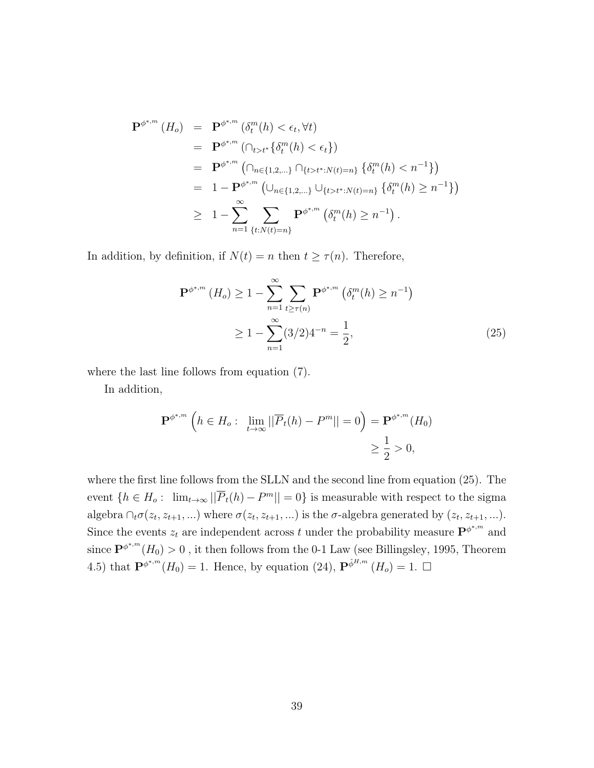$$
\begin{aligned}
\mathbf{P}^{\phi^*,m}(H_o) &= \mathbf{P}^{\phi^*,m}\left(\delta_t^m(h) < \epsilon_t, \forall t\right) \\
&= \mathbf{P}^{\phi^*,m}\left(\cap_{t>t^*}\{\delta_t^m(h) < \epsilon_t\}\right) \\
&= \mathbf{P}^{\phi^*,m}\left(\cap_{n\in\{1,2,\ldots\}} \cap_{\{t>t^*:N(t)=n\}} \left\{\delta_t^m(h) < n^{-1}\right\}\right) \\
&= 1 - \mathbf{P}^{\phi^*,m}\left(\cup_{n\in\{1,2,\ldots\}} \cup_{\{t>t^*:N(t)=n\}} \left\{\delta_t^m(h) \geq n^{-1}\right\}\right) \\
&\geq 1 - \sum_{n=1}^{\infty} \sum_{\{t:N(t)=n\}} \mathbf{P}^{\phi^*,m}\left(\delta_t^m(h) \geq n^{-1}\right).
\end{aligned}
$$

In addition, by definition, if $N(t) = n$ then $t \geq \tau(n)$. Therefore,

$$
\begin{aligned}
\mathbf{P}^{\phi^*,m}(H_o) &\geq 1 - \sum_{n=1}^{\infty} \sum_{t\geq\tau(n)} \mathbf{P}^{\phi^*,m}\left(\delta_t^m(h) \geq n^{-1}\right) \\
&\geq 1 - \sum_{n=1}^{\infty} (3/2)4^{-n} = \frac{1}{2},
\end{aligned} \tag{25}
$$

where the last line follows from equation (7).

In addition,

$$
\begin{aligned}
\mathbf{P}^{\phi^*,m}\left(h \in H_o : \lim_{t\to\infty} ||\overline{P}_t(h) - P^m|| = 0\right) &= \mathbf{P}^{\phi^*,m}(H_0) \\
&\geq \frac{1}{2} > 0,
\end{aligned}
$$

where the first line follows from the SLLN and the second line from equation (25). The event $\{h \in H_o : \lim_{t\to\infty} ||\overline{P}_t(h) - P^m|| = 0\}$ is measurable with respect to the sigma algebra $\cap_t \sigma(z_t, z_{t+1}, \ldots)$ where $\sigma(z_t, z_{t+1}, \ldots)$ is the $\sigma$-algebra generated by $(z_t, z_{t+1}, \ldots)$. Since the events $z_t$ are independent across $t$ under the probability measure $\mathbf{P}^{\phi^*,m}$ and since $\mathbf{P}^{\phi^*,m}(H_0) > 0$ , it then follows from the 0-1 Law (see Billingsley, 1995, Theorem 4.5) that $\mathbf{P}^{\phi^*,m}(H_0) = 1$. Hence, by equation (24), $\mathbf{P}^{\hat{\phi}^H,m}(H_o) = 1$. $\square$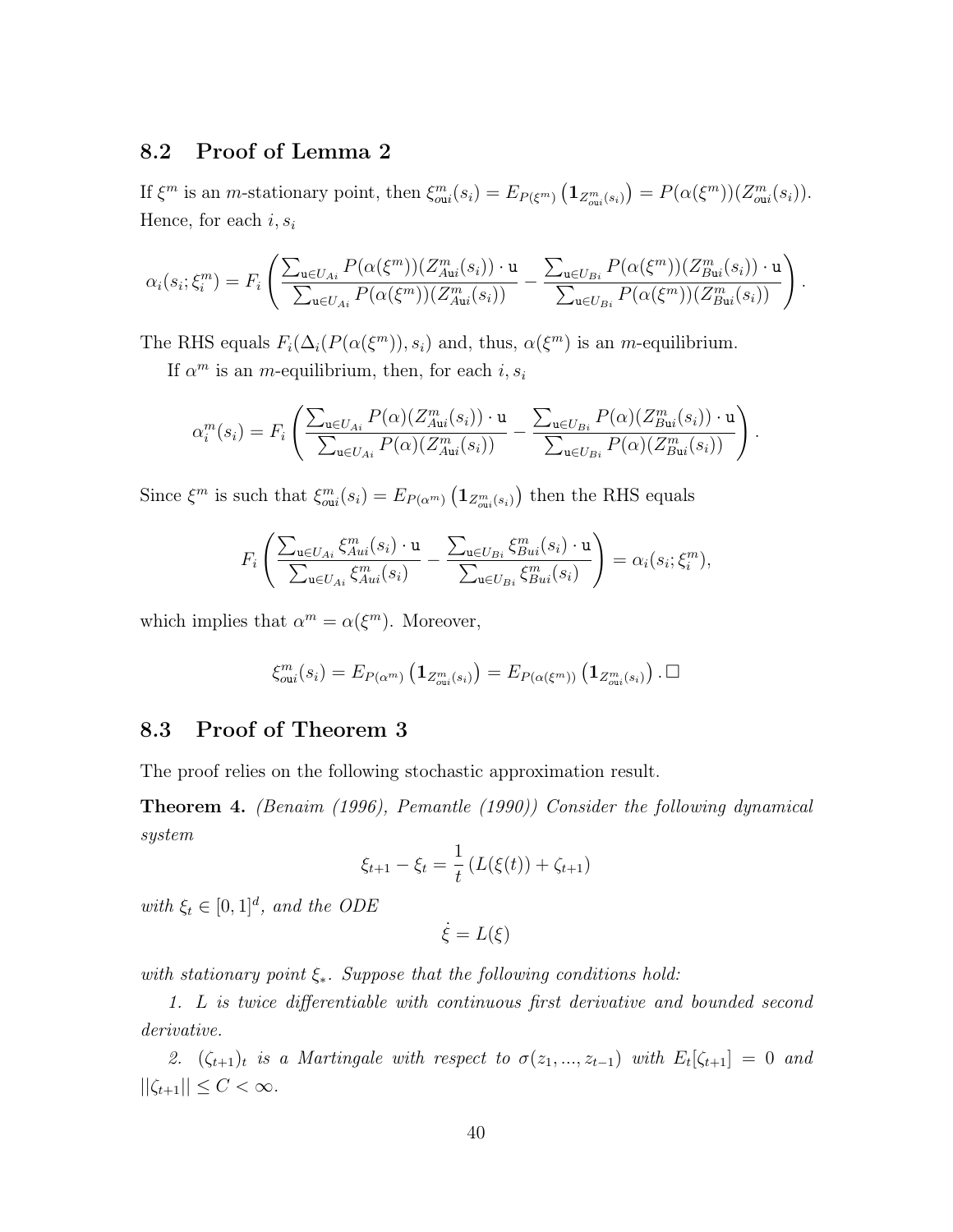## 8.2 Proof of Lemma 2

If $\xi^m$ is an $m$-stationary point, then $\xi^m_{o\mathtt{u}i}(s_i) = E_{P(\xi^m)}\left(\mathbf{1}_{Z^m_{o\mathtt{u}i}(s_i)}\right) = P(\alpha(\xi^m))(Z^m_{o\mathtt{u}i}(s_i))$. Hence, for each $i, s_i$

$$\alpha_i(s_i;\xi^m_i) = F_i\left(\frac{\sum_{\mathtt{u}\in U_{Ai}} P(\alpha(\xi^m))(Z^m_{A\mathtt{u}i}(s_i))\cdot \mathtt{u}}{\sum_{\mathtt{u}\in U_{Ai}} P(\alpha(\xi^m))(Z^m_{A\mathtt{u}i}(s_i))} - \frac{\sum_{\mathtt{u}\in U_{Bi}} P(\alpha(\xi^m))(Z^m_{B\mathtt{u}i}(s_i))\cdot \mathtt{u}}{\sum_{\mathtt{u}\in U_{Bi}} P(\alpha(\xi^m))(Z^m_{B\mathtt{u}i}(s_i))}\right).$$

The RHS equals $F_i(\Delta_i(P(\alpha(\xi^m)), s_i)$ and, thus, $\alpha(\xi^m)$ is an $m$-equilibrium.

If $\alpha^m$ is an $m$-equilibrium, then, for each $i, s_i$

$$\alpha^m_i(s_i) = F_i\left(\frac{\sum_{\mathtt{u}\in U_{Ai}} P(\alpha)(Z^m_{A\mathtt{u}i}(s_i))\cdot \mathtt{u}}{\sum_{\mathtt{u}\in U_{Ai}} P(\alpha)(Z^m_{A\mathtt{u}i}(s_i))} - \frac{\sum_{\mathtt{u}\in U_{Bi}} P(\alpha)(Z^m_{B\mathtt{u}i}(s_i))\cdot \mathtt{u}}{\sum_{\mathtt{u}\in U_{Bi}} P(\alpha)(Z^m_{B\mathtt{u}i}(s_i))}\right).$$

Since $\xi^m$ is such that $\xi^m_{oui}(s_i) = E_{P(\alpha^m)}\left(\mathbf{1}_{Z^m_{oui}(s_i)}\right)$ then the RHS equals

$$F_i\left(\frac{\sum_{\mathtt{u}\in U_{Ai}} \xi^m_{Aui}(s_i)\cdot \mathtt{u}}{\sum_{\mathtt{u}\in U_{Ai}} \xi^m_{Aui}(s_i)} - \frac{\sum_{\mathtt{u}\in U_{Bi}} \xi^m_{Bui}(s_i)\cdot \mathtt{u}}{\sum_{\mathtt{u}\in U_{Bi}} \xi^m_{Bui}(s_i)}\right) = \alpha_i(s_i;\xi^m_i),$$

which implies that $\alpha^m = \alpha(\xi^m)$. Moreover,

$$\xi^m_{o\mathtt{u}i}(s_i) = E_{P(\alpha^m)}\left(\mathbf{1}_{Z^m_{oui}(s_i)}\right) = E_{P(\alpha(\xi^m))}\left(\mathbf{1}_{Z^m_{oui}(s_i)}\right).\square$$

## 8.3 Proof of Theorem 3

The proof relies on the following stochastic approximation result.

**Theorem 4.** *(Benaim (1996), Pemantle (1990)) Consider the following dynamical system*

$$\xi_{t+1} - \xi_t = \frac{1}{t}\left(L(\xi(t)) + \zeta_{t+1}\right)$$

*with $\xi_t \in [0,1]^d$, and the ODE*

$$\dot{\xi} = L(\xi)$$

*with stationary point $\xi_*$. Suppose that the following conditions hold:*

*1. $L$ is twice differentiable with continuous first derivative and bounded second derivative.*

*2. $(\zeta_{t+1})_t$ is a Martingale with respect to $\sigma(z_1, ..., z_{t-1})$ with $E_t[\zeta_{t+1}] = 0$ and $||\zeta_{t+1}|| \leq C < \infty$.*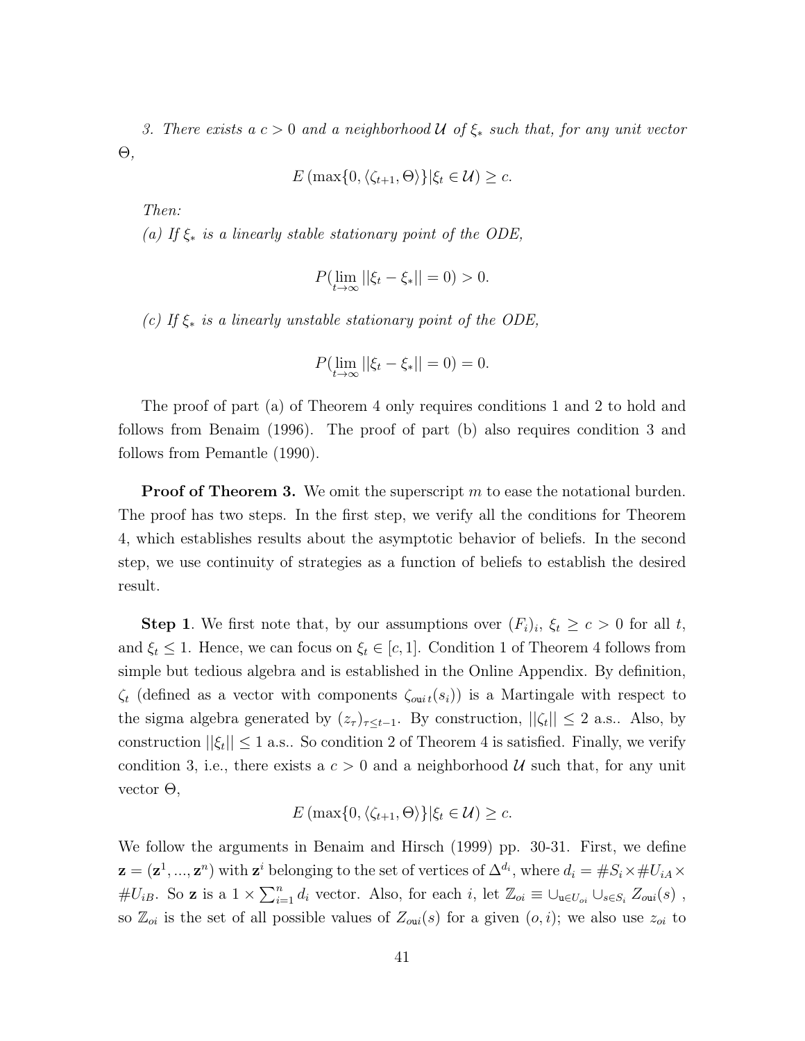*3. There exists a $c > 0$ and a neighborhood $\mathcal{U}$ of $\xi_*$ such that, for any unit vector $\Theta$,*

$$E\left(\max\{0, \langle \zeta_{t+1}, \Theta \rangle\} | \xi_t \in \mathcal{U}\right) \geq c.$$

*Then:*

*(a) If $\xi_*$ is a linearly stable stationary point of the ODE,*

$$P(\lim_{t\to\infty} ||\xi_t - \xi_*|| = 0) > 0.$$

*(c) If $\xi_*$ is a linearly unstable stationary point of the ODE,*

$$P(\lim_{t\to\infty} ||\xi_t - \xi_*|| = 0) = 0.$$

The proof of part (a) of Theorem 4 only requires conditions 1 and 2 to hold and follows from Benaim (1996). The proof of part (b) also requires condition 3 and follows from Pemantle (1990).

**Proof of Theorem 3.** We omit the superscript $m$ to ease the notational burden. The proof has two steps. In the first step, we verify all the conditions for Theorem 4, which establishes results about the asymptotic behavior of beliefs. In the second step, we use continuity of strategies as a function of beliefs to establish the desired result.

**Step 1**. We first note that, by our assumptions over $(F_i)_i$, $\xi_t \geq c > 0$ for all $t$, and $\xi_t \leq 1$. Hence, we can focus on $\xi_t \in [c, 1]$. Condition 1 of Theorem 4 follows from simple but tedious algebra and is established in the Online Appendix. By definition, $\zeta_t$ (defined as a vector with components $\zeta_{o\mathfrak{u}i\,t}(s_i)$) is a Martingale with respect to the sigma algebra generated by $(z_\tau)_{\tau \leq t-1}$. By construction, $||\zeta_t|| \leq 2$ a.s.. Also, by construction $||\xi_t|| \leq 1$ a.s.. So condition 2 of Theorem 4 is satisfied. Finally, we verify condition 3, i.e., there exists a $c > 0$ and a neighborhood $\mathcal{U}$ such that, for any unit vector $\Theta$,

$$E\left(\max\{0, \langle \zeta_{t+1}, \Theta \rangle\} | \xi_t \in \mathcal{U}\right) \geq c.$$

We follow the arguments in Benaim and Hirsch (1999) pp. 30-31. First, we define $\mathbf{z} = (\mathbf{z}^1, ..., \mathbf{z}^n)$ with $\mathbf{z}^i$ belonging to the set of vertices of $\Delta^{d_i}$, where $d_i = \#S_i \times \#U_{iA} \times \#U_{iB}$. So $\mathbf{z}$ is a $1 \times \sum_{i=1}^{n} d_i$ vector. Also, for each $i$, let $\mathbb{Z}_{oi} \equiv \cup_{\mathfrak{u} \in U_{oi}} \cup_{s \in S_i} Z_{o\mathfrak{u}i}(s)$ , so $\mathbb{Z}_{oi}$ is the set of all possible values of $Z_{o\mathfrak{u}i}(s)$ for a given $(o, i)$; we also use $z_{oi}$ to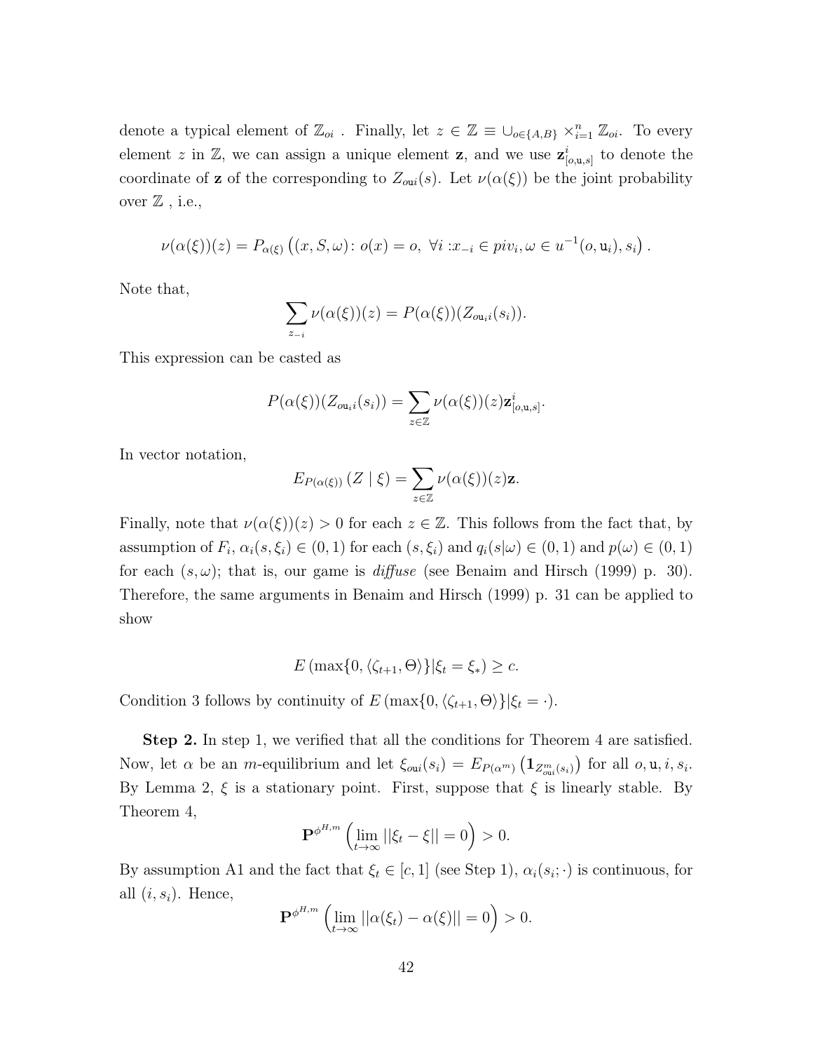denote a typical element of $\mathbb{Z}_{oi}$ . Finally, let $z \in \mathbb{Z} \equiv \cup_{o \in \{A,B\}} \times_{i=1}^{n} \mathbb{Z}_{oi}$. To every element $z$ in $\mathbb{Z}$, we can assign a unique element $\mathbf{z}$, and we use $\mathbf{z}^{i}_{[o,\mathtt{u},s]}$ to denote the coordinate of $\mathbf{z}$ of the corresponding to $Z_{o\mathtt{u}i}(s)$. Let $\nu(\alpha(\xi))$ be the joint probability over $\mathbb{Z}$ , i.e.,

$$\nu(\alpha(\xi))(z) = P_{\alpha(\xi)}\left((x, S, \omega) \colon o(x) = o, \ \forall i : x_{-i} \in piv_i, \omega \in u^{-1}(o, \mathtt{u}_i), s_i\right).$$

Note that,

$$\sum_{z_{-i}} \nu(\alpha(\xi))(z) = P(\alpha(\xi))(Z_{o\mathtt{u}_i i}(s_i)).$$

This expression can be casted as

$$P(\alpha(\xi))(Z_{o\mathtt{u}_i i}(s_i)) = \sum_{z \in \mathbb{Z}} \nu(\alpha(\xi))(z)\mathbf{z}^{i}_{[o,\mathtt{u},s]}.$$

In vector notation,

$$E_{P(\alpha(\xi))}\left(Z \mid \xi\right) = \sum_{z \in \mathbb{Z}} \nu(\alpha(\xi))(z)\mathbf{z}.$$

Finally, note that $\nu(\alpha(\xi))(z) > 0$ for each $z \in \mathbb{Z}$. This follows from the fact that, by assumption of $F_i$, $\alpha_i(s, \xi_i) \in (0, 1)$ for each $(s, \xi_i)$ and $q_i(s|\omega) \in (0, 1)$ and $p(\omega) \in (0, 1)$ for each $(s, \omega)$; that is, our game is *diffuse* (see Benaim and Hirsch (1999) p. 30). Therefore, the same arguments in Benaim and Hirsch (1999) p. 31 can be applied to show

$$E\left(\max\{0, \langle \zeta_{t+1}, \Theta\rangle\} | \xi_t = \xi_*\right) \geq c.$$

Condition 3 follows by continuity of $E\left(\max\{0, \langle \zeta_{t+1}, \Theta\rangle\} | \xi_t = \cdot\right)$.

**Step 2.** In step 1, we verified that all the conditions for Theorem 4 are satisfied. Now, let $\alpha$ be an $m$-equilibrium and let $\xi_{o\mathtt{u}i}(s_i) = E_{P(\alpha^m)}\left(\mathbf{1}_{Z^m_{o\mathtt{u}i}(s_i)}\right)$ for all $o, \mathtt{u}, i, s_i$. By Lemma 2, $\xi$ is a stationary point. First, suppose that $\xi$ is linearly stable. By Theorem 4,

$$\mathbf{P}^{\phi^{H,m}}\left(\lim_{t\to\infty} ||\xi_t - \xi|| = 0\right) > 0.$$

By assumption A1 and the fact that $\xi_t \in [c, 1]$ (see Step 1), $\alpha_i(s_i; \cdot)$ is continuous, for all $(i, s_i)$. Hence,

$$\mathbf{P}^{\phi^{H,m}}\left(\lim_{t\to\infty} ||\alpha(\xi_t) - \alpha(\xi)|| = 0\right) > 0.$$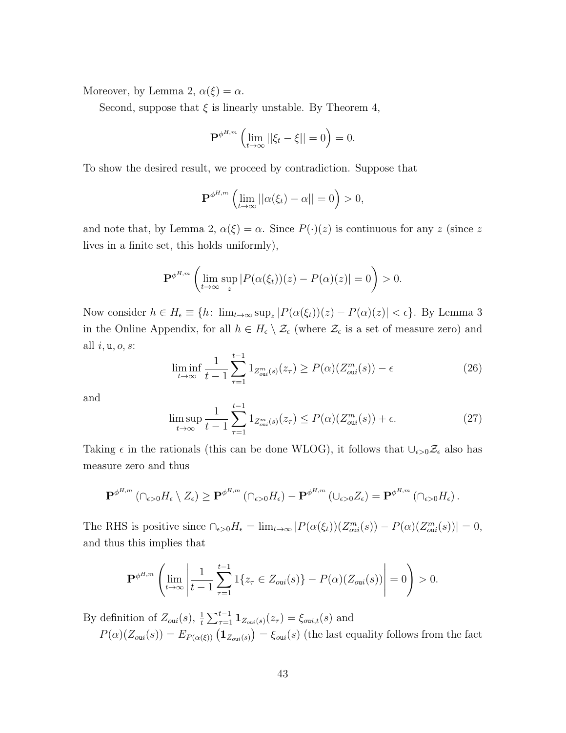Moreover, by Lemma 2, $\alpha(\xi) = \alpha$.

Second, suppose that $\xi$ is linearly unstable. By Theorem 4,

$$\mathbf{P}^{\phi^{H,m}}\left(\lim_{t\to\infty} ||\xi_t - \xi|| = 0\right) = 0.$$

To show the desired result, we proceed by contradiction. Suppose that

$$\mathbf{P}^{\phi^{H,m}}\left(\lim_{t\to\infty} ||\alpha(\xi_t) - \alpha|| = 0\right) > 0,$$

and note that, by Lemma 2, $\alpha(\xi) = \alpha$. Since $P(\cdot)(z)$ is continuous for any $z$ (since $z$ lives in a finite set, this holds uniformly),

$$\mathbf{P}^{\phi^{H,m}}\left(\lim_{t\to\infty} \sup_z |P(\alpha(\xi_t))(z) - P(\alpha)(z)| = 0\right) > 0.$$

Now consider $h \in H_\epsilon \equiv \{h\colon \lim_{t\to\infty} \sup_z |P(\alpha(\xi_t))(z) - P(\alpha)(z)| < \epsilon\}$. By Lemma 3 in the Online Appendix, for all $h \in H_\epsilon \setminus \mathcal{Z}_\epsilon$ (where $\mathcal{Z}_\epsilon$ is a set of measure zero) and all $i, \mathtt{u}, o, s$:

$$\liminf_{t\to\infty} \frac{1}{t-1}\sum_{\tau=1}^{t-1} 1_{Z^m_{o\mathtt{u}i}(s)}(z_\tau) \geq P(\alpha)(Z^m_{o\mathtt{u}i}(s)) - \epsilon \tag{26}$$

and

$$\limsup_{t\to\infty} \frac{1}{t-1}\sum_{\tau=1}^{t-1} 1_{Z^m_{o\mathtt{u}i}(s)}(z_\tau) \leq P(\alpha)(Z^m_{o\mathtt{u}i}(s)) + \epsilon. \tag{27}$$

Taking $\epsilon$ in the rationals (this can be done WLOG), it follows that $\cup_{\epsilon>0}\mathcal{Z}_\epsilon$ also has measure zero and thus

$$\mathbf{P}^{\phi^{H,m}}\left(\cap_{\epsilon>0} H_\epsilon \setminus Z_\epsilon\right) \geq \mathbf{P}^{\phi^{H,m}}\left(\cap_{\epsilon>0} H_\epsilon\right) - \mathbf{P}^{\phi^{H,m}}\left(\cup_{\epsilon>0} Z_\epsilon\right) = \mathbf{P}^{\phi^{H,m}}\left(\cap_{\epsilon>0} H_\epsilon\right).$$

The RHS is positive since $\cap_{\epsilon>0} H_\epsilon = \lim_{t\to\infty} |P(\alpha(\xi_t))(Z^m_{o\mathtt{u}i}(s)) - P(\alpha)(Z^m_{o\mathtt{u}i}(s))| = 0$, and thus this implies that

$$\mathbf{P}^{\phi^{H,m}}\left(\lim_{t\to\infty}\left|\frac{1}{t-1}\sum_{\tau=1}^{t-1} 1\{z_\tau \in Z_{o\mathtt{u}i}(s)\} - P(\alpha)(Z_{o\mathtt{u}i}(s))\right| = 0\right) > 0.$$

By definition of $Z_{o\mathtt{u}i}(s)$, $\frac{1}{t}\sum_{\tau=1}^{t-1} \mathbf{1}_{Z_{o\mathtt{u}i}(s)}(z_\tau) = \xi_{o\mathtt{u}i,t}(s)$ and

$P(\alpha)(Z_{o\mathtt{u}i}(s)) = E_{P(\alpha(\xi))}\left(\mathbf{1}_{Z_{o\mathtt{u}i}(s)}\right) = \xi_{o\mathtt{u}i}(s)$ (the last equality follows from the fact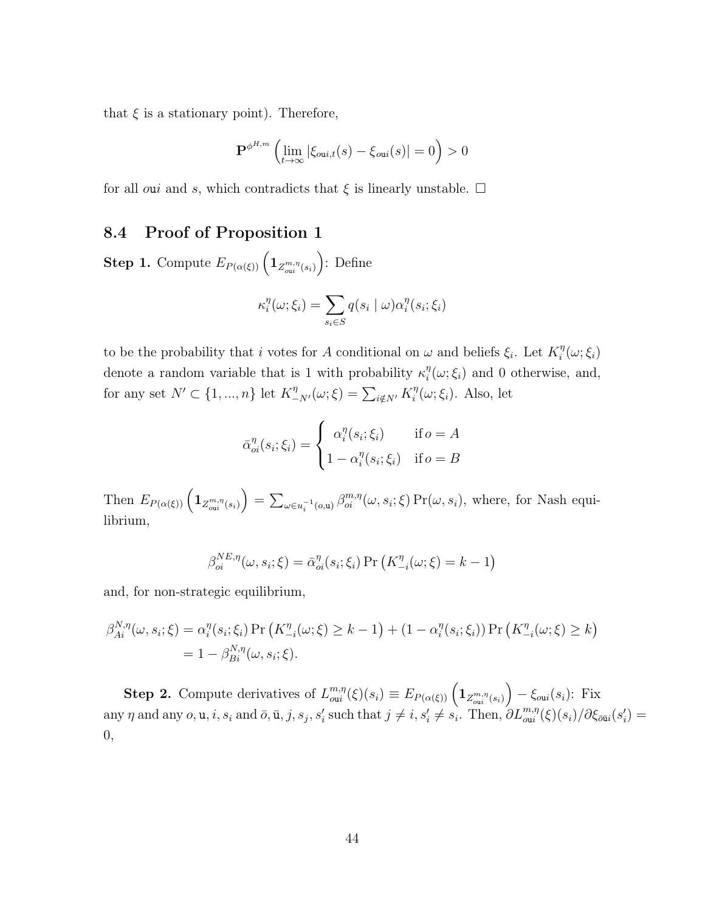that $\xi$ is a stationary point). Therefore,

$$\mathbf{P}^{\phi^{H,m}}\left(\lim_{t\to\infty}|\xi_{o\mathtt{u}i,t}(s)-\xi_{o\mathtt{u}i}(s)|=0\right)>0$$

for all $o\mathtt{u}i$ and $s$, which contradicts that $\xi$ is linearly unstable. $\square$

## 8.4 Proof of Proposition 1

**Step 1.** Compute $E_{P(\alpha(\xi))}\left(\mathbf{1}_{Z^{m,\eta}_{o\mathtt{u}i}(s_i)}\right)$: Define

$$\kappa_i^\eta(\omega;\xi_i)=\sum_{s_i\in S}q(s_i\mid\omega)\alpha_i^\eta(s_i;\xi_i)$$

to be the probability that $i$ votes for $A$ conditional on $\omega$ and beliefs $\xi_i$. Let $K_i^\eta(\omega;\xi_i)$ denote a random variable that is 1 with probability $\kappa_i^\eta(\omega;\xi_i)$ and 0 otherwise, and, for any set $N'\subset\{1,...,n\}$ let $K^\eta_{-N'}(\omega;\xi)=\sum_{i\notin N'}K_i^\eta(\omega;\xi_i)$. Also, let

$$\bar{\alpha}^\eta_{oi}(s_i;\xi_i)=\begin{cases}\alpha_i^\eta(s_i;\xi_i) & \text{if } o=A\\ 1-\alpha_i^\eta(s_i;\xi_i) & \text{if } o=B\end{cases}$$

Then $E_{P(\alpha(\xi))}\left(\mathbf{1}_{Z^{m,\eta}_{o\mathtt{u}i}(s_i)}\right)=\sum_{\omega\in u_i^{-1}(o,\mathtt{u})}\beta^{m,\eta}_{oi}(\omega,s_i;\xi)\Pr(\omega,s_i)$, where, for Nash equilibrium,

$$\beta^{NE,\eta}_{oi}(\omega,s_i;\xi)=\bar{\alpha}^\eta_{oi}(s_i;\xi_i)\Pr\left(K^\eta_{-i}(\omega;\xi)=k-1\right)$$

and, for non-strategic equilibrium,

$$\begin{aligned}\beta^{N,\eta}_{Ai}(\omega,s_i;\xi)&=\alpha_i^\eta(s_i;\xi_i)\Pr\left(K^\eta_{-i}(\omega;\xi)\geq k-1\right)+(1-\alpha_i^\eta(s_i;\xi_i))\Pr\left(K^\eta_{-i}(\omega;\xi)\geq k\right)\\&=1-\beta^{N,\eta}_{Bi}(\omega,s_i;\xi).\end{aligned}$$

**Step 2.** Compute derivatives of $L^{m,\eta}_{o\mathtt{u}i}(\xi)(s_i)\equiv E_{P(\alpha(\xi))}\left(\mathbf{1}_{Z^{m,\eta}_{o\mathtt{u}i}(s_i)}\right)-\xi_{o\mathtt{u}i}(s_i)$: Fix any $\eta$ and any $o,\mathtt{u},i,s_i$ and $\bar{o},\bar{\mathtt{u}},j,s_j,s_i'$ such that $j\neq i, s_i'\neq s_i$. Then, $\partial L^{m,\eta}_{o\mathtt{u}i}(\xi)(s_i)/\partial\xi_{\bar{o}\bar{\mathtt{u}}i}(s_i')=0$,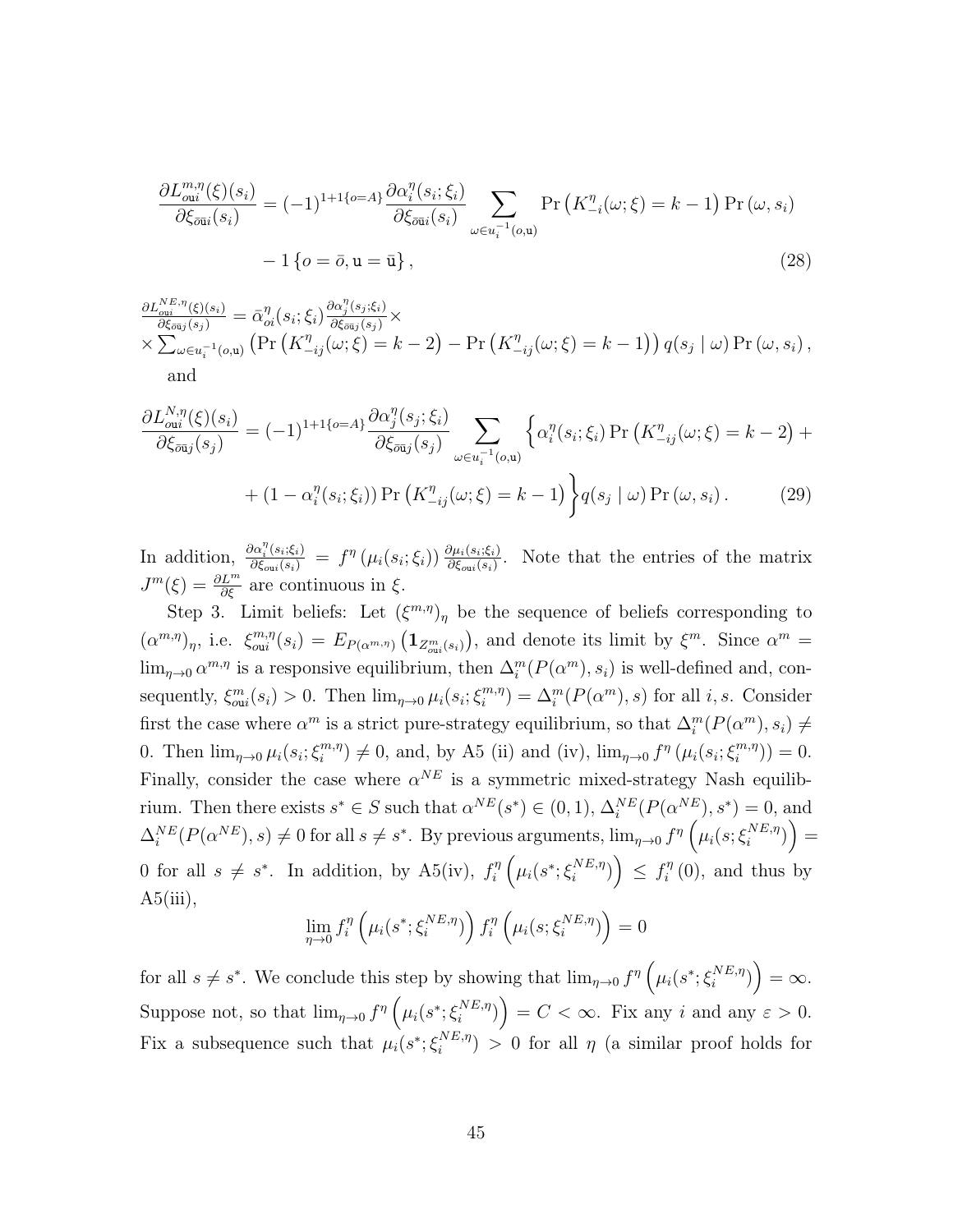$$\frac{\partial L^{m,\eta}_{o\mathfrak{u}i}(\xi)(s_i)}{\partial \xi_{\bar{o}\bar{\mathfrak{u}}i}(s_i)} = (-1)^{1+1\{o=A\}} \frac{\partial \alpha^{\eta}_i(s_i;\xi_i)}{\partial \xi_{\bar{o}\bar{\mathfrak{u}}i}(s_i)} \sum_{\omega \in u_i^{-1}(o,\mathfrak{u})} \Pr\left(K^{\eta}_{-i}(\omega;\xi) = k-1\right) \Pr(\omega, s_i)$$
$$- 1\{o = \bar{o}, \mathfrak{u} = \bar{\mathfrak{u}}\}, \tag{28}$$

$\frac{\partial L^{NE,\eta}_{o\mathfrak{u}i}(\xi)(s_i)}{\partial \xi_{\bar{o}\bar{\mathfrak{u}}j}(s_j)} = \bar{\alpha}^{\eta}_{oi}(s_i;\xi_i) \frac{\partial \alpha^{\eta}_j(s_j;\xi_i)}{\partial \xi_{\bar{o}\bar{\mathfrak{u}}j}(s_j)} \times$
$\times \sum_{\omega \in u_i^{-1}(o,\mathfrak{u})} \left(\Pr\left(K^{\eta}_{-ij}(\omega;\xi) = k-2\right) - \Pr\left(K^{\eta}_{-ij}(\omega;\xi) = k-1\right)\right) q(s_j \mid \omega) \Pr(\omega, s_i),$
and

$$\frac{\partial L^{N,\eta}_{o\mathfrak{u}i}(\xi)(s_i)}{\partial \xi_{\bar{o}\bar{\mathfrak{u}}j}(s_j)} = (-1)^{1+1\{o=A\}} \frac{\partial \alpha^{\eta}_j(s_j;\xi_i)}{\partial \xi_{\bar{o}\bar{\mathfrak{u}}j}(s_j)} \sum_{\omega \in u_i^{-1}(o,\mathfrak{u})} \Big\{ \alpha^{\eta}_i(s_i;\xi_i) \Pr\left(K^{\eta}_{-ij}(\omega;\xi) = k-2\right) +$$
$$+ (1 - \alpha^{\eta}_i(s_i;\xi_i)) \Pr\left(K^{\eta}_{-ij}(\omega;\xi) = k-1\right) \Big\} q(s_j \mid \omega) \Pr(\omega, s_i). \tag{29}$$

In addition, $\frac{\partial \alpha^{\eta}_i(s_i;\xi_i)}{\partial \xi_{oui}(s_i)} = f^{\eta}(\mu_i(s_i;\xi_i)) \frac{\partial \mu_i(s_i;\xi_i)}{\partial \xi_{oui}(s_i)}$. Note that the entries of the matrix $J^m(\xi) = \frac{\partial L^m}{\partial \xi}$ are continuous in $\xi$.

Step 3. Limit beliefs: Let $(\xi^{m,\eta})_\eta$ be the sequence of beliefs corresponding to $(\alpha^{m,\eta})_\eta$, i.e. $\xi^{m,\eta}_{o\mathfrak{u}i}(s_i) = E_{P(\alpha^{m,\eta})}\left(\mathbf{1}_{Z^m_{o\mathfrak{u}i}(s_i)}\right)$, and denote its limit by $\xi^m$. Since $\alpha^m = \lim_{\eta\to 0} \alpha^{m,\eta}$ is a responsive equilibrium, then $\Delta^m_i(P(\alpha^m), s_i)$ is well-defined and, consequently, $\xi^m_{o\mathfrak{u}i}(s_i) > 0$. Then $\lim_{\eta\to 0} \mu_i(s_i;\xi^{m,\eta}_i) = \Delta^m_i(P(\alpha^m), s)$ for all $i, s$. Consider first the case where $\alpha^m$ is a strict pure-strategy equilibrium, so that $\Delta^m_i(P(\alpha^m), s_i) \neq 0$. Then $\lim_{\eta\to 0} \mu_i(s_i;\xi^{m,\eta}_i) \neq 0$, and, by A5 (ii) and (iv), $\lim_{\eta\to 0} f^{\eta}(\mu_i(s_i;\xi^{m,\eta}_i)) = 0$. Finally, consider the case where $\alpha^{NE}$ is a symmetric mixed-strategy Nash equilibrium. Then there exists $s^* \in S$ such that $\alpha^{NE}(s^*) \in (0,1)$, $\Delta^{NE}_i(P(\alpha^{NE}), s^*) = 0$, and $\Delta^{NE}_i(P(\alpha^{NE}), s) \neq 0$ for all $s \neq s^*$. By previous arguments, $\lim_{\eta\to 0} f^{\eta}\left(\mu_i(s;\xi^{NE,\eta}_i)\right) = 0$ for all $s \neq s^*$. In addition, by A5(iv), $f^{\eta}_i\left(\mu_i(s^*;\xi^{NE,\eta}_i)\right) \leq f^{\eta}_i(0)$, and thus by A5(iii),

$$\lim_{\eta\to 0} f^{\eta}_i\left(\mu_i(s^*;\xi^{NE,\eta}_i)\right) f^{\eta}_i\left(\mu_i(s;\xi^{NE,\eta}_i)\right) = 0$$

for all $s \neq s^*$. We conclude this step by showing that $\lim_{\eta\to 0} f^{\eta}\left(\mu_i(s^*;\xi^{NE,\eta}_i)\right) = \infty$. Suppose not, so that $\lim_{\eta\to 0} f^{\eta}\left(\mu_i(s^*;\xi^{NE,\eta}_i)\right) = C < \infty$. Fix any $i$ and any $\varepsilon > 0$. Fix a subsequence such that $\mu_i(s^*;\xi^{NE,\eta}_i) > 0$ for all $\eta$ (a similar proof holds for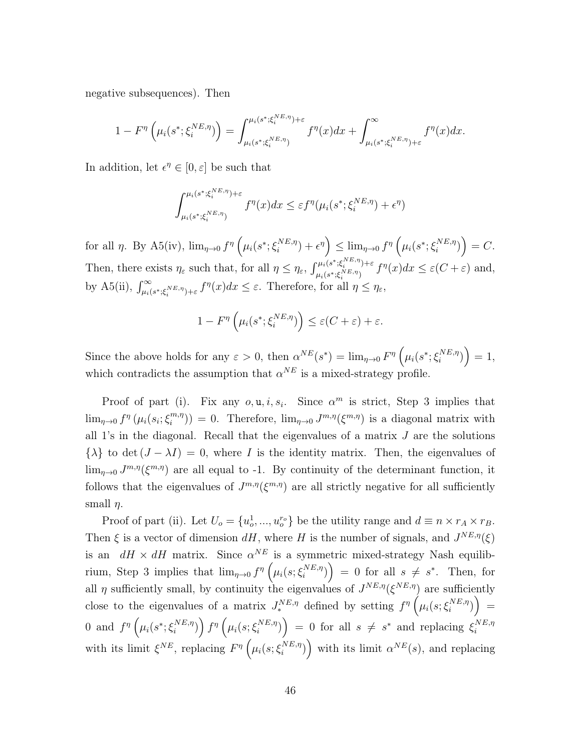negative subsequences). Then

$$1 - F^{\eta}\left(\mu_i(s^*; \xi_i^{NE,\eta})\right) = \int_{\mu_i(s^*;\xi_i^{NE,\eta})}^{\mu_i(s^*;\xi_i^{NE,\eta})+\varepsilon} f^{\eta}(x)dx + \int_{\mu_i(s^*;\xi_i^{NE,\eta})+\varepsilon}^{\infty} f^{\eta}(x)dx.$$

In addition, let $\epsilon^{\eta} \in [0, \varepsilon]$ be such that

$$\int_{\mu_i(s^*;\xi_i^{NE,\eta})}^{\mu_i(s^*;\xi_i^{NE,\eta})+\varepsilon} f^{\eta}(x)dx \leq \varepsilon f^{\eta}(\mu_i(s^*; \xi_i^{NE,\eta}) + \epsilon^{\eta})$$

for all $\eta$. By A5(iv), $\lim_{\eta \to 0} f^{\eta}\left(\mu_i(s^*; \xi_i^{NE,\eta}) + \epsilon^{\eta}\right) \leq \lim_{\eta \to 0} f^{\eta}\left(\mu_i(s^*; \xi_i^{NE,\eta})\right) = C$. Then, there exists $\eta_{\varepsilon}$ such that, for all $\eta \leq \eta_{\varepsilon}$, $\int_{\mu_i(s^*;\xi_i^{NE,\eta})}^{\mu_i(s^*;\xi_i^{NE,\eta})+\varepsilon} f^{\eta}(x)dx \leq \varepsilon(C + \varepsilon)$ and, by A5(ii), $\int_{\mu_i(s^*;\xi_i^{NE,\eta})+\varepsilon}^{\infty} f^{\eta}(x)dx \leq \varepsilon$. Therefore, for all $\eta \leq \eta_{\varepsilon}$,

$$1 - F^{\eta}\left(\mu_i(s^*; \xi_i^{NE,\eta})\right) \leq \varepsilon(C + \varepsilon) + \varepsilon.$$

Since the above holds for any $\varepsilon > 0$, then $\alpha^{NE}(s^*) = \lim_{\eta \to 0} F^{\eta}\left(\mu_i(s^*; \xi_i^{NE,\eta})\right) = 1$, which contradicts the assumption that $\alpha^{NE}$ is a mixed-strategy profile.

Proof of part (i). Fix any $o, \mathtt{u}, i, s_i$. Since $\alpha^m$ is strict, Step 3 implies that $\lim_{\eta \to 0} f^{\eta}\left(\mu_i(s_i; \xi_i^{m,\eta})\right) = 0$. Therefore, $\lim_{\eta \to 0} J^{m,\eta}(\xi^{m,\eta})$ is a diagonal matrix with all 1's in the diagonal. Recall that the eigenvalues of a matrix $J$ are the solutions $\{\lambda\}$ to $\det(J - \lambda I) = 0$, where $I$ is the identity matrix. Then, the eigenvalues of $\lim_{\eta \to 0} J^{m,\eta}(\xi^{m,\eta})$ are all equal to -1. By continuity of the determinant function, it follows that the eigenvalues of $J^{m,\eta}(\xi^{m,\eta})$ are all strictly negative for all sufficiently small $\eta$.

Proof of part (ii). Let $U_o = \{u_o^1, ..., u_o^{r_o}\}$ be the utility range and $d \equiv n \times r_A \times r_B$. Then $\xi$ is a vector of dimension $dH$, where $H$ is the number of signals, and $J^{NE,\eta}(\xi)$ is an $dH \times dH$ matrix. Since $\alpha^{NE}$ is a symmetric mixed-strategy Nash equilibrium, Step 3 implies that $\lim_{\eta \to 0} f^{\eta}\left(\mu_i(s; \xi_i^{NE,\eta})\right) = 0$ for all $s \neq s^*$. Then, for all $\eta$ sufficiently small, by continuity the eigenvalues of $J^{NE,\eta}(\xi^{NE,\eta})$ are sufficiently close to the eigenvalues of a matrix $J_*^{NE,\eta}$ defined by setting $f^{\eta}\left(\mu_i(s; \xi_i^{NE,\eta})\right) = 0$ and $f^{\eta}\left(\mu_i(s^*; \xi_i^{NE,\eta})\right) f^{\eta}\left(\mu_i(s; \xi_i^{NE,\eta})\right) = 0$ for all $s \neq s^*$ and replacing $\xi_i^{NE,\eta}$ with its limit $\xi^{NE}$, replacing $F^{\eta}\left(\mu_i(s; \xi_i^{NE,\eta})\right)$ with its limit $\alpha^{NE}(s)$, and replacing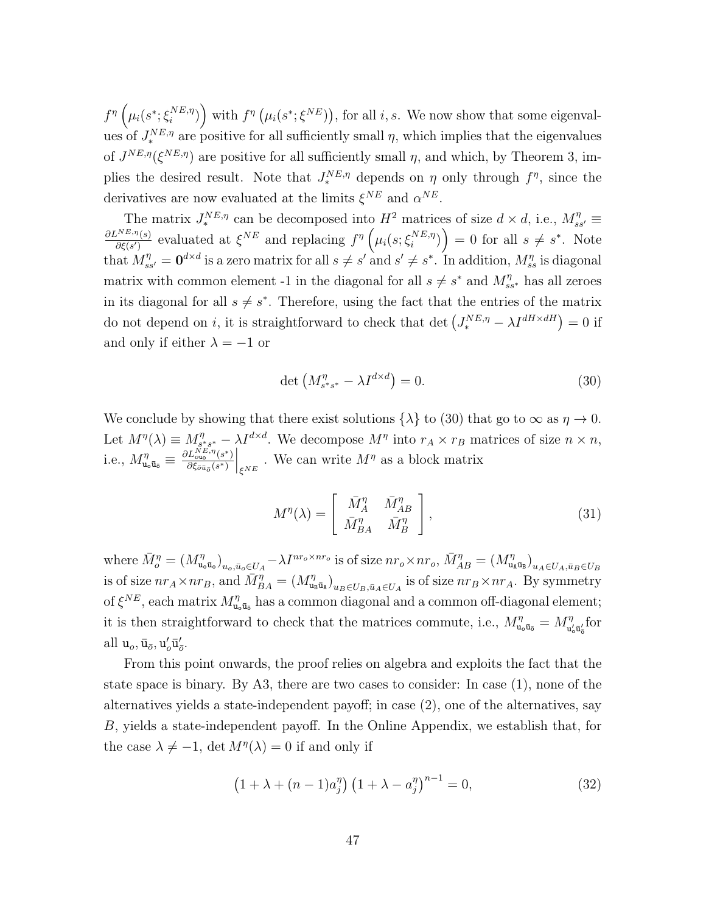$f^\eta\left(\mu_i(s^*;\xi_i^{NE,\eta})\right)$ with $f^\eta\left(\mu_i(s^*;\xi^{NE})\right)$, for all $i,s$. We now show that some eigenvalues of $J_*^{NE,\eta}$ are positive for all sufficiently small $\eta$, which implies that the eigenvalues of $J^{NE,\eta}(\xi^{NE,\eta})$ are positive for all sufficiently small $\eta$, and which, by Theorem 3, implies the desired result. Note that $J_*^{NE,\eta}$ depends on $\eta$ only through $f^\eta$, since the derivatives are now evaluated at the limits $\xi^{NE}$ and $\alpha^{NE}$.

The matrix $J_*^{NE,\eta}$ can be decomposed into $H^2$ matrices of size $d\times d$, i.e., $M_{ss'}^\eta \equiv \frac{\partial L^{NE,\eta}(s)}{\partial \xi(s')}$ evaluated at $\xi^{NE}$ and replacing $f^\eta\left(\mu_i(s;\xi_i^{NE,\eta})\right)=0$ for all $s\neq s^*$. Note that $M_{ss'}^\eta = \mathbf{0}^{d\times d}$ is a zero matrix for all $s\neq s'$ and $s'\neq s^*$. In addition, $M_{ss}^\eta$ is diagonal matrix with common element -1 in the diagonal for all $s\neq s^*$ and $M_{ss^*}^\eta$ has all zeroes in its diagonal for all $s\neq s^*$. Therefore, using the fact that the entries of the matrix do not depend on $i$, it is straightforward to check that $\det\left(J_*^{NE,\eta}-\lambda I^{dH\times dH}\right)=0$ if and only if either $\lambda=-1$ or

$$\det\left(M_{s^*s^*}^\eta-\lambda I^{d\times d}\right)=0. \tag{30}$$

We conclude by showing that there exist solutions $\{\lambda\}$ to (30) that go to $\infty$ as $\eta\to 0$. Let $M^\eta(\lambda)\equiv M_{s^*s^*}^\eta-\lambda I^{d\times d}$. We decompose $M^\eta$ into $r_A\times r_B$ matrices of size $n\times n$, i.e., $M_{\mathtt{u}_o\bar{\mathtt{u}}_{\bar{o}}}^\eta \equiv \left.\frac{\partial L_{o u_o}^{NE,\eta}(s^*)}{\partial \xi_{\bar{o}\bar{u}_{\bar{o}}}(s^*)}\right|_{\xi^{NE}}$. We can write $M^\eta$ as a block matrix

$$M^\eta(\lambda)=\begin{bmatrix}\bar{M}_A^\eta & \bar{M}_{AB}^\eta\\ \bar{M}_{BA}^\eta & \bar{M}_B^\eta\end{bmatrix}, \tag{31}$$

where $\bar{M}_o^\eta=\left(M_{\mathtt{u}_o\bar{\mathtt{u}}_o}^\eta\right)_{u_o,\bar{u}_o\in U_A}-\lambda I^{nr_o\times nr_o}$ is of size $nr_o\times nr_o$, $\bar{M}_{AB}^\eta=\left(M_{\mathtt{u}_A\bar{\mathtt{u}}_B}^\eta\right)_{u_A\in U_A,\bar{u}_B\in U_B}$ is of size $nr_A\times nr_B$, and $\bar{M}_{BA}^\eta=\left(M_{\mathtt{u}_B\bar{\mathtt{u}}_A}^\eta\right)_{u_B\in U_B,\bar{u}_A\in U_A}$ is of size $nr_B\times nr_A$. By symmetry of $\xi^{NE}$, each matrix $M_{\mathtt{u}_o\bar{\mathtt{u}}_{\bar{o}}}^\eta$ has a common diagonal and a common off-diagonal element; it is then straightforward to check that the matrices commute, i.e., $M_{\mathtt{u}_o\bar{\mathtt{u}}_{\bar{o}}}^\eta=M_{\mathtt{u}'_o\bar{\mathtt{u}}'_{\bar{o}}}^\eta$ for all $\mathtt{u}_o,\bar{\mathtt{u}}_{\bar{o}},\mathtt{u}'_o\bar{\mathtt{u}}'_{\bar{o}}$.

From this point onwards, the proof relies on algebra and exploits the fact that the state space is binary. By A3, there are two cases to consider: In case (1), none of the alternatives yields a state-independent payoff; in case (2), one of the alternatives, say $B$, yields a state-independent payoff. In the Online Appendix, we establish that, for the case $\lambda\neq -1$, $\det M^\eta(\lambda)=0$ if and only if

$$\left(1+\lambda+(n-1)a_j^\eta\right)\left(1+\lambda-a_j^\eta\right)^{n-1}=0, \tag{32}$$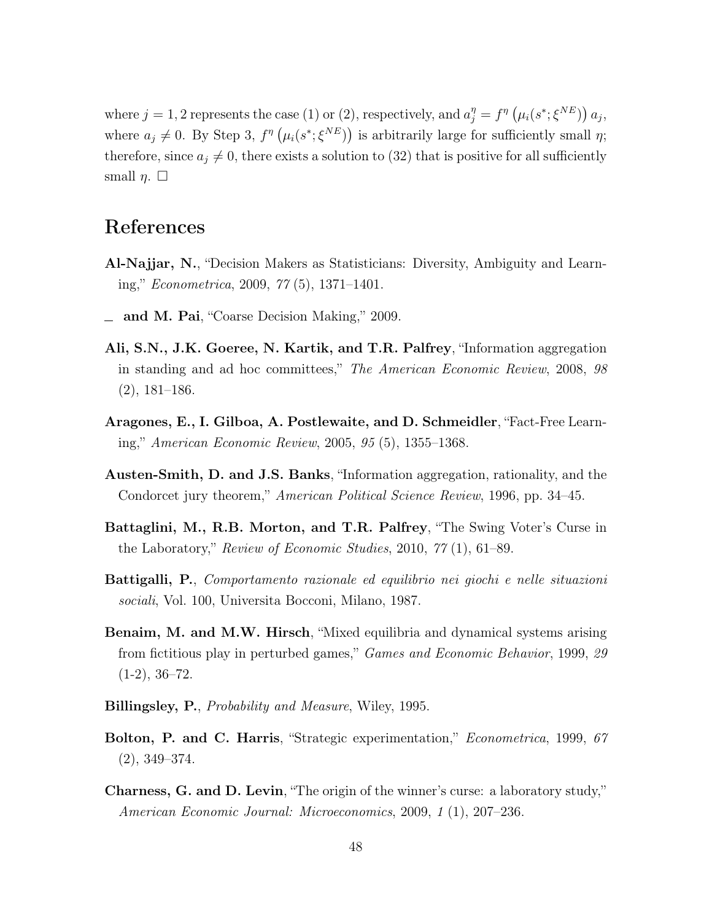where $j = 1, 2$ represents the case (1) or (2), respectively, and $a_j^\eta = f^\eta\left(\mu_i(s^*; \xi^{NE})\right) a_j$, where $a_j \neq 0$. By Step 3, $f^\eta\left(\mu_i(s^*; \xi^{NE})\right)$ is arbitrarily large for sufficiently small $\eta$; therefore, since $a_j \neq 0$, there exists a solution to (32) that is positive for all sufficiently small $\eta$. □

# References

**Al-Najjar, N.**, "Decision Makers as Statisticians: Diversity, Ambiguity and Learning," *Econometrica*, 2009, *77* (5), 1371–1401.

**\_ and M. Pai**, "Coarse Decision Making," 2009.

**Ali, S.N., J.K. Goeree, N. Kartik, and T.R. Palfrey**, "Information aggregation in standing and ad hoc committees," *The American Economic Review*, 2008, *98* (2), 181–186.

**Aragones, E., I. Gilboa, A. Postlewaite, and D. Schmeidler**, "Fact-Free Learning," *American Economic Review*, 2005, *95* (5), 1355–1368.

**Austen-Smith, D. and J.S. Banks**, "Information aggregation, rationality, and the Condorcet jury theorem," *American Political Science Review*, 1996, pp. 34–45.

**Battaglini, M., R.B. Morton, and T.R. Palfrey**, "The Swing Voter's Curse in the Laboratory," *Review of Economic Studies*, 2010, *77* (1), 61–89.

**Battigalli, P.**, *Comportamento razionale ed equilibrio nei giochi e nelle situazioni sociali*, Vol. 100, Universita Bocconi, Milano, 1987.

**Benaim, M. and M.W. Hirsch**, "Mixed equilibria and dynamical systems arising from fictitious play in perturbed games," *Games and Economic Behavior*, 1999, *29* (1-2), 36–72.

**Billingsley, P.**, *Probability and Measure*, Wiley, 1995.

**Bolton, P. and C. Harris**, "Strategic experimentation," *Econometrica*, 1999, *67* (2), 349–374.

**Charness, G. and D. Levin**, "The origin of the winner's curse: a laboratory study," *American Economic Journal: Microeconomics*, 2009, *1* (1), 207–236.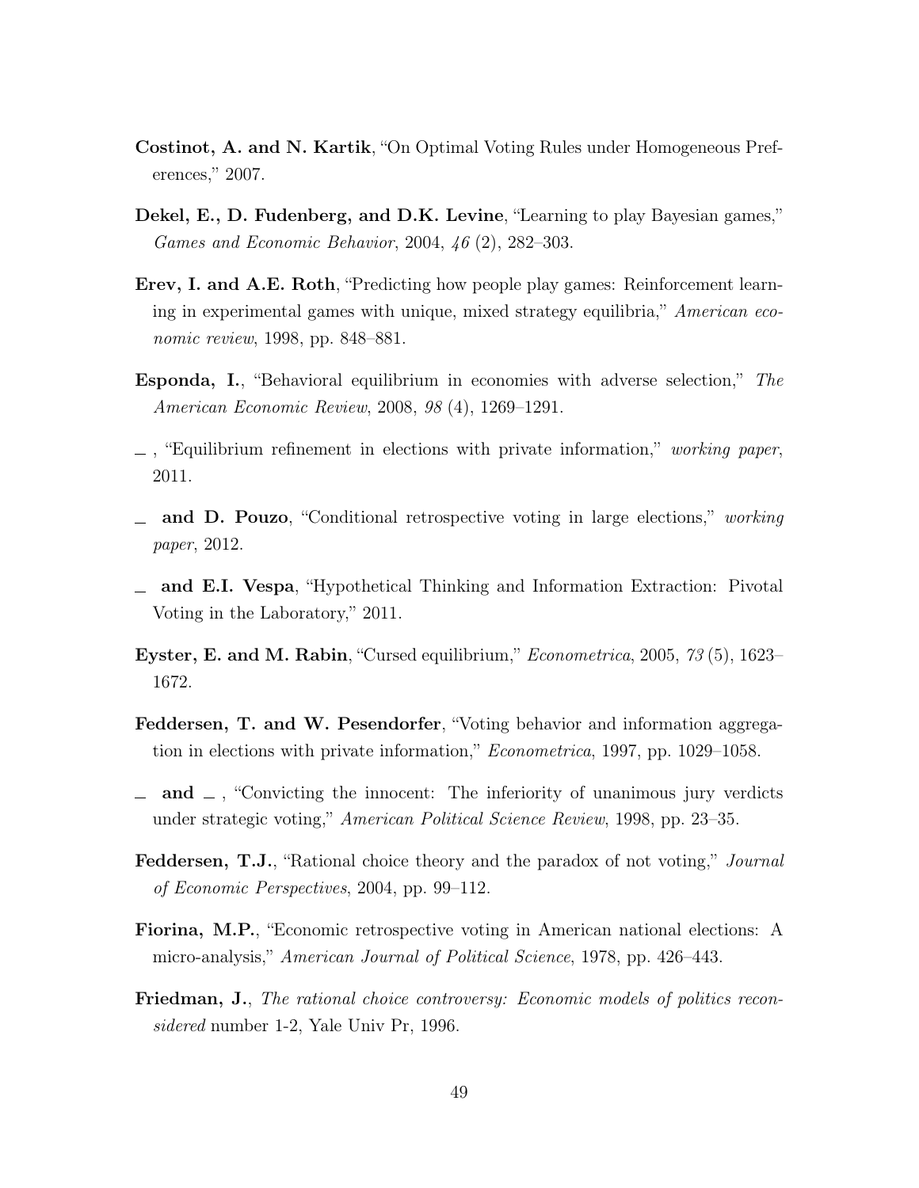**Costinot, A. and N. Kartik**, "On Optimal Voting Rules under Homogeneous Preferences," 2007.

**Dekel, E., D. Fudenberg, and D.K. Levine**, "Learning to play Bayesian games," *Games and Economic Behavior*, 2004, *46* (2), 282–303.

**Erev, I. and A.E. Roth**, "Predicting how people play games: Reinforcement learning in experimental games with unique, mixed strategy equilibria," *American economic review*, 1998, pp. 848–881.

**Esponda, I.**, "Behavioral equilibrium in economies with adverse selection," *The American Economic Review*, 2008, *98* (4), 1269–1291.

_ , "Equilibrium refinement in elections with private information," *working paper*, 2011.

_ **and D. Pouzo**, "Conditional retrospective voting in large elections," *working paper*, 2012.

_ **and E.I. Vespa**, "Hypothetical Thinking and Information Extraction: Pivotal Voting in the Laboratory," 2011.

**Eyster, E. and M. Rabin**, "Cursed equilibrium," *Econometrica*, 2005, *73* (5), 1623–1672.

**Feddersen, T. and W. Pesendorfer**, "Voting behavior and information aggregation in elections with private information," *Econometrica*, 1997, pp. 1029–1058.

_ **and** _ , "Convicting the innocent: The inferiority of unanimous jury verdicts under strategic voting," *American Political Science Review*, 1998, pp. 23–35.

**Feddersen, T.J.**, "Rational choice theory and the paradox of not voting," *Journal of Economic Perspectives*, 2004, pp. 99–112.

**Fiorina, M.P.**, "Economic retrospective voting in American national elections: A micro-analysis," *American Journal of Political Science*, 1978, pp. 426–443.

**Friedman, J.**, *The rational choice controversy: Economic models of politics reconsidered* number 1-2, Yale Univ Pr, 1996.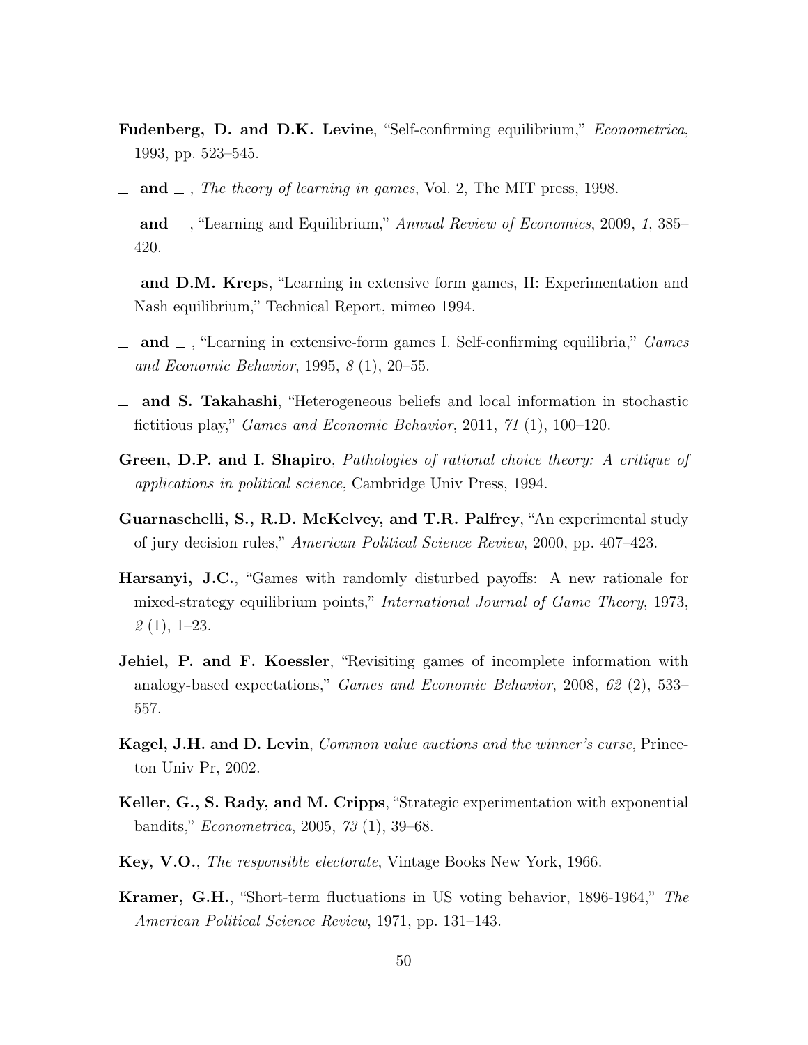**Fudenberg, D. and D.K. Levine**, "Self-confirming equilibrium," *Econometrica*, 1993, pp. 523–545.

_ **and** _ , *The theory of learning in games*, Vol. 2, The MIT press, 1998.

_ **and** _ , "Learning and Equilibrium," *Annual Review of Economics*, 2009, *1*, 385–420.

_ **and D.M. Kreps**, "Learning in extensive form games, II: Experimentation and Nash equilibrium," Technical Report, mimeo 1994.

_ **and** _ , "Learning in extensive-form games I. Self-confirming equilibria," *Games and Economic Behavior*, 1995, *8* (1), 20–55.

_ **and S. Takahashi**, "Heterogeneous beliefs and local information in stochastic fictitious play," *Games and Economic Behavior*, 2011, *71* (1), 100–120.

**Green, D.P. and I. Shapiro**, *Pathologies of rational choice theory: A critique of applications in political science*, Cambridge Univ Press, 1994.

**Guarnaschelli, S., R.D. McKelvey, and T.R. Palfrey**, "An experimental study of jury decision rules," *American Political Science Review*, 2000, pp. 407–423.

**Harsanyi, J.C.**, "Games with randomly disturbed payoffs: A new rationale for mixed-strategy equilibrium points," *International Journal of Game Theory*, 1973, *2* (1), 1–23.

**Jehiel, P. and F. Koessler**, "Revisiting games of incomplete information with analogy-based expectations," *Games and Economic Behavior*, 2008, *62* (2), 533–557.

**Kagel, J.H. and D. Levin**, *Common value auctions and the winner's curse*, Princeton Univ Pr, 2002.

**Keller, G., S. Rady, and M. Cripps**, "Strategic experimentation with exponential bandits," *Econometrica*, 2005, *73* (1), 39–68.

**Key, V.O.**, *The responsible electorate*, Vintage Books New York, 1966.

**Kramer, G.H.**, "Short-term fluctuations in US voting behavior, 1896-1964," *The American Political Science Review*, 1971, pp. 131–143.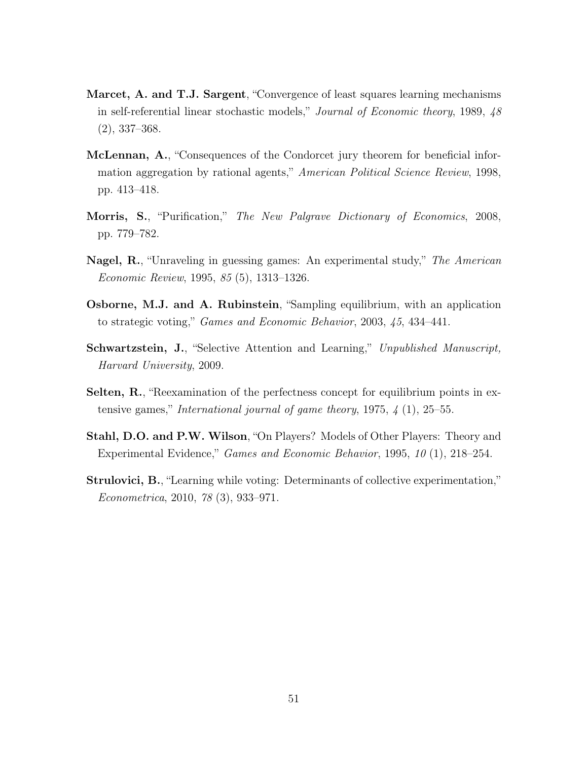**Marcet, A. and T.J. Sargent**, "Convergence of least squares learning mechanisms in self-referential linear stochastic models," *Journal of Economic theory*, 1989, *48* (2), 337–368.

**McLennan, A.**, "Consequences of the Condorcet jury theorem for beneficial information aggregation by rational agents," *American Political Science Review*, 1998, pp. 413–418.

**Morris, S.**, "Purification," *The New Palgrave Dictionary of Economics*, 2008, pp. 779–782.

**Nagel, R.**, "Unraveling in guessing games: An experimental study," *The American Economic Review*, 1995, *85* (5), 1313–1326.

**Osborne, M.J. and A. Rubinstein**, "Sampling equilibrium, with an application to strategic voting," *Games and Economic Behavior*, 2003, *45*, 434–441.

**Schwartzstein, J.**, "Selective Attention and Learning," *Unpublished Manuscript, Harvard University*, 2009.

**Selten, R.**, "Reexamination of the perfectness concept for equilibrium points in extensive games," *International journal of game theory*, 1975, *4* (1), 25–55.

**Stahl, D.O. and P.W. Wilson**, "On Players? Models of Other Players: Theory and Experimental Evidence," *Games and Economic Behavior*, 1995, *10* (1), 218–254.

**Strulovici, B.**, "Learning while voting: Determinants of collective experimentation," *Econometrica*, 2010, *78* (3), 933–971.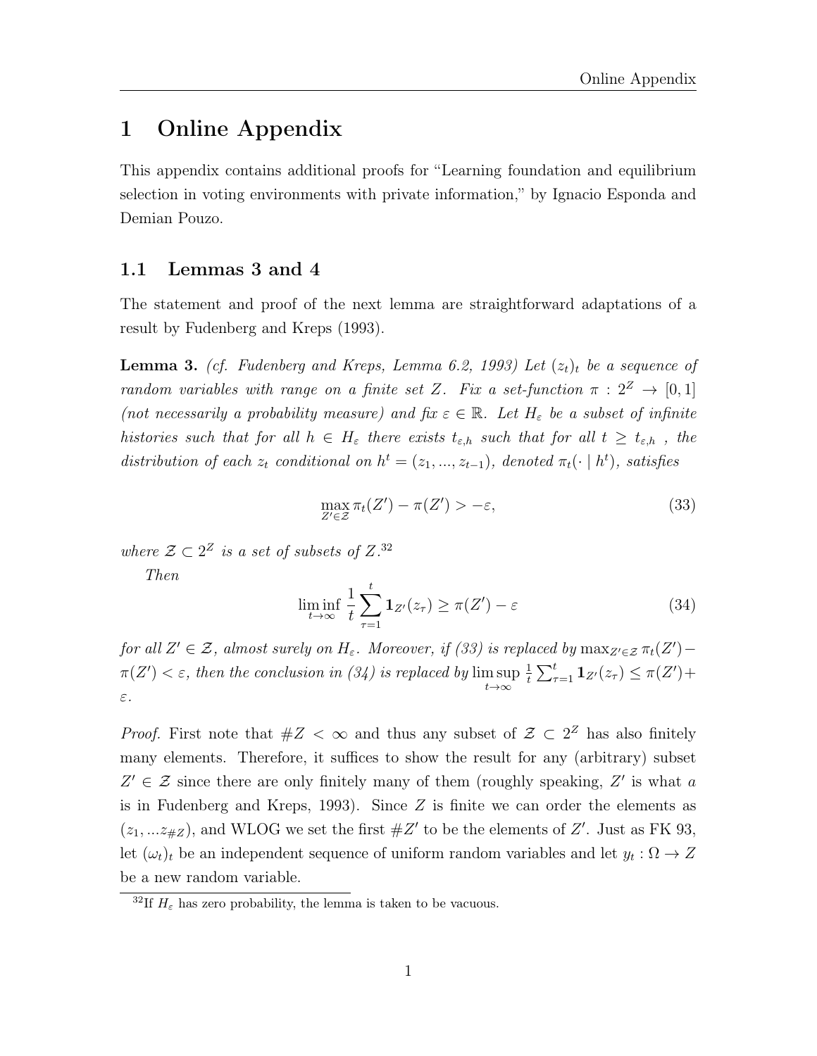# 1 Online Appendix

This appendix contains additional proofs for "Learning foundation and equilibrium selection in voting environments with private information," by Ignacio Esponda and Demian Pouzo.

## 1.1 Lemmas 3 and 4

The statement and proof of the next lemma are straightforward adaptations of a result by Fudenberg and Kreps (1993).

**Lemma 3.** *(cf. Fudenberg and Kreps, Lemma 6.2, 1993) Let $(z_t)_t$ be a sequence of random variables with range on a finite set $Z$. Fix a set-function $\pi : 2^Z \to [0,1]$ (not necessarily a probability measure) and fix $\varepsilon \in \mathbb{R}$. Let $H_\varepsilon$ be a subset of infinite histories such that for all $h \in H_\varepsilon$ there exists $t_{\varepsilon,h}$ such that for all $t \geq t_{\varepsilon,h}$ , the distribution of each $z_t$ conditional on $h^t = (z_1, ..., z_{t-1})$, denoted $\pi_t(\cdot \mid h^t)$, satisfies*

$$\max_{Z' \in \mathcal{Z}} \pi_t(Z') - \pi(Z') > -\varepsilon, \tag{33}$$

*where $\mathcal{Z} \subset 2^Z$ is a set of subsets of $Z$.*[32]

*Then*

$$\liminf_{t\to\infty} \frac{1}{t} \sum_{\tau=1}^{t} \mathbf{1}_{Z'}(z_\tau) \geq \pi(Z') - \varepsilon \tag{34}$$

*for all $Z' \in \mathcal{Z}$, almost surely on $H_\varepsilon$. Moreover, if (33) is replaced by $\max_{Z' \in \mathcal{Z}} \pi_t(Z') - \pi(Z') < \varepsilon$, then the conclusion in (34) is replaced by $\limsup_{t\to\infty} \frac{1}{t} \sum_{\tau=1}^{t} \mathbf{1}_{Z'}(z_\tau) \leq \pi(Z') + \varepsilon$.*

*Proof.* First note that $\#Z < \infty$ and thus any subset of $\mathcal{Z} \subset 2^Z$ has also finitely many elements. Therefore, it suffices to show the result for any (arbitrary) subset $Z' \in \mathcal{Z}$ since there are only finitely many of them (roughly speaking, $Z'$ is what $a$ is in Fudenberg and Kreps, 1993). Since $Z$ is finite we can order the elements as $(z_1, ...z_{\#Z})$, and WLOG we set the first $\#Z'$ to be the elements of $Z'$. Just as FK 93, let $(\omega_t)_t$ be an independent sequence of uniform random variables and let $y_t : \Omega \to Z$ be a new random variable.

[32] If $H_\varepsilon$ has zero probability, the lemma is taken to be vacuous.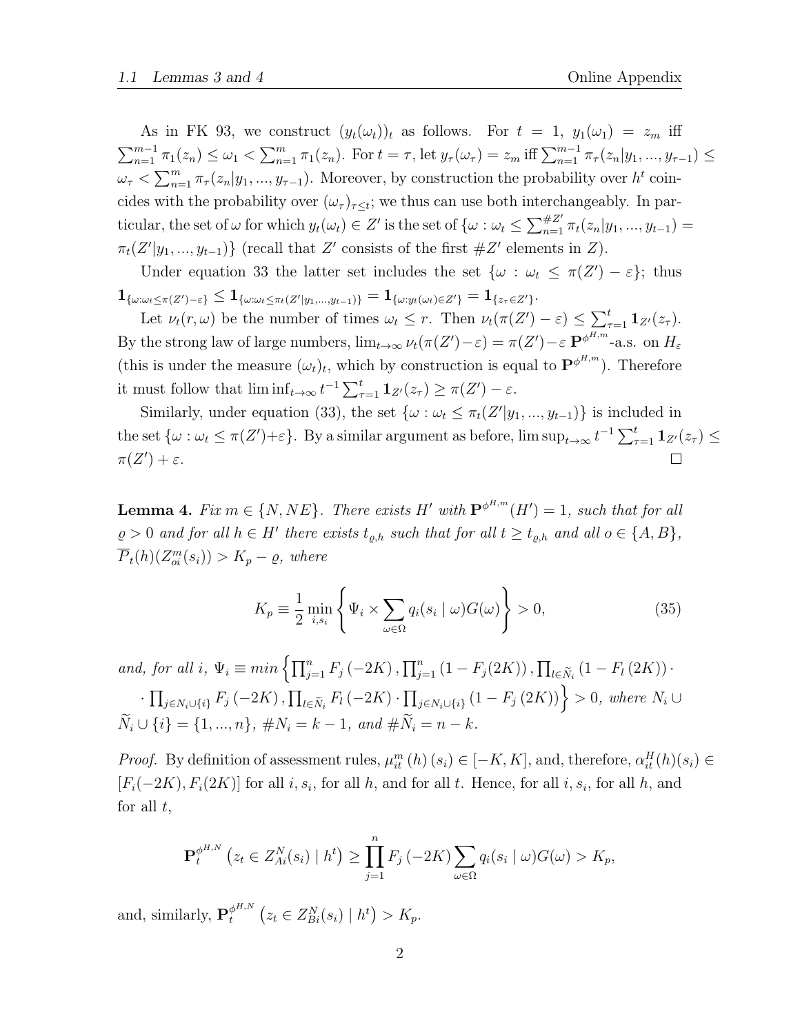As in FK 93, we construct $(y_t(\omega_t))_t$ as follows. For $t=1$, $y_1(\omega_1) = z_m$ iff $\sum_{n=1}^{m-1}\pi_1(z_n) \leq \omega_1 < \sum_{n=1}^{m}\pi_1(z_n)$. For $t=\tau$, let $y_\tau(\omega_\tau) = z_m$ iff $\sum_{n=1}^{m-1}\pi_\tau(z_n|y_1,...,y_{\tau-1}) \leq \omega_\tau < \sum_{n=1}^{m}\pi_\tau(z_n|y_1,...,y_{\tau-1})$. Moreover, by construction the probability over $h^t$ coincides with the probability over $(\omega_\tau)_{\tau\leq t}$; we thus can use both interchangeably. In particular, the set of $\omega$ for which $y_t(\omega_t) \in Z'$ is the set of $\{\omega : \omega_t \leq \sum_{n=1}^{\#Z'}\pi_t(z_n|y_1,...,y_{t-1}) = \pi_t(Z'|y_1,...,y_{t-1})\}$ (recall that $Z'$ consists of the first $\#Z'$ elements in $Z$).

Under equation 33 the latter set includes the set $\{\omega : \omega_t \leq \pi(Z') - \varepsilon\}$; thus $\mathbf{1}_{\{\omega:\omega_t\leq\pi(Z')-\varepsilon\}} \leq \mathbf{1}_{\{\omega:\omega_t\leq\pi_t(Z'|y_1,...,y_{t-1})\}} = \mathbf{1}_{\{\omega:y_t(\omega_t)\in Z'\}} = \mathbf{1}_{\{z_\tau\in Z'\}}$.

Let $\nu_t(r,\omega)$ be the number of times $\omega_t \leq r$. Then $\nu_t(\pi(Z')-\varepsilon) \leq \sum_{\tau=1}^{t}\mathbf{1}_{Z'}(z_\tau)$. By the strong law of large numbers, $\lim_{t\to\infty}\nu_t(\pi(Z')-\varepsilon) = \pi(Z')-\varepsilon$ $\mathbf{P}^{\phi^{H,m}}$-a.s. on $H_\varepsilon$ (this is under the measure $(\omega_t)_t$, which by construction is equal to $\mathbf{P}^{\phi^{H,m}}$). Therefore it must follow that $\liminf_{t\to\infty} t^{-1}\sum_{\tau=1}^{t}\mathbf{1}_{Z'}(z_\tau) \geq \pi(Z')-\varepsilon$.

Similarly, under equation (33), the set $\{\omega : \omega_t \leq \pi_t(Z'|y_1,...,y_{t-1})\}$ is included in the set $\{\omega : \omega_t \leq \pi(Z')+\varepsilon\}$. By a similar argument as before, $\limsup_{t\to\infty} t^{-1}\sum_{\tau=1}^{t}\mathbf{1}_{Z'}(z_\tau) \leq \pi(Z')+\varepsilon$. □

**Lemma 4.** *Fix $m \in \{N, NE\}$. There exists $H'$ with $\mathbf{P}^{\phi^{H,m}}(H') = 1$, such that for all $\varrho > 0$ and for all $h \in H'$ there exists $t_{\varrho,h}$ such that for all $t \geq t_{\varrho,h}$ and all $o \in \{A,B\}$, $\overline{P}_t(h)(Z^m_{oi}(s_i)) > K_p - \varrho$, where*

$$K_p \equiv \frac{1}{2}\min_{i,s_i}\left\{\Psi_i \times \sum_{\omega\in\Omega} q_i(s_i \mid \omega)G(\omega)\right\} > 0, \tag{35}$$

*and, for all $i$, $\Psi_i \equiv min\left\{\prod_{j=1}^{n}F_j(-2K), \prod_{j=1}^{n}(1-F_j(2K)), \prod_{l\in\widetilde{N}_i}(1-F_l(2K)) \cdot \prod_{j\in N_i\cup\{i\}}F_j(-2K), \prod_{l\in\widetilde{N}_i}F_l(-2K)\cdot\prod_{j\in N_i\cup\{i\}}(1-F_j(2K))\right\} > 0$, where $N_i \cup \widetilde{N}_i \cup \{i\} = \{1,...,n\}$, $\#N_i = k-1$, and $\#\widetilde{N}_i = n-k$.*

*Proof.* By definition of assessment rules, $\mu^m_{it}(h)(s_i) \in [-K,K]$, and, therefore, $\alpha^H_{it}(h)(s_i) \in [F_i(-2K), F_i(2K)]$ for all $i, s_i$, for all $h$, and for all $t$. Hence, for all $i, s_i$, for all $h$, and for all $t$,

$$\mathbf{P}^{\phi^{H,N}}_t\left(z_t \in Z^N_{Ai}(s_i) \mid h^t\right) \geq \prod_{j=1}^{n}F_j(-2K)\sum_{\omega\in\Omega}q_i(s_i \mid \omega)G(\omega) > K_p,$$

and, similarly, $\mathbf{P}^{\phi^{H,N}}_t\left(z_t \in Z^N_{Bi}(s_i) \mid h^t\right) > K_p$.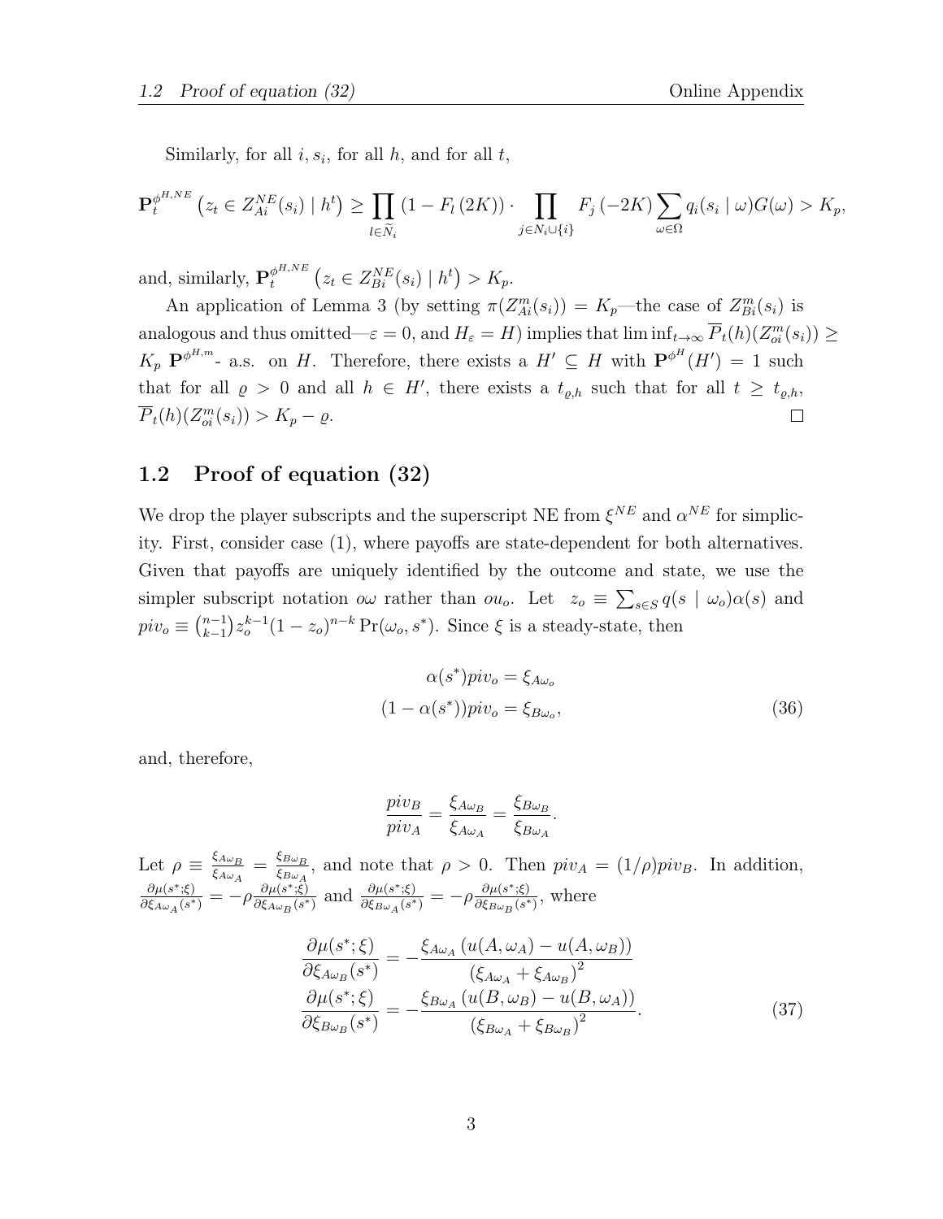Similarly, for all $i, s_i$, for all $h$, and for all $t$,

$$\mathbf{P}_t^{\phi^{H,NE}}\left(z_t \in Z_{Ai}^{NE}(s_i) \mid h^t\right) \geq \prod_{l \in \widetilde{N}_i}\left(1 - F_l\left(2K\right)\right) \cdot \prod_{j \in N_i \cup \{i\}} F_j\left(-2K\right) \sum_{\omega \in \Omega} q_i(s_i \mid \omega) G(\omega) > K_p,$$

and, similarly, $\mathbf{P}_t^{\phi^{H,NE}}\left(z_t \in Z_{Bi}^{NE}(s_i) \mid h^t\right) > K_p$.

An application of Lemma 3 (by setting $\pi(Z_{Ai}^m(s_i)) = K_p$—the case of $Z_{Bi}^m(s_i)$ is analogous and thus omitted—$\varepsilon = 0$, and $H_\varepsilon = H$) implies that $\liminf_{t\to\infty} \overline{P}_t(h)(Z_{oi}^m(s_i)) \geq K_p$ $\mathbf{P}^{\phi^{H,m}}$- a.s. on $H$. Therefore, there exists a $H' \subseteq H$ with $\mathbf{P}^{\phi^H}(H') = 1$ such that for all $\varrho > 0$ and all $h \in H'$, there exists a $t_{\varrho,h}$ such that for all $t \geq t_{\varrho,h}$, $\overline{P}_t(h)(Z_{oi}^m(s_i)) > K_p - \varrho$. □

## 1.2 Proof of equation (32)

We drop the player subscripts and the superscript NE from $\xi^{NE}$ and $\alpha^{NE}$ for simplicity. First, consider case (1), where payoffs are state-dependent for both alternatives. Given that payoffs are uniquely identified by the outcome and state, we use the simpler subscript notation $o\omega$ rather than $ou_o$. Let $z_o \equiv \sum_{s\in S} q(s \mid \omega_o)\alpha(s)$ and $piv_o \equiv \binom{n-1}{k-1} z_o^{k-1}(1-z_o)^{n-k}\Pr(\omega_o, s^*)$. Since $\xi$ is a steady-state, then

$$\begin{aligned}\alpha(s^*) piv_o &= \xi_{A\omega_o} \\ (1-\alpha(s^*)) piv_o &= \xi_{B\omega_o},\end{aligned} \tag{36}$$

and, therefore,

$$\frac{piv_B}{piv_A} = \frac{\xi_{A\omega_B}}{\xi_{A\omega_A}} = \frac{\xi_{B\omega_B}}{\xi_{B\omega_A}}.$$

Let $\rho \equiv \frac{\xi_{A\omega_B}}{\xi_{A\omega_A}} = \frac{\xi_{B\omega_B}}{\xi_{B\omega_A}}$, and note that $\rho > 0$. Then $piv_A = (1/\rho)piv_B$. In addition, $\frac{\partial\mu(s^*;\xi)}{\partial\xi_{A\omega_A}(s^*)} = -\rho\frac{\partial\mu(s^*;\xi)}{\partial\xi_{A\omega_B}(s^*)}$ and $\frac{\partial\mu(s^*;\xi)}{\partial\xi_{B\omega_A}(s^*)} = -\rho\frac{\partial\mu(s^*;\xi)}{\partial\xi_{B\omega_B}(s^*)}$, where

$$\begin{aligned}\frac{\partial\mu(s^*;\xi)}{\partial\xi_{A\omega_B}(s^*)} &= -\frac{\xi_{A\omega_A}\left(u(A,\omega_A) - u(A,\omega_B)\right)}{\left(\xi_{A\omega_A} + \xi_{A\omega_B}\right)^2} \\ \frac{\partial\mu(s^*;\xi)}{\partial\xi_{B\omega_B}(s^*)} &= -\frac{\xi_{B\omega_A}\left(u(B,\omega_B) - u(B,\omega_A)\right)}{\left(\xi_{B\omega_A} + \xi_{B\omega_B}\right)^2}.\end{aligned} \tag{37}$$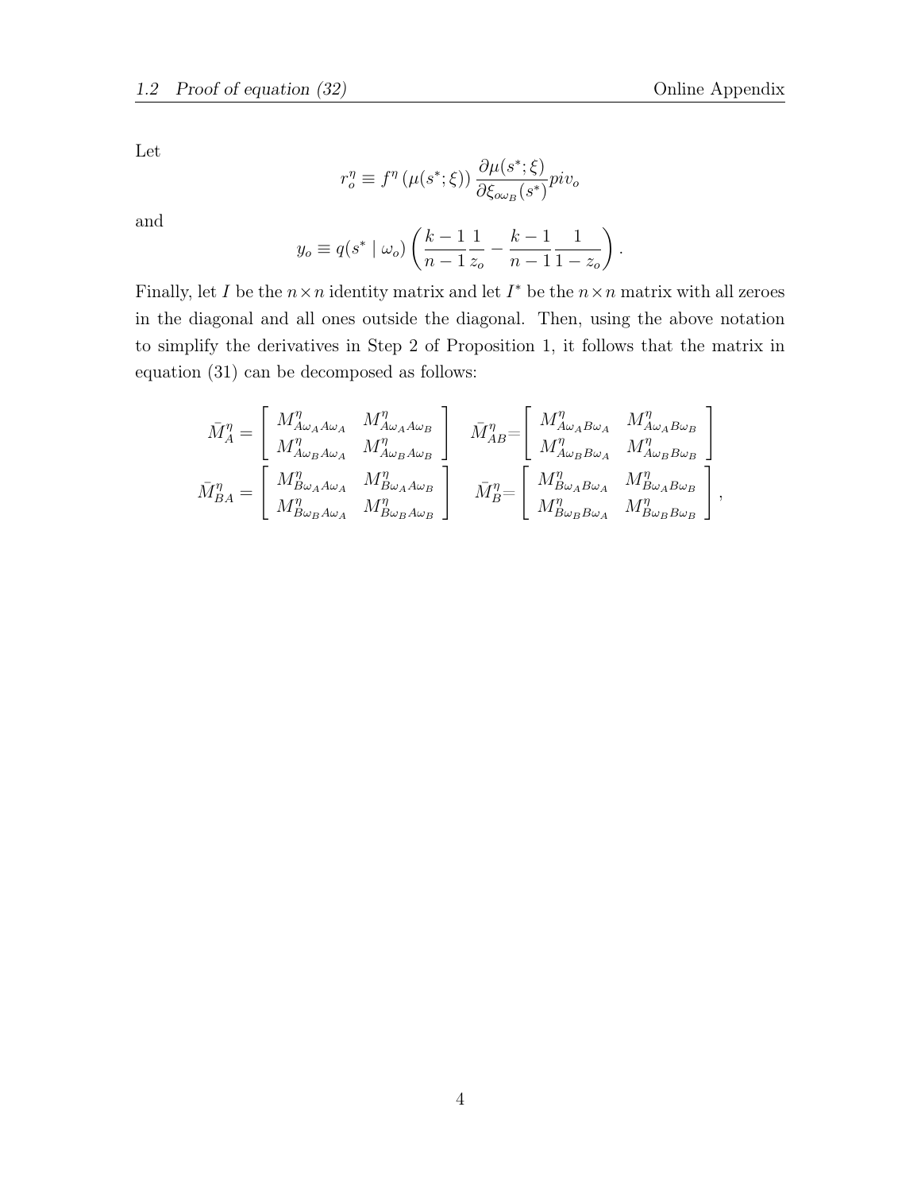Let

$$r_o^\eta \equiv f^\eta \left(\mu(s^*;\xi)\right) \frac{\partial \mu(s^*;\xi)}{\partial \xi_{o\omega_B}(s^*)} piv_o$$

and

$$y_o \equiv q(s^* \mid \omega_o) \left( \frac{k-1}{n-1} \frac{1}{z_o} - \frac{k-1}{n-1} \frac{1}{1-z_o} \right).$$

Finally, let $I$ be the $n \times n$ identity matrix and let $I^*$ be the $n \times n$ matrix with all zeroes in the diagonal and all ones outside the diagonal. Then, using the above notation to simplify the derivatives in Step 2 of Proposition 1, it follows that the matrix in equation (31) can be decomposed as follows:

$$\bar{M}_A^\eta = \begin{bmatrix} M^\eta_{A\omega_A A\omega_A} & M^\eta_{A\omega_A A\omega_B} \\ M^\eta_{A\omega_B A\omega_A} & M^\eta_{A\omega_B A\omega_B} \end{bmatrix} \quad \bar{M}_{AB}^\eta = \begin{bmatrix} M^\eta_{A\omega_A B\omega_A} & M^\eta_{A\omega_A B\omega_B} \\ M^\eta_{A\omega_B B\omega_A} & M^\eta_{A\omega_B B\omega_B} \end{bmatrix}$$

$$\bar{M}_{BA}^\eta = \begin{bmatrix} M^\eta_{B\omega_A A\omega_A} & M^\eta_{B\omega_A A\omega_B} \\ M^\eta_{B\omega_B A\omega_A} & M^\eta_{B\omega_B A\omega_B} \end{bmatrix} \quad \bar{M}_{B}^\eta = \begin{bmatrix} M^\eta_{B\omega_A B\omega_A} & M^\eta_{B\omega_A B\omega_B} \\ M^\eta_{B\omega_B B\omega_A} & M^\eta_{B\omega_B B\omega_B} \end{bmatrix},$$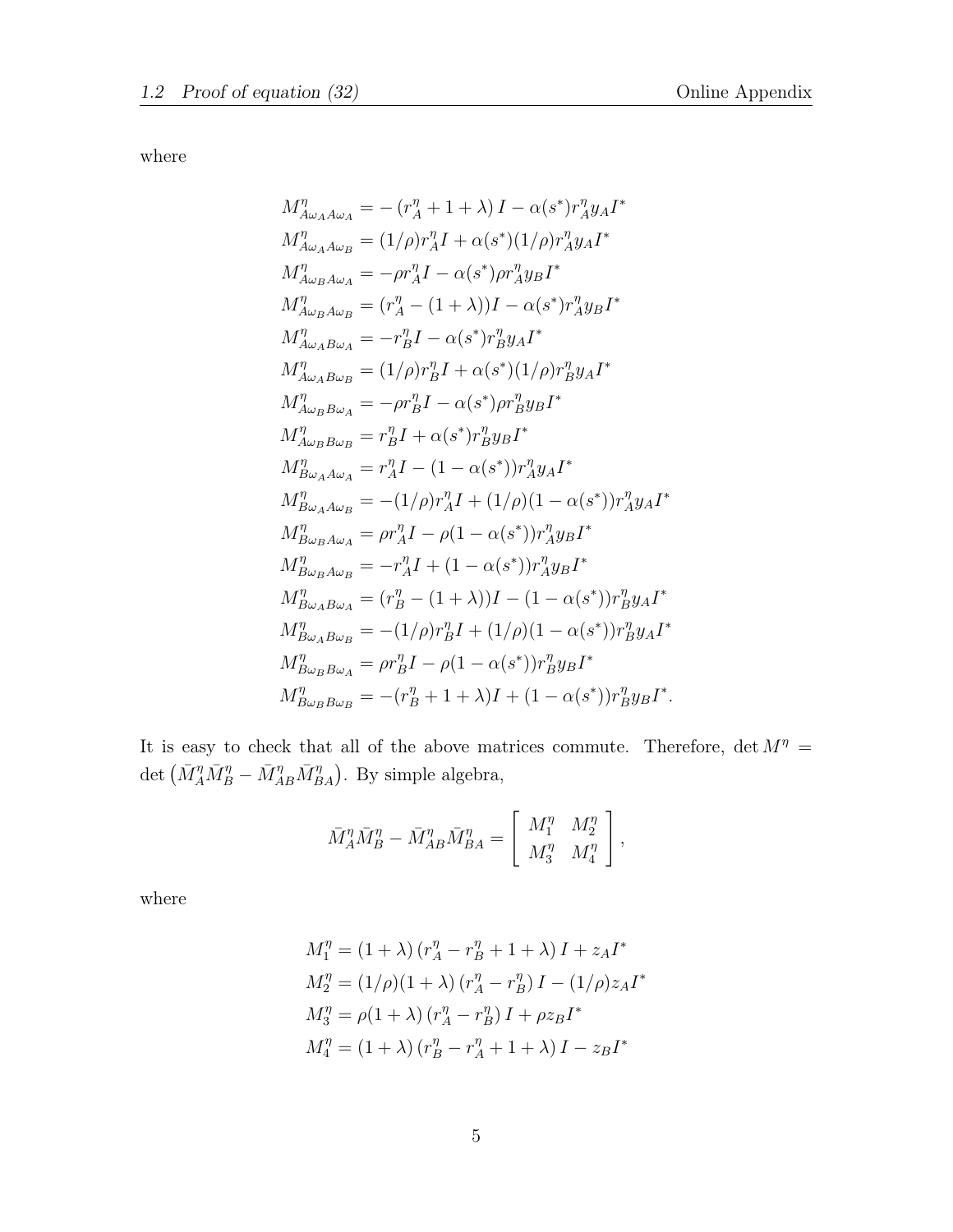where

$$
\begin{aligned}
M^{\eta}_{A\omega_A A\omega_A} &= -\left(r^{\eta}_A + 1 + \lambda\right) I - \alpha(s^*) r^{\eta}_A y_A I^* \\
M^{\eta}_{A\omega_A A\omega_B} &= (1/\rho) r^{\eta}_A I + \alpha(s^*)(1/\rho) r^{\eta}_A y_A I^* \\
M^{\eta}_{A\omega_B A\omega_A} &= -\rho r^{\eta}_A I - \alpha(s^*) \rho r^{\eta}_A y_B I^* \\
M^{\eta}_{A\omega_B A\omega_B} &= (r^{\eta}_A - (1+\lambda)) I - \alpha(s^*) r^{\eta}_A y_B I^* \\
M^{\eta}_{A\omega_A B\omega_A} &= -r^{\eta}_B I - \alpha(s^*) r^{\eta}_B y_A I^* \\
M^{\eta}_{A\omega_A B\omega_B} &= (1/\rho) r^{\eta}_B I + \alpha(s^*)(1/\rho) r^{\eta}_B y_A I^* \\
M^{\eta}_{A\omega_B B\omega_A} &= -\rho r^{\eta}_B I - \alpha(s^*) \rho r^{\eta}_B y_B I^* \\
M^{\eta}_{A\omega_B B\omega_B} &= r^{\eta}_B I + \alpha(s^*) r^{\eta}_B y_B I^* \\
M^{\eta}_{B\omega_A A\omega_A} &= r^{\eta}_A I - (1-\alpha(s^*)) r^{\eta}_A y_A I^* \\
M^{\eta}_{B\omega_A A\omega_B} &= -(1/\rho) r^{\eta}_A I + (1/\rho)(1-\alpha(s^*)) r^{\eta}_A y_A I^* \\
M^{\eta}_{B\omega_B A\omega_A} &= \rho r^{\eta}_A I - \rho(1-\alpha(s^*)) r^{\eta}_A y_B I^* \\
M^{\eta}_{B\omega_B A\omega_B} &= -r^{\eta}_A I + (1-\alpha(s^*)) r^{\eta}_A y_B I^* \\
M^{\eta}_{B\omega_A B\omega_A} &= (r^{\eta}_B - (1+\lambda)) I - (1-\alpha(s^*)) r^{\eta}_B y_A I^* \\
M^{\eta}_{B\omega_A B\omega_B} &= -(1/\rho) r^{\eta}_B I + (1/\rho)(1-\alpha(s^*)) r^{\eta}_B y_A I^* \\
M^{\eta}_{B\omega_B B\omega_A} &= \rho r^{\eta}_B I - \rho(1-\alpha(s^*)) r^{\eta}_B y_B I^* \\
M^{\eta}_{B\omega_B B\omega_B} &= -(r^{\eta}_B + 1 + \lambda) I + (1-\alpha(s^*)) r^{\eta}_B y_B I^*.
\end{aligned}
$$

It is easy to check that all of the above matrices commute. Therefore, $\det M^{\eta} = \det\left(\bar{M}^{\eta}_A \bar{M}^{\eta}_B - \bar{M}^{\eta}_{AB} \bar{M}^{\eta}_{BA}\right)$. By simple algebra,

$$
\bar{M}^{\eta}_A \bar{M}^{\eta}_B - \bar{M}^{\eta}_{AB} \bar{M}^{\eta}_{BA} = \begin{bmatrix} M^{\eta}_1 & M^{\eta}_2 \\ M^{\eta}_3 & M^{\eta}_4 \end{bmatrix},
$$

where

$$
\begin{aligned}
M^{\eta}_1 &= (1+\lambda)\left(r^{\eta}_A - r^{\eta}_B + 1 + \lambda\right) I + z_A I^* \\
M^{\eta}_2 &= (1/\rho)(1+\lambda)\left(r^{\eta}_A - r^{\eta}_B\right) I - (1/\rho) z_A I^* \\
M^{\eta}_3 &= \rho(1+\lambda)\left(r^{\eta}_A - r^{\eta}_B\right) I + \rho z_B I^* \\
M^{\eta}_4 &= (1+\lambda)\left(r^{\eta}_B - r^{\eta}_A + 1 + \lambda\right) I - z_B I^*
\end{aligned}
$$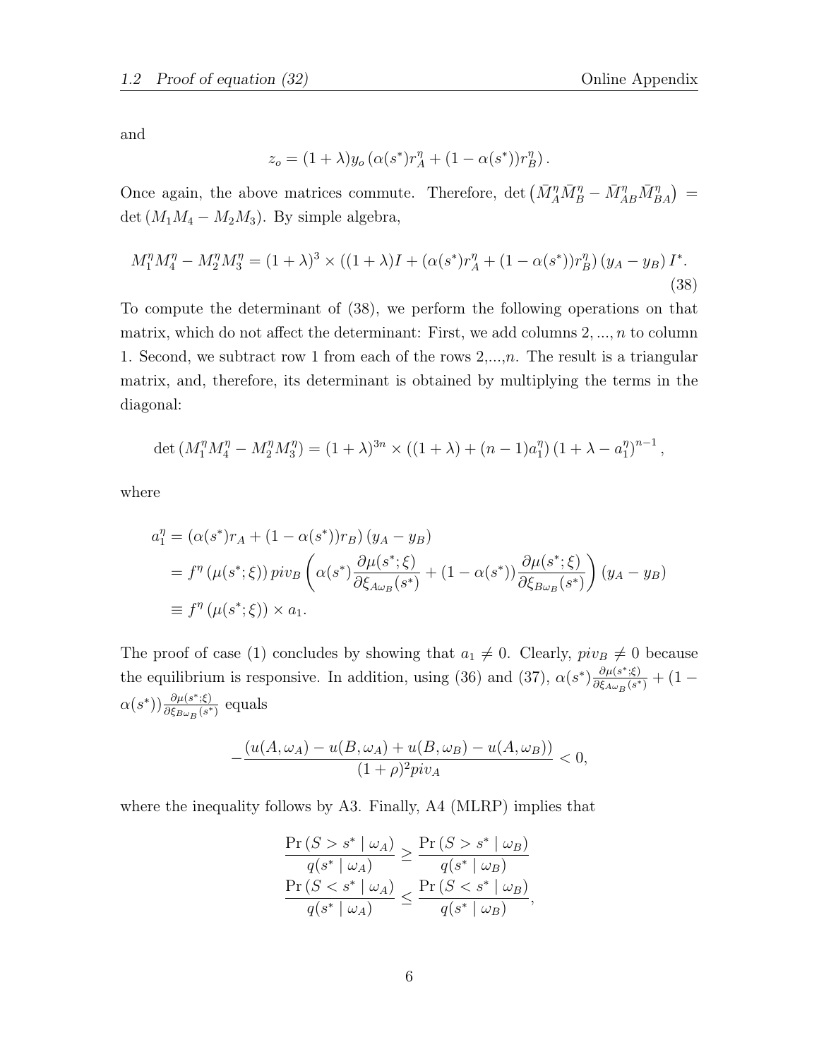and

$$z_o = (1+\lambda) y_o \left(\alpha(s^*) r_A^\eta + (1-\alpha(s^*)) r_B^\eta\right).$$

Once again, the above matrices commute. Therefore, $\det\left(\bar{M}_A^\eta \bar{M}_B^\eta - \bar{M}_{AB}^\eta \bar{M}_{BA}^\eta\right) = \det\left(M_1 M_4 - M_2 M_3\right)$. By simple algebra,

$$M_1^\eta M_4^\eta - M_2^\eta M_3^\eta = (1+\lambda)^3 \times \left((1+\lambda) I + \left(\alpha(s^*) r_A^\eta + (1-\alpha(s^*)) r_B^\eta\right)(y_A - y_B) I^*\right. \tag{38}$$

To compute the determinant of (38), we perform the following operations on that matrix, which do not affect the determinant: First, we add columns $2, ..., n$ to column 1. Second, we subtract row 1 from each of the rows 2,...,$n$. The result is a triangular matrix, and, therefore, its determinant is obtained by multiplying the terms in the diagonal:

$$\det\left(M_1^\eta M_4^\eta - M_2^\eta M_3^\eta\right) = (1+\lambda)^{3n} \times \left((1+\lambda) + (n-1) a_1^\eta\right)\left(1+\lambda - a_1^\eta\right)^{n-1},$$

where

$$\begin{aligned}
a_1^\eta &= \left(\alpha(s^*) r_A + (1-\alpha(s^*)) r_B\right)(y_A - y_B) \\
&= f^\eta\left(\mu(s^*;\xi)\right) piv_B \left(\alpha(s^*) \frac{\partial \mu(s^*;\xi)}{\partial \xi_{A\omega_B}(s^*)} + (1-\alpha(s^*)) \frac{\partial \mu(s^*;\xi)}{\partial \xi_{B\omega_B}(s^*)}\right)(y_A - y_B) \\
&\equiv f^\eta\left(\mu(s^*;\xi)\right) \times a_1.
\end{aligned}$$

The proof of case (1) concludes by showing that $a_1 \neq 0$. Clearly, $piv_B \neq 0$ because the equilibrium is responsive. In addition, using (36) and (37), $\alpha(s^*) \frac{\partial \mu(s^*;\xi)}{\partial \xi_{A\omega_B}(s^*)} + (1 - \alpha(s^*)) \frac{\partial \mu(s^*;\xi)}{\partial \xi_{B\omega_B}(s^*)}$ equals

$$-\frac{\left(u(A,\omega_A) - u(B,\omega_A) + u(B,\omega_B) - u(A,\omega_B)\right)}{(1+\rho)^2 piv_A} < 0,$$

where the inequality follows by A3. Finally, A4 (MLRP) implies that

$$\begin{aligned}
\frac{\Pr\left(S > s^* \mid \omega_A\right)}{q(s^* \mid \omega_A)} &\geq \frac{\Pr\left(S > s^* \mid \omega_B\right)}{q(s^* \mid \omega_B)} \\
\frac{\Pr\left(S < s^* \mid \omega_A\right)}{q(s^* \mid \omega_A)} &\leq \frac{\Pr\left(S < s^* \mid \omega_B\right)}{q(s^* \mid \omega_B)},
\end{aligned}$$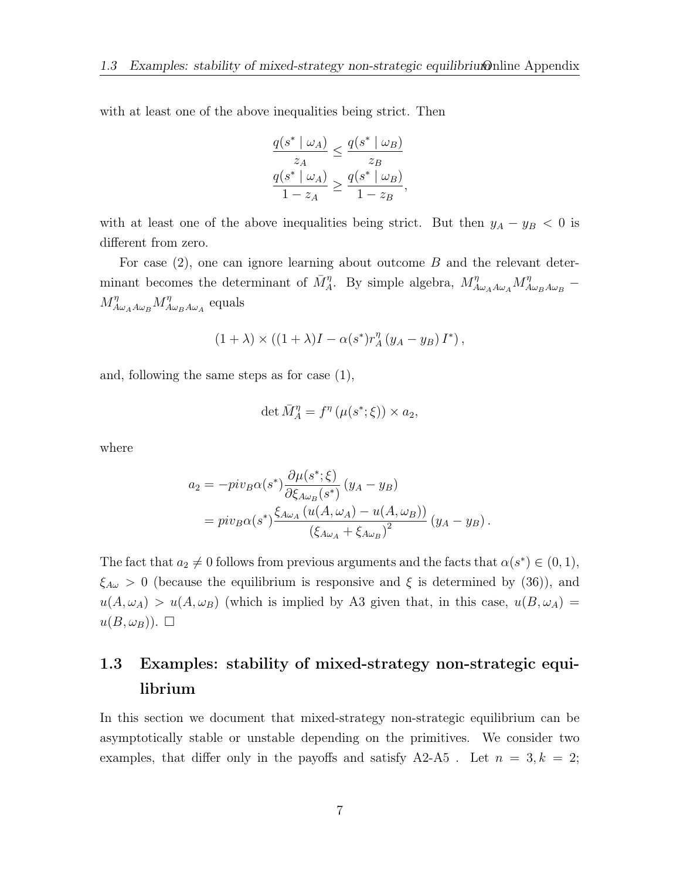with at least one of the above inequalities being strict. Then

$$\frac{q(s^* \mid \omega_A)}{z_A} \leq \frac{q(s^* \mid \omega_B)}{z_B}$$
$$\frac{q(s^* \mid \omega_A)}{1 - z_A} \geq \frac{q(s^* \mid \omega_B)}{1 - z_B},$$

with at least one of the above inequalities being strict. But then $y_A - y_B < 0$ is different from zero.

For case (2), one can ignore learning about outcome $B$ and the relevant determinant becomes the determinant of $\bar{M}_A^\eta$. By simple algebra, $M^\eta_{A\omega_A A\omega_A} M^\eta_{A\omega_B A\omega_B} - M^\eta_{A\omega_A A\omega_B} M^\eta_{A\omega_B A\omega_A}$ equals

$$(1 + \lambda) \times ((1 + \lambda)I - \alpha(s^*) r_A^\eta (y_A - y_B) I^*),$$

and, following the same steps as for case (1),

$$\det \bar{M}_A^\eta = f^\eta(\mu(s^*; \xi)) \times a_2,$$

where

$$\begin{aligned} a_2 &= -piv_B \alpha(s^*) \frac{\partial \mu(s^*; \xi)}{\partial \xi_{A\omega_B}(s^*)} (y_A - y_B) \\ &= piv_B \alpha(s^*) \frac{\xi_{A\omega_A} (u(A, \omega_A) - u(A, \omega_B))}{(\xi_{A\omega_A} + \xi_{A\omega_B})^2} (y_A - y_B). \end{aligned}$$

The fact that $a_2 \neq 0$ follows from previous arguments and the facts that $\alpha(s^*) \in (0, 1)$, $\xi_{A\omega} > 0$ (because the equilibrium is responsive and $\xi$ is determined by (36)), and $u(A, \omega_A) > u(A, \omega_B)$ (which is implied by A3 given that, in this case, $u(B, \omega_A) = u(B, \omega_B)$). $\square$

## 1.3 Examples: stability of mixed-strategy non-strategic equilibrium

In this section we document that mixed-strategy non-strategic equilibrium can be asymptotically stable or unstable depending on the primitives. We consider two examples, that differ only in the payoffs and satisfy A2-A5 . Let $n = 3, k = 2$;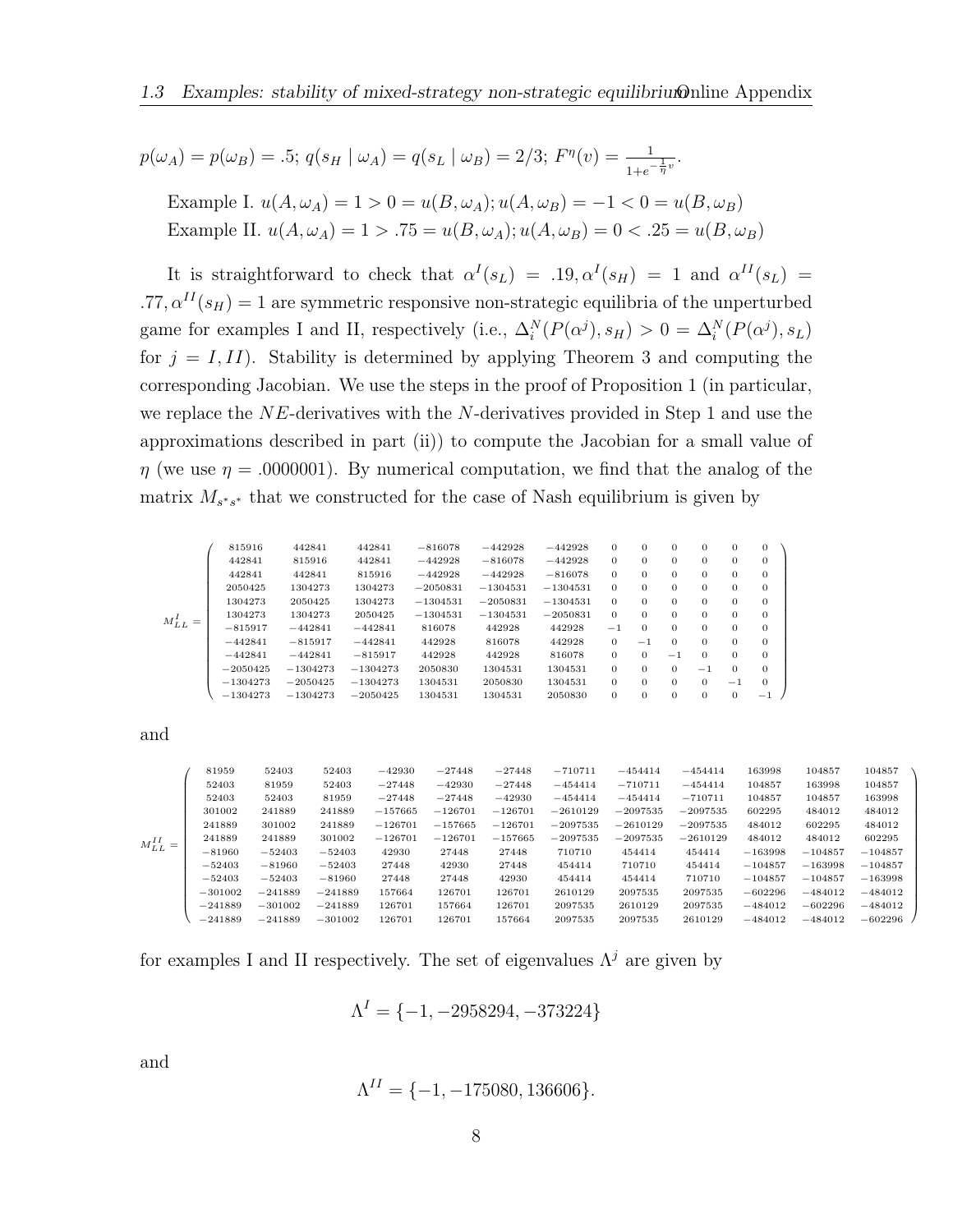$p(\omega_A) = p(\omega_B) = .5$; $q(s_H \mid \omega_A) = q(s_L \mid \omega_B) = 2/3$; $F^\eta(v) = \frac{1}{1+e^{-\frac{1}{\eta}v}}$.

Example I. $u(A, \omega_A) = 1 > 0 = u(B, \omega_A); u(A, \omega_B) = -1 < 0 = u(B, \omega_B)$

Example II. $u(A, \omega_A) = 1 > .75 = u(B, \omega_A); u(A, \omega_B) = 0 < .25 = u(B, \omega_B)$

It is straightforward to check that $\alpha^I(s_L) = .19, \alpha^I(s_H) = 1$ and $\alpha^{II}(s_L) = .77, \alpha^{II}(s_H) = 1$ are symmetric responsive non-strategic equilibria of the unperturbed game for examples I and II, respectively (i.e., $\Delta_i^N(P(\alpha^j), s_H) > 0 = \Delta_i^N(P(\alpha^j), s_L)$ for $j = I, II$). Stability is determined by applying Theorem 3 and computing the corresponding Jacobian. We use the steps in the proof of Proposition 1 (in particular, we replace the $NE$-derivatives with the $N$-derivatives provided in Step 1 and use the approximations described in part (ii)) to compute the Jacobian for a small value of $\eta$ (we use $\eta = .0000001$). By numerical computation, we find that the analog of the matrix $M_{s^*s^*}$ that we constructed for the case of Nash equilibrium is given by

$$M_{LL}^I = \begin{pmatrix}
815916 & 442841 & 442841 & -816078 & -442928 & -442928 & 0 & 0 & 0 & 0 & 0 & 0 \\
442841 & 815916 & 442841 & -442928 & -816078 & -442928 & 0 & 0 & 0 & 0 & 0 & 0 \\
442841 & 442841 & 815916 & -442928 & -442928 & -816078 & 0 & 0 & 0 & 0 & 0 & 0 \\
2050425 & 1304273 & 1304273 & -2050831 & -1304531 & -1304531 & 0 & 0 & 0 & 0 & 0 & 0 \\
1304273 & 2050425 & 1304273 & -1304531 & -2050831 & -1304531 & 0 & 0 & 0 & 0 & 0 & 0 \\
1304273 & 1304273 & 2050425 & -1304531 & -1304531 & -2050831 & 0 & 0 & 0 & 0 & 0 & 0 \\
-815917 & -442841 & -442841 & 816078 & 442928 & 442928 & -1 & 0 & 0 & 0 & 0 & 0 \\
-442841 & -815917 & -442841 & 442928 & 816078 & 442928 & 0 & -1 & 0 & 0 & 0 & 0 \\
-442841 & -442841 & -815917 & 442928 & 442928 & 816078 & 0 & 0 & -1 & 0 & 0 & 0 \\
-2050425 & -1304273 & -1304273 & 2050830 & 1304531 & 1304531 & 0 & 0 & 0 & -1 & 0 & 0 \\
-1304273 & -2050425 & -1304273 & 1304531 & 2050830 & 1304531 & 0 & 0 & 0 & 0 & -1 & 0 \\
-1304273 & -1304273 & -2050425 & 1304531 & 1304531 & 2050830 & 0 & 0 & 0 & 0 & 0 & -1
\end{pmatrix}$$

and

$$M_{LL}^{II} = \begin{pmatrix}
81959 & 52403 & 52403 & -42930 & -27448 & -27448 & -710711 & -454414 & -454414 & 163998 & 104857 & 104857 \\
52403 & 81959 & 52403 & -27448 & -42930 & -27448 & -454414 & -710711 & -454414 & 104857 & 163998 & 104857 \\
52403 & 52403 & 81959 & -27448 & -27448 & -42930 & -454414 & -454414 & -710711 & 104857 & 104857 & 163998 \\
301002 & 241889 & 241889 & -157665 & -126701 & -126701 & -2610129 & -2097535 & -2097535 & 602295 & 484012 & 484012 \\
241889 & 301002 & 241889 & -126701 & -157665 & -126701 & -2097535 & -2610129 & -2097535 & 484012 & 602295 & 484012 \\
241889 & 241889 & 301002 & -126701 & -126701 & -157665 & -2097535 & -2097535 & -2610129 & 484012 & 484012 & 602295 \\
-81960 & -52403 & -52403 & 42930 & 27448 & 27448 & 710710 & 454414 & 454414 & -163998 & -104857 & -104857 \\
-52403 & -81960 & -52403 & 27448 & 42930 & 27448 & 454414 & 710710 & 454414 & -104857 & -163998 & -104857 \\
-52403 & -52403 & -81960 & 27448 & 27448 & 42930 & 454414 & 454414 & 710710 & -104857 & -104857 & -163998 \\
-301002 & -241889 & -241889 & 157664 & 126701 & 126701 & 2610129 & 2097535 & 2097535 & -602296 & -484012 & -484012 \\
-241889 & -301002 & -241889 & 126701 & 157664 & 126701 & 2097535 & 2610129 & 2097535 & -484012 & -602296 & -484012 \\
-241889 & -241889 & -301002 & 126701 & 126701 & 157664 & 2097535 & 2097535 & 2610129 & -484012 & -484012 & -602296
\end{pmatrix}$$

for examples I and II respectively. The set of eigenvalues $\Lambda^j$ are given by

$$\Lambda^I = \{-1, -2958294, -373224\}$$

and

$$\Lambda^{II} = \{-1, -175080, 136606\}.$$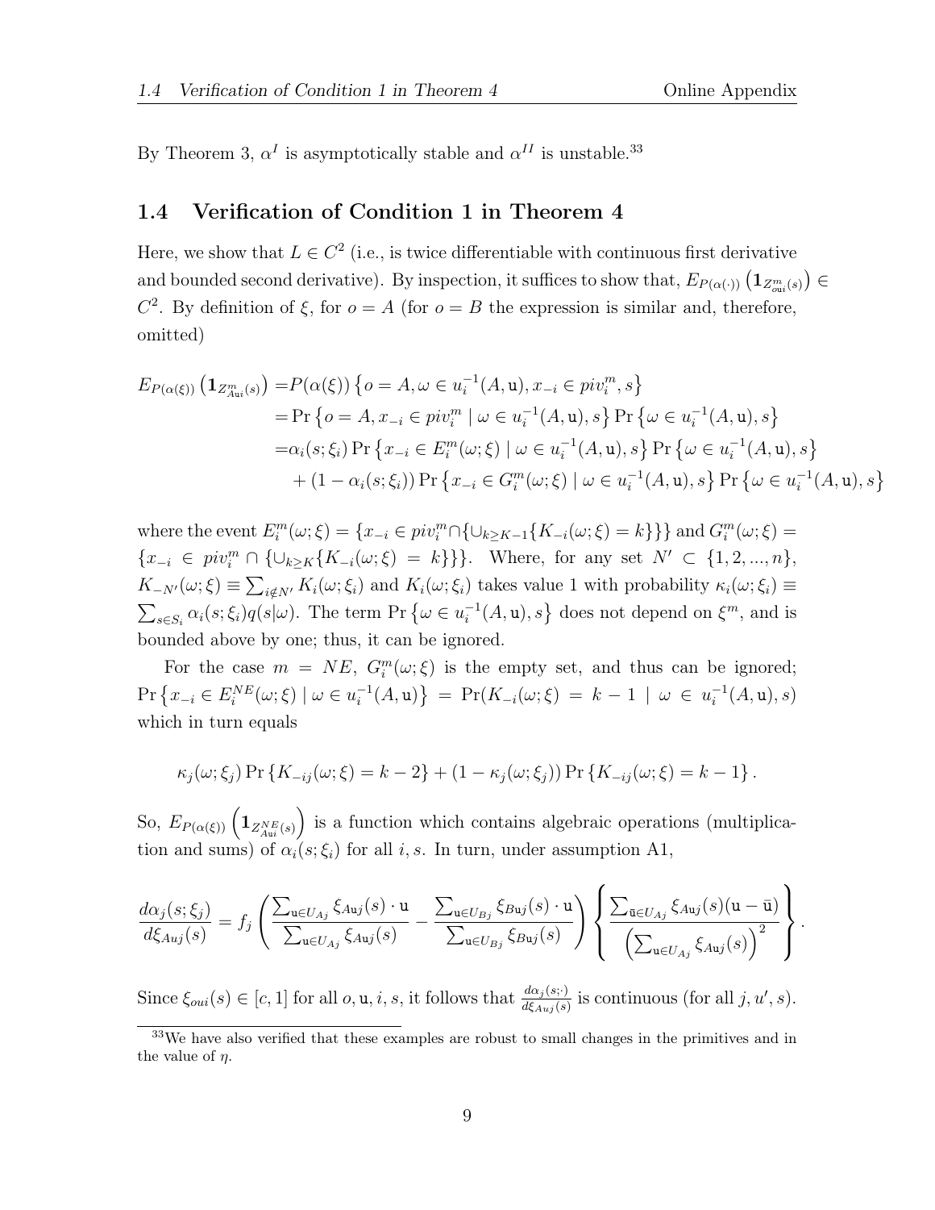By Theorem 3, $\alpha^I$ is asymptotically stable and $\alpha^{II}$ is unstable.[33]

## 1.4 Verification of Condition 1 in Theorem 4

Here, we show that $L \in C^2$ (i.e., is twice differentiable with continuous first derivative and bounded second derivative). By inspection, it suffices to show that, $E_{P(\alpha(\cdot))}\left(\mathbf{1}_{Z^m_{o\mathtt{u}i}(s)}\right) \in C^2$. By definition of $\xi$, for $o = A$ (for $o = B$ the expression is similar and, therefore, omitted)

$$
\begin{aligned}
E_{P(\alpha(\xi))}\left(\mathbf{1}_{Z^m_{A\mathtt{u}i}(s)}\right) =& P(\alpha(\xi))\left\{o = A, \omega \in u_i^{-1}(A, \mathtt{u}), x_{-i} \in piv_i^m, s\right\} \\
=& \Pr\left\{o = A, x_{-i} \in piv_i^m \mid \omega \in u_i^{-1}(A, \mathtt{u}), s\right\} \Pr\left\{\omega \in u_i^{-1}(A, \mathtt{u}), s\right\} \\
=& \alpha_i(s; \xi_i) \Pr\left\{x_{-i} \in E_i^m(\omega; \xi) \mid \omega \in u_i^{-1}(A, \mathtt{u}), s\right\} \Pr\left\{\omega \in u_i^{-1}(A, \mathtt{u}), s\right\} \\
&+ (1 - \alpha_i(s; \xi_i)) \Pr\left\{x_{-i} \in G_i^m(\omega; \xi) \mid \omega \in u_i^{-1}(A, \mathtt{u}), s\right\} \Pr\left\{\omega \in u_i^{-1}(A, \mathtt{u}), s\right\}
\end{aligned}
$$

where the event $E_i^m(\omega; \xi) = \{x_{-i} \in piv_i^m \cap \{\cup_{k \geq K-1}\{K_{-i}(\omega; \xi) = k\}\}\}$ and $G_i^m(\omega; \xi) = \{x_{-i} \in piv_i^m \cap \{\cup_{k \geq K}\{K_{-i}(\omega; \xi) = k\}\}\}$. Where, for any set $N' \subset \{1, 2, ..., n\}$, $K_{-N'}(\omega; \xi) \equiv \sum_{i \notin N'} K_i(\omega; \xi_i)$ and $K_i(\omega; \xi_i)$ takes value 1 with probability $\kappa_i(\omega; \xi_i) \equiv \sum_{s \in S_i} \alpha_i(s; \xi_i) q(s|\omega)$. The term $\Pr\left\{\omega \in u_i^{-1}(A, \mathtt{u}), s\right\}$ does not depend on $\xi^m$, and is bounded above by one; thus, it can be ignored.

For the case $m = NE$, $G_i^m(\omega; \xi)$ is the empty set, and thus can be ignored; $\Pr\left\{x_{-i} \in E_i^{NE}(\omega; \xi) \mid \omega \in u_i^{-1}(A, \mathtt{u})\right\} = \Pr(K_{-i}(\omega; \xi) = k - 1 \mid \omega \in u_i^{-1}(A, \mathtt{u}), s)$ which in turn equals

$$
\kappa_j(\omega; \xi_j) \Pr\left\{K_{-ij}(\omega; \xi) = k - 2\right\} + (1 - \kappa_j(\omega; \xi_j)) \Pr\left\{K_{-ij}(\omega; \xi) = k - 1\right\}.
$$

So, $E_{P(\alpha(\xi))}\left(\mathbf{1}_{Z^{NE}_{A\mathtt{u}i}(s)}\right)$ is a function which contains algebraic operations (multiplication and sums) of $\alpha_i(s; \xi_i)$ for all $i, s$. In turn, under assumption A1,

$$
\frac{d\alpha_j(s; \xi_j)}{d\xi_{Auj}(s)} = f_j\left(\frac{\sum_{\mathtt{u} \in U_{Aj}} \xi_{A\mathtt{u}j}(s) \cdot \mathtt{u}}{\sum_{\mathtt{u} \in U_{Aj}} \xi_{A\mathtt{u}j}(s)} - \frac{\sum_{\mathtt{u} \in U_{Bj}} \xi_{B\mathtt{u}j}(s) \cdot \mathtt{u}}{\sum_{\mathtt{u} \in U_{Bj}} \xi_{B\mathtt{u}j}(s)}\right)\left\{\frac{\sum_{\bar{\mathtt{u}} \in U_{Aj}} \xi_{A\mathtt{u}j}(s)(\mathtt{u} - \bar{\mathtt{u}})}{\left(\sum_{\mathtt{u} \in U_{Aj}} \xi_{A\mathtt{u}j}(s)\right)^2}\right\}.
$$

Since $\xi_{oui}(s) \in [c, 1]$ for all $o, \mathtt{u}, i, s$, it follows that $\frac{d\alpha_j(s; \cdot)}{d\xi_{Auj}(s)}$ is continuous (for all $j, u', s$).

[33] We have also verified that these examples are robust to small changes in the primitives and in the value of $\eta$.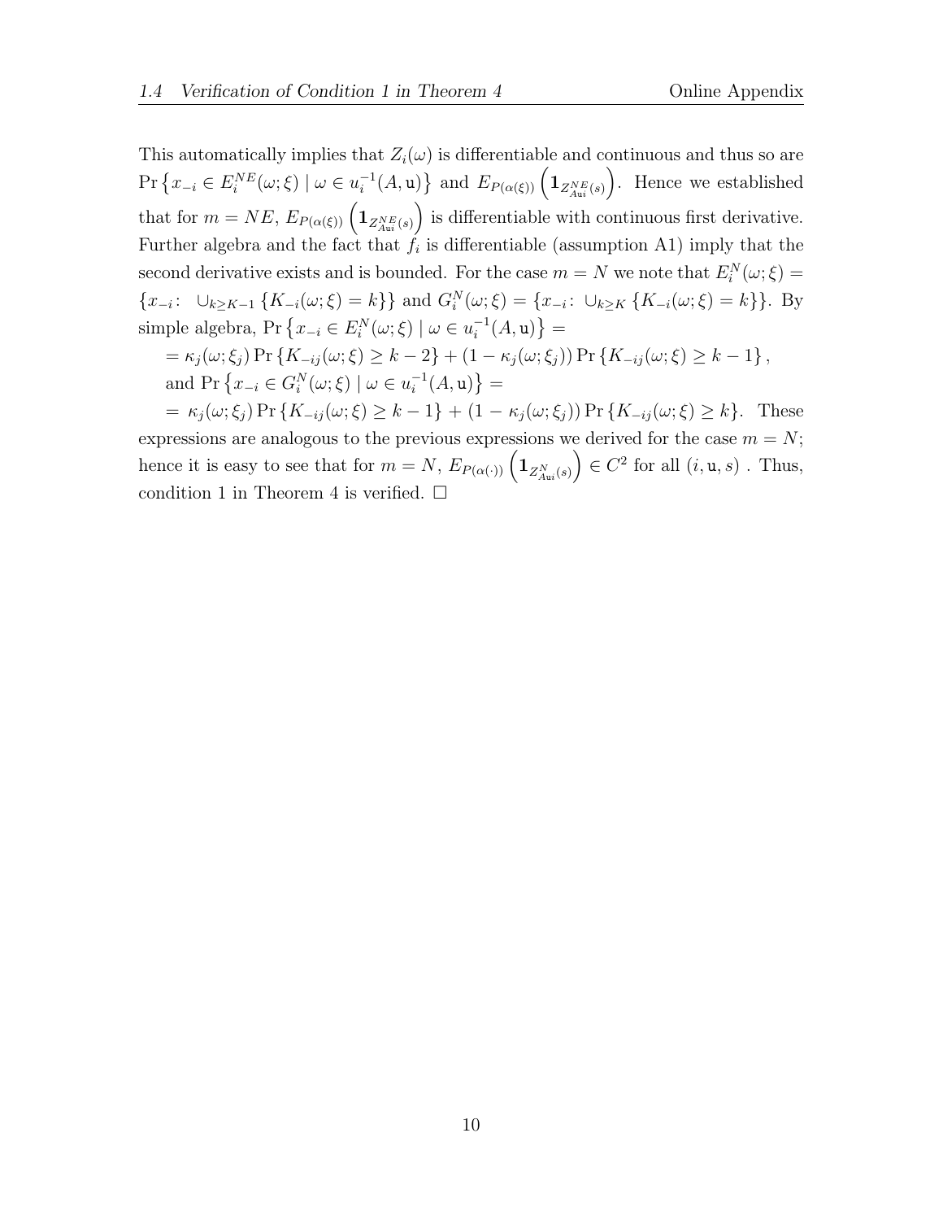This automatically implies that $Z_i(\omega)$ is differentiable and continuous and thus so are $\Pr\left\{x_{-i} \in E_i^{NE}(\omega;\xi) \mid \omega \in u_i^{-1}(A,\mathtt{u})\right\}$ and $E_{P(\alpha(\xi))}\left(\mathbf{1}_{Z_{A\mathtt{u}i}^{NE}(s)}\right)$. Hence we established that for $m = NE$, $E_{P(\alpha(\xi))}\left(\mathbf{1}_{Z_{A\mathtt{u}i}^{NE}(s)}\right)$ is differentiable with continuous first derivative. Further algebra and the fact that $f_i$ is differentiable (assumption A1) imply that the second derivative exists and is bounded. For the case $m = N$ we note that $E_i^N(\omega;\xi) = \{x_{-i}\colon\ \cup_{k\geq K-1}\{K_{-i}(\omega;\xi) = k\}\}$ and $G_i^N(\omega;\xi) = \{x_{-i}\colon \cup_{k\geq K}\{K_{-i}(\omega;\xi) = k\}\}$. By simple algebra, $\Pr\left\{x_{-i} \in E_i^N(\omega;\xi) \mid \omega \in u_i^{-1}(A,\mathtt{u})\right\} =$

$= \kappa_j(\omega;\xi_j)\Pr\{K_{-ij}(\omega;\xi) \geq k-2\} + (1-\kappa_j(\omega;\xi_j))\Pr\{K_{-ij}(\omega;\xi) \geq k-1\}$,

and $\Pr\left\{x_{-i} \in G_i^N(\omega;\xi) \mid \omega \in u_i^{-1}(A,\mathtt{u})\right\} =$

$= \kappa_j(\omega;\xi_j)\Pr\{K_{-ij}(\omega;\xi) \geq k-1\} + (1-\kappa_j(\omega;\xi_j))\Pr\{K_{-ij}(\omega;\xi) \geq k\}$. These expressions are analogous to the previous expressions we derived for the case $m = N$; hence it is easy to see that for $m = N$, $E_{P(\alpha(\cdot))}\left(\mathbf{1}_{Z_{A\mathtt{u}i}^{N}(s)}\right) \in C^2$ for all $(i,\mathtt{u},s)$ . Thus, condition 1 in Theorem 4 is verified. □